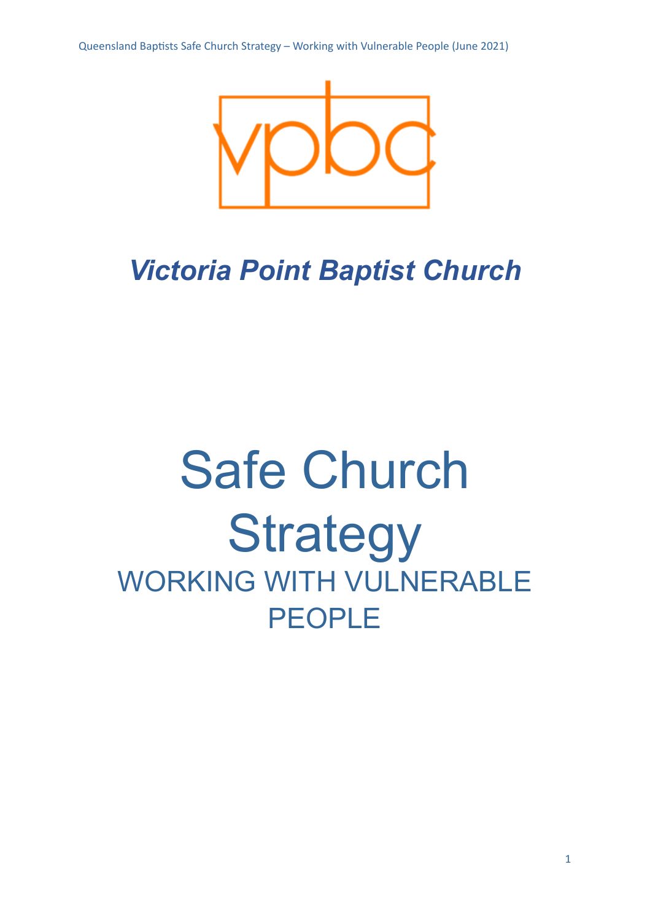*Victoria Point Baptist Church*

# Safe Church Strategy

## WORKING WITH VULNERABLE PEOPLE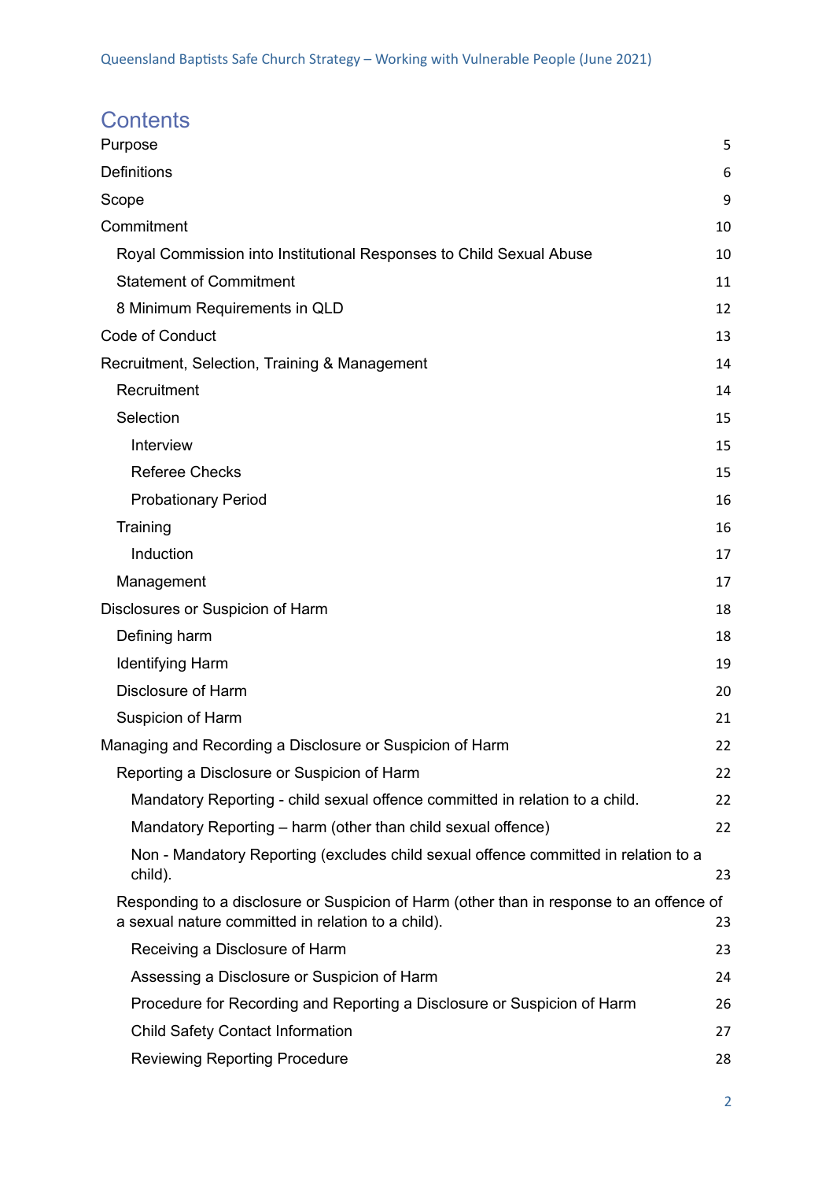# Contents

| | |
|---|---|
| Purpose | 5 |
| Definitions | 6 |
| Scope | 9 |
| Commitment | 10 |
| Royal Commission into Institutional Responses to Child Sexual Abuse | 10 |
| Statement of Commitment | 11 |
| 8 Minimum Requirements in QLD | 12 |
| Code of Conduct | 13 |
| Recruitment, Selection, Training & Management | 14 |
| Recruitment | 14 |
| Selection | 15 |
| Interview | 15 |
| Referee Checks | 15 |
| Probationary Period | 16 |
| Training | 16 |
| Induction | 17 |
| Management | 17 |
| Disclosures or Suspicion of Harm | 18 |
| Defining harm | 18 |
| Identifying Harm | 19 |
| Disclosure of Harm | 20 |
| Suspicion of Harm | 21 |
| Managing and Recording a Disclosure or Suspicion of Harm | 22 |
| Reporting a Disclosure or Suspicion of Harm | 22 |
| Mandatory Reporting - child sexual offence committed in relation to a child. | 22 |
| Mandatory Reporting – harm (other than child sexual offence) | 22 |
| Non - Mandatory Reporting (excludes child sexual offence committed in relation to a child). | 23 |
| Responding to a disclosure or Suspicion of Harm (other than in response to an offence of a sexual nature committed in relation to a child). | 23 |
| Receiving a Disclosure of Harm | 23 |
| Assessing a Disclosure or Suspicion of Harm | 24 |
| Procedure for Recording and Reporting a Disclosure or Suspicion of Harm | 26 |
| Child Safety Contact Information | 27 |
| Reviewing Reporting Procedure | 28 |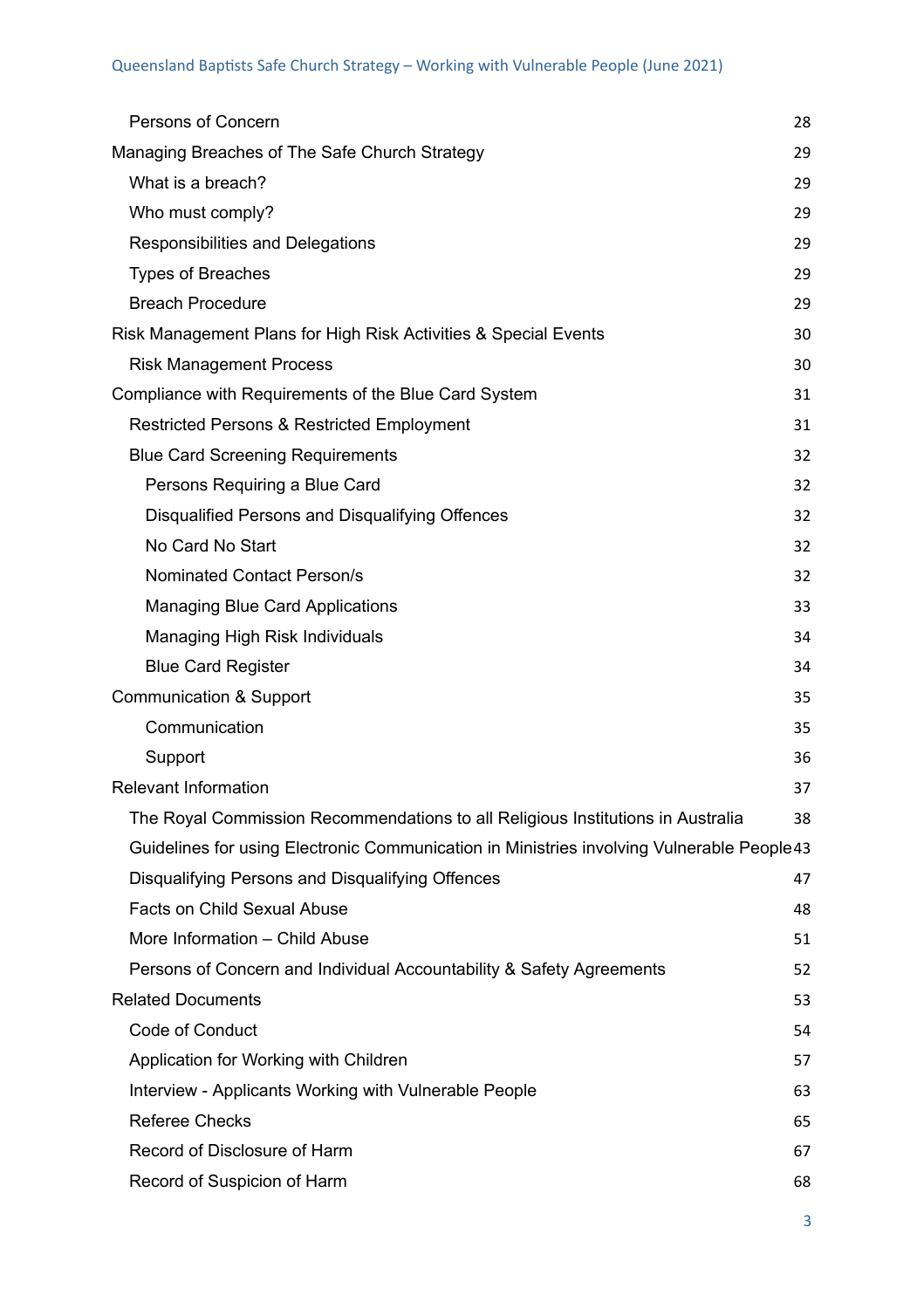| | |
|---|---|
| Persons of Concern | 28 |
| Managing Breaches of The Safe Church Strategy | 29 |
| What is a breach? | 29 |
| Who must comply? | 29 |
| Responsibilities and Delegations | 29 |
| Types of Breaches | 29 |
| Breach Procedure | 29 |
| Risk Management Plans for High Risk Activities & Special Events | 30 |
| Risk Management Process | 30 |
| Compliance with Requirements of the Blue Card System | 31 |
| Restricted Persons & Restricted Employment | 31 |
| Blue Card Screening Requirements | 32 |
| Persons Requiring a Blue Card | 32 |
| Disqualified Persons and Disqualifying Offences | 32 |
| No Card No Start | 32 |
| Nominated Contact Person/s | 32 |
| Managing Blue Card Applications | 33 |
| Managing High Risk Individuals | 34 |
| Blue Card Register | 34 |
| Communication & Support | 35 |
| Communication | 35 |
| Support | 36 |
| Relevant Information | 37 |
| The Royal Commission Recommendations to all Religious Institutions in Australia | 38 |
| Guidelines for using Electronic Communication in Ministries involving Vulnerable People | 43 |
| Disqualifying Persons and Disqualifying Offences | 47 |
| Facts on Child Sexual Abuse | 48 |
| More Information – Child Abuse | 51 |
| Persons of Concern and Individual Accountability & Safety Agreements | 52 |
| Related Documents | 53 |
| Code of Conduct | 54 |
| Application for Working with Children | 57 |
| Interview - Applicants Working with Vulnerable People | 63 |
| Referee Checks | 65 |
| Record of Disclosure of Harm | 67 |
| Record of Suspicion of Harm | 68 |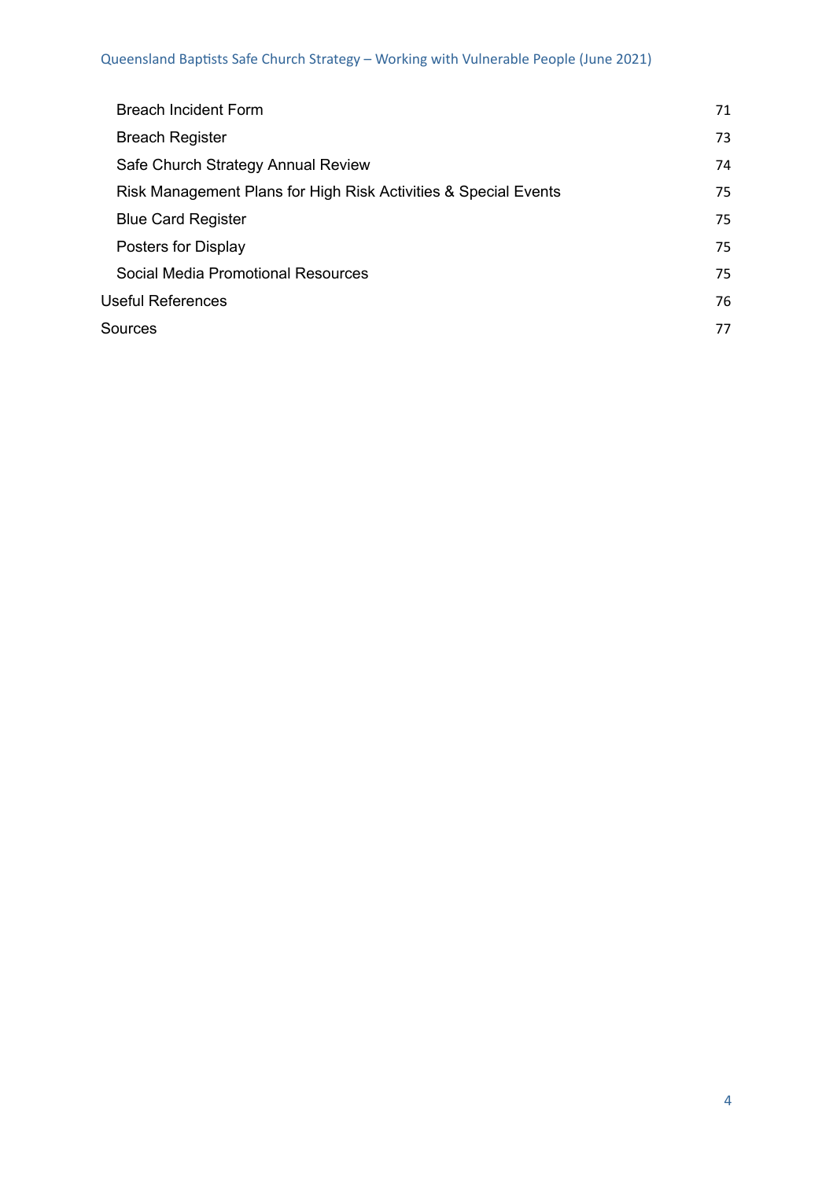| | |
|---|---|
| Breach Incident Form | 71 |
| Breach Register | 73 |
| Safe Church Strategy Annual Review | 74 |
| Risk Management Plans for High Risk Activities & Special Events | 75 |
| Blue Card Register | 75 |
| Posters for Display | 75 |
| Social Media Promotional Resources | 75 |
| Useful References | 76 |
| Sources | 77 |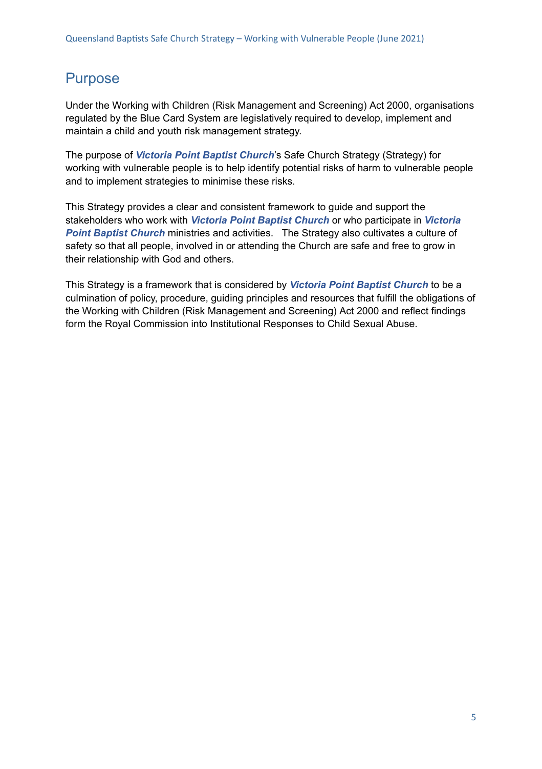## Purpose

Under the Working with Children (Risk Management and Screening) Act 2000, organisations regulated by the Blue Card System are legislatively required to develop, implement and maintain a child and youth risk management strategy.

The purpose of ***Victoria Point Baptist Church***'s Safe Church Strategy (Strategy) for working with vulnerable people is to help identify potential risks of harm to vulnerable people and to implement strategies to minimise these risks.

This Strategy provides a clear and consistent framework to guide and support the stakeholders who work with ***Victoria Point Baptist Church*** or who participate in ***Victoria Point Baptist Church*** ministries and activities. The Strategy also cultivates a culture of safety so that all people, involved in or attending the Church are safe and free to grow in their relationship with God and others.

This Strategy is a framework that is considered by ***Victoria Point Baptist Church*** to be a culmination of policy, procedure, guiding principles and resources that fulfill the obligations of the Working with Children (Risk Management and Screening) Act 2000 and reflect findings form the Royal Commission into Institutional Responses to Child Sexual Abuse.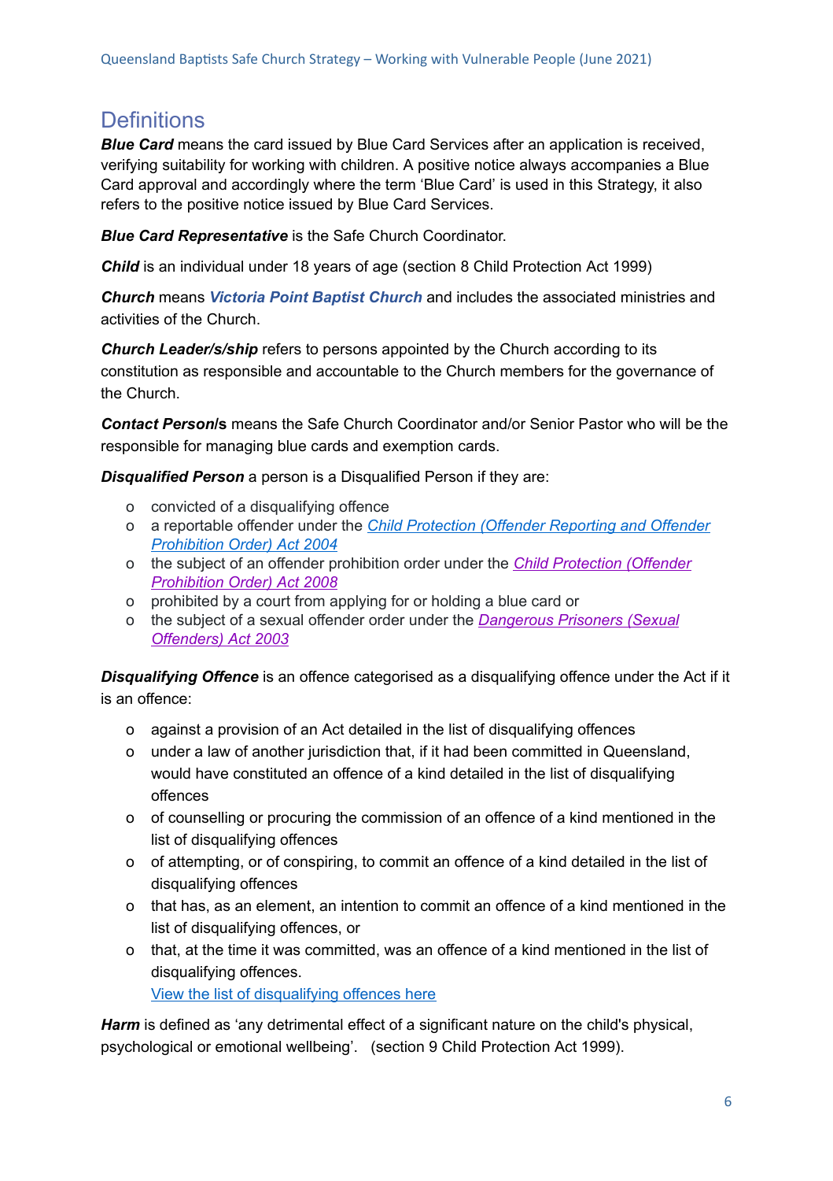# Definitions

***Blue Card*** means the card issued by Blue Card Services after an application is received, verifying suitability for working with children. A positive notice always accompanies a Blue Card approval and accordingly where the term 'Blue Card' is used in this Strategy, it also refers to the positive notice issued by Blue Card Services.

***Blue Card Representative*** is the Safe Church Coordinator.

***Child*** is an individual under 18 years of age (section 8 Child Protection Act 1999)

***Church*** means ***Victoria Point Baptist Church*** and includes the associated ministries and activities of the Church.

***Church Leader/s/ship*** refers to persons appointed by the Church according to its constitution as responsible and accountable to the Church members for the governance of the Church.

***Contact Person*/s** means the Safe Church Coordinator and/or Senior Pastor who will be the responsible for managing blue cards and exemption cards.

***Disqualified Person*** a person is a Disqualified Person if they are:

- convicted of a disqualifying offence
- a reportable offender under the *Child Protection (Offender Reporting and Offender Prohibition Order) Act 2004*
- the subject of an offender prohibition order under the *Child Protection (Offender Prohibition Order) Act 2008*
- prohibited by a court from applying for or holding a blue card or
- the subject of a sexual offender order under the *Dangerous Prisoners (Sexual Offenders) Act 2003*

***Disqualifying Offence*** is an offence categorised as a disqualifying offence under the Act if it is an offence:

- against a provision of an Act detailed in the list of disqualifying offences
- under a law of another jurisdiction that, if it had been committed in Queensland, would have constituted an offence of a kind detailed in the list of disqualifying offences
- of counselling or procuring the commission of an offence of a kind mentioned in the list of disqualifying offences
- of attempting, or of conspiring, to commit an offence of a kind detailed in the list of disqualifying offences
- that has, as an element, an intention to commit an offence of a kind mentioned in the list of disqualifying offences, or
- that, at the time it was committed, was an offence of a kind mentioned in the list of disqualifying offences.
  View the list of disqualifying offences here

***Harm*** is defined as 'any detrimental effect of a significant nature on the child's physical, psychological or emotional wellbeing'. (section 9 Child Protection Act 1999).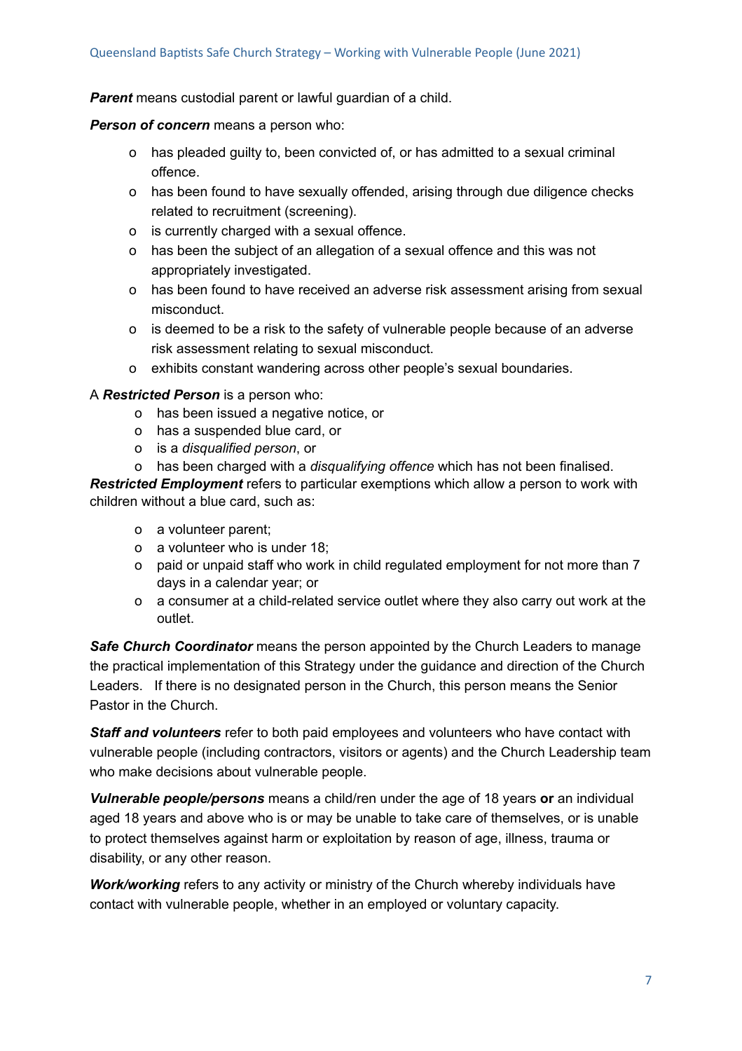***Parent*** means custodial parent or lawful guardian of a child.

***Person of concern*** means a person who:

- has pleaded guilty to, been convicted of, or has admitted to a sexual criminal offence.
- has been found to have sexually offended, arising through due diligence checks related to recruitment (screening).
- is currently charged with a sexual offence.
- has been the subject of an allegation of a sexual offence and this was not appropriately investigated.
- has been found to have received an adverse risk assessment arising from sexual misconduct.
- is deemed to be a risk to the safety of vulnerable people because of an adverse risk assessment relating to sexual misconduct.
- exhibits constant wandering across other people's sexual boundaries.

A ***Restricted Person*** is a person who:

- has been issued a negative notice, or
- has a suspended blue card, or
- is a *disqualified person*, or
- has been charged with a *disqualifying offence* which has not been finalised.

***Restricted Employment*** refers to particular exemptions which allow a person to work with children without a blue card, such as:

- a volunteer parent;
- a volunteer who is under 18;
- paid or unpaid staff who work in child regulated employment for not more than 7 days in a calendar year; or
- a consumer at a child-related service outlet where they also carry out work at the outlet.

***Safe Church Coordinator*** means the person appointed by the Church Leaders to manage the practical implementation of this Strategy under the guidance and direction of the Church Leaders. If there is no designated person in the Church, this person means the Senior Pastor in the Church.

***Staff and volunteers*** refer to both paid employees and volunteers who have contact with vulnerable people (including contractors, visitors or agents) and the Church Leadership team who make decisions about vulnerable people.

***Vulnerable people/persons*** means a child/ren under the age of 18 years **or** an individual aged 18 years and above who is or may be unable to take care of themselves, or is unable to protect themselves against harm or exploitation by reason of age, illness, trauma or disability, or any other reason.

***Work/working*** refers to any activity or ministry of the Church whereby individuals have contact with vulnerable people, whether in an employed or voluntary capacity.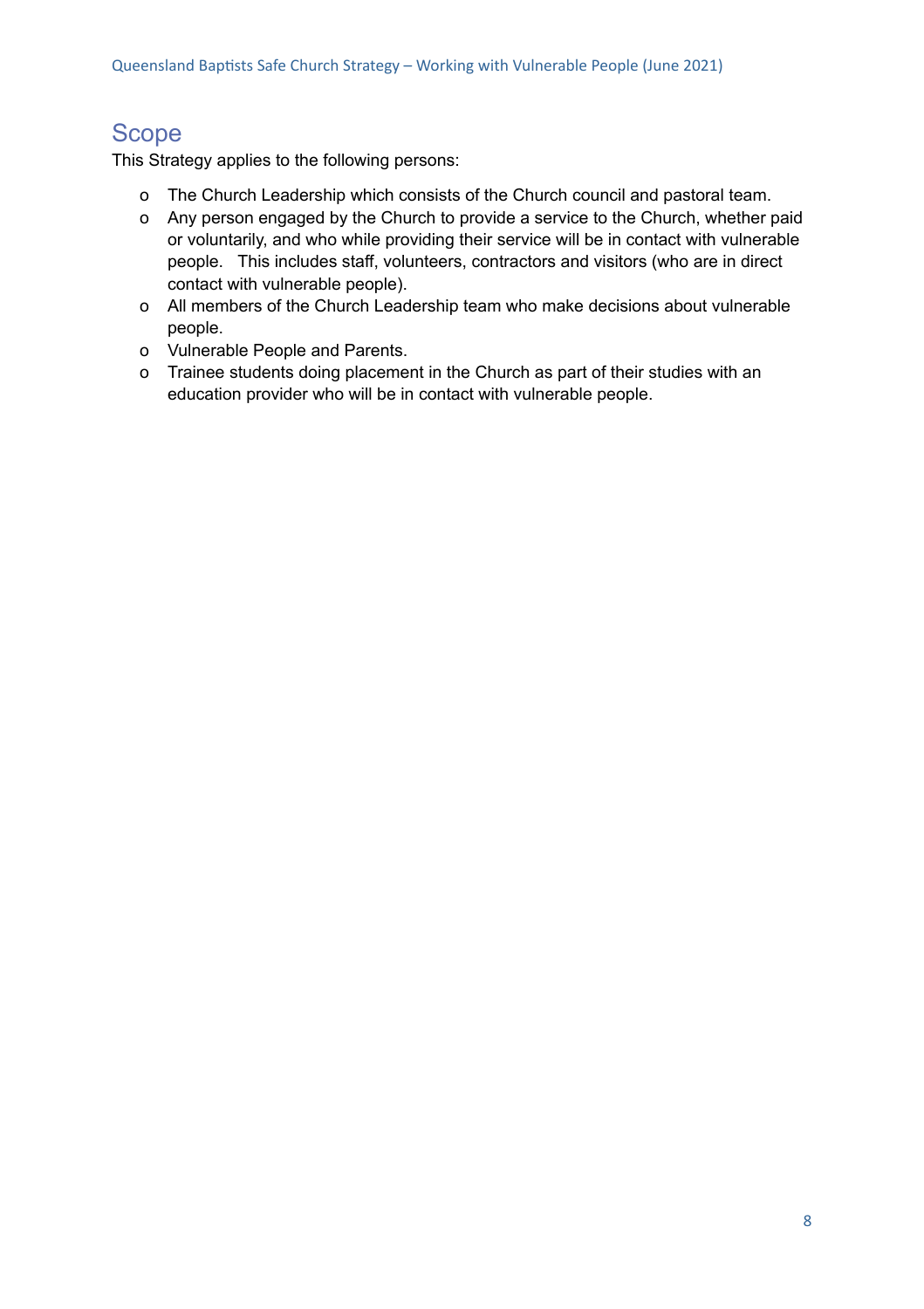## Scope

This Strategy applies to the following persons:

- The Church Leadership which consists of the Church council and pastoral team.
- Any person engaged by the Church to provide a service to the Church, whether paid or voluntarily, and who while providing their service will be in contact with vulnerable people. This includes staff, volunteers, contractors and visitors (who are in direct contact with vulnerable people).
- All members of the Church Leadership team who make decisions about vulnerable people.
- Vulnerable People and Parents.
- Trainee students doing placement in the Church as part of their studies with an education provider who will be in contact with vulnerable people.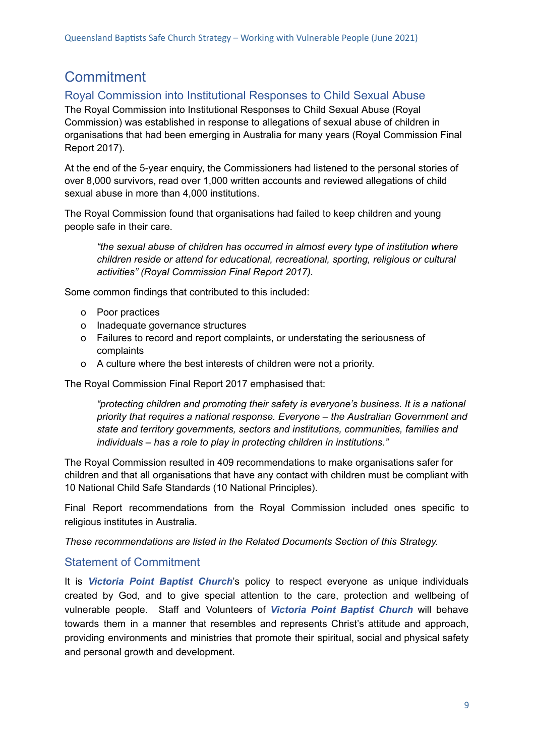# Commitment

## Royal Commission into Institutional Responses to Child Sexual Abuse

The Royal Commission into Institutional Responses to Child Sexual Abuse (Royal Commission) was established in response to allegations of sexual abuse of children in organisations that had been emerging in Australia for many years (Royal Commission Final Report 2017).

At the end of the 5-year enquiry, the Commissioners had listened to the personal stories of over 8,000 survivors, read over 1,000 written accounts and reviewed allegations of child sexual abuse in more than 4,000 institutions.

The Royal Commission found that organisations had failed to keep children and young people safe in their care.

> *"the sexual abuse of children has occurred in almost every type of institution where children reside or attend for educational, recreational, sporting, religious or cultural activities" (Royal Commission Final Report 2017).*

Some common findings that contributed to this included:

- Poor practices
- Inadequate governance structures
- Failures to record and report complaints, or understating the seriousness of complaints
- A culture where the best interests of children were not a priority.

The Royal Commission Final Report 2017 emphasised that:

> *"protecting children and promoting their safety is everyone's business. It is a national priority that requires a national response. Everyone – the Australian Government and state and territory governments, sectors and institutions, communities, families and individuals – has a role to play in protecting children in institutions."*

The Royal Commission resulted in 409 recommendations to make organisations safer for children and that all organisations that have any contact with children must be compliant with 10 National Child Safe Standards (10 National Principles).

Final Report recommendations from the Royal Commission included ones specific to religious institutes in Australia.

*These recommendations are listed in the Related Documents Section of this Strategy.*

## Statement of Commitment

It is ***Victoria Point Baptist Church***'s policy to respect everyone as unique individuals created by God, and to give special attention to the care, protection and wellbeing of vulnerable people. Staff and Volunteers of ***Victoria Point Baptist Church*** will behave towards them in a manner that resembles and represents Christ's attitude and approach, providing environments and ministries that promote their spiritual, social and physical safety and personal growth and development.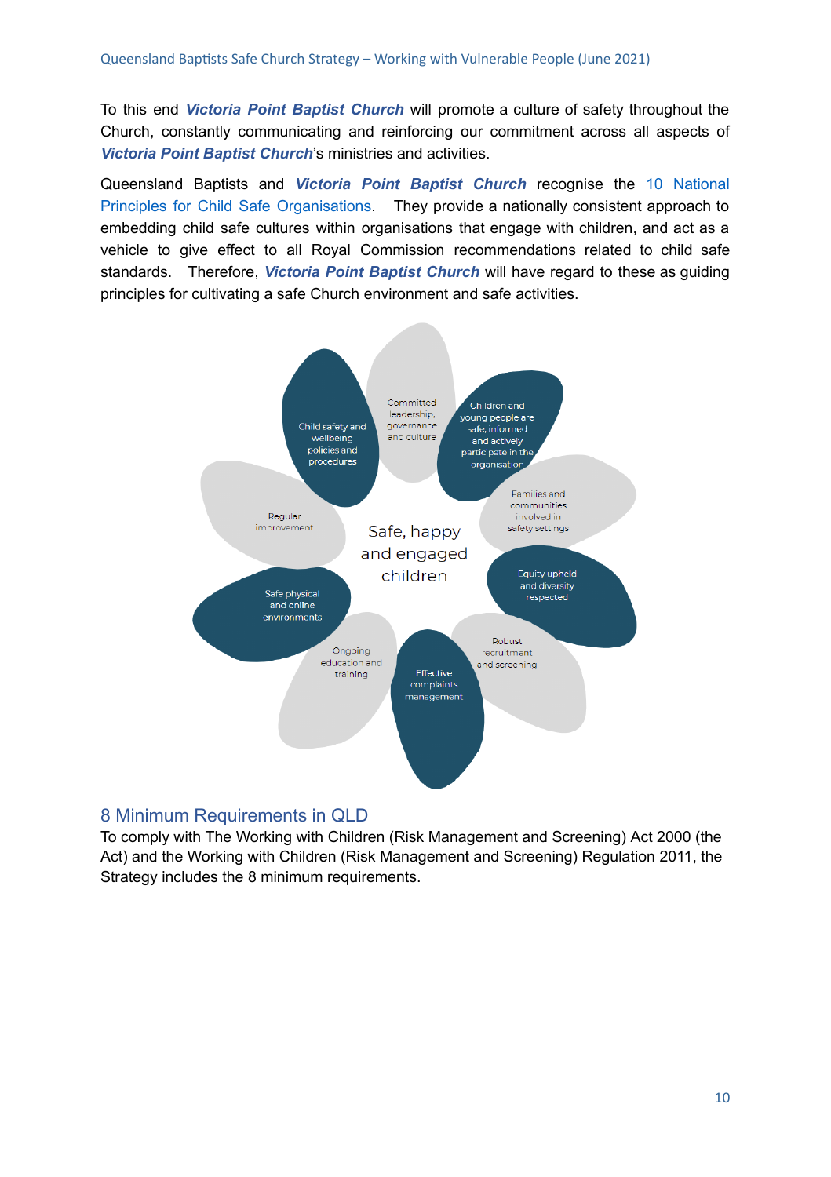To this end ***Victoria Point Baptist Church*** will promote a culture of safety throughout the Church, constantly communicating and reinforcing our commitment across all aspects of ***Victoria Point Baptist Church***'s ministries and activities.

Queensland Baptists and ***Victoria Point Baptist Church*** recognise the 10 National Principles for Child Safe Organisations. They provide a nationally consistent approach to embedding child safe cultures within organisations that engage with children, and act as a vehicle to give effect to all Royal Commission recommendations related to child safe standards. Therefore, ***Victoria Point Baptist Church*** will have regard to these as guiding principles for cultivating a safe Church environment and safe activities.

Safe, happy and engaged children

- Committed leadership, governance and culture
- Children and young people are safe, informed and actively participate in the organisation
- Families and communities involved in safety settings
- Equity upheld and diversity respected
- Robust recruitment and screening
- Effective complaints management
- Ongoing education and training
- Safe physical and online environments
- Regular improvement
- Child safety and wellbeing policies and procedures

## 8 Minimum Requirements in QLD

To comply with The Working with Children (Risk Management and Screening) Act 2000 (the Act) and the Working with Children (Risk Management and Screening) Regulation 2011, the Strategy includes the 8 minimum requirements.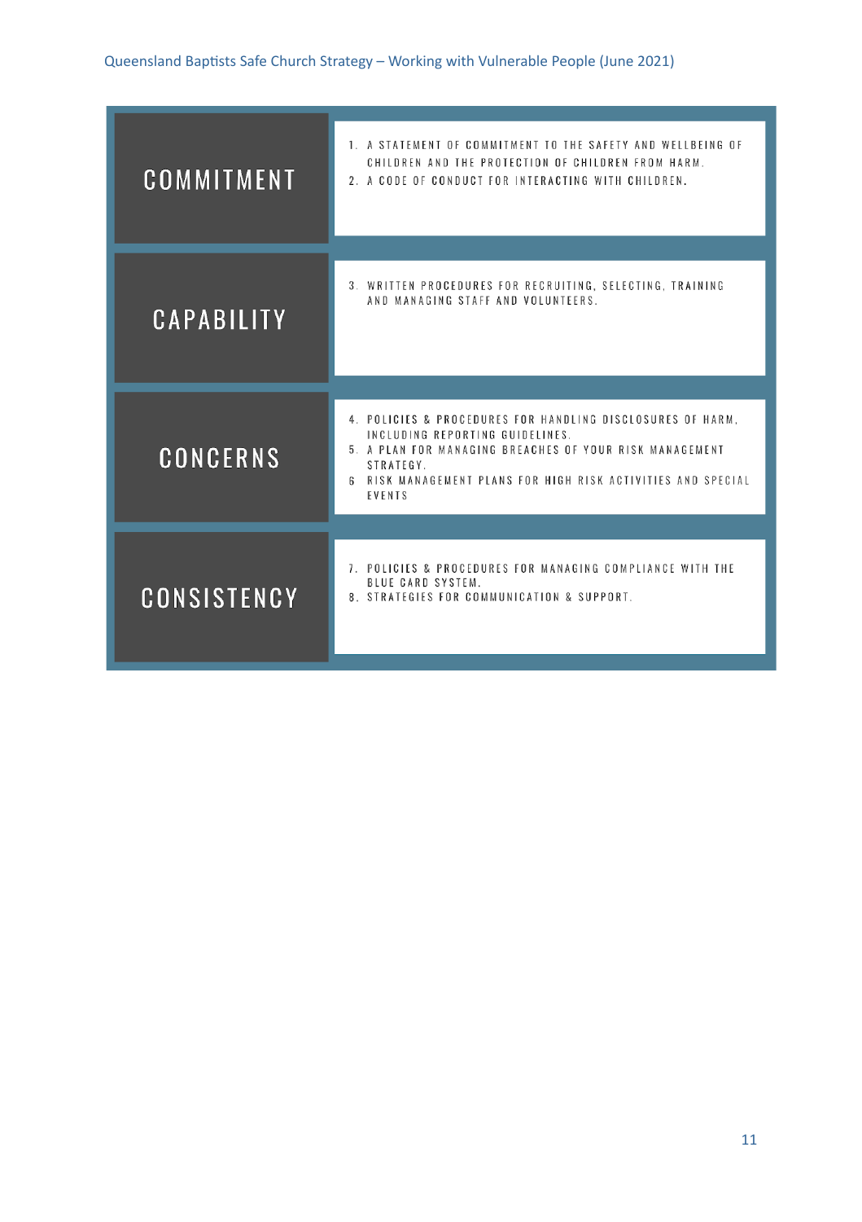| | |
|---|---|
| COMMITMENT | 1. A STATEMENT OF COMMITMENT TO THE SAFETY AND WELLBEING OF CHILDREN AND THE PROTECTION OF CHILDREN FROM HARM.<br>2. A CODE OF CONDUCT FOR INTERACTING WITH CHILDREN. |
| CAPABILITY | 3. WRITTEN PROCEDURES FOR RECRUITING, SELECTING, TRAINING AND MANAGING STAFF AND VOLUNTEERS. |
| CONCERNS | 4. POLICIES & PROCEDURES FOR HANDLING DISCLOSURES OF HARM, INCLUDING REPORTING GUIDELINES.<br>5. A PLAN FOR MANAGING BREACHES OF YOUR RISK MANAGEMENT STRATEGY.<br>6 RISK MANAGEMENT PLANS FOR HIGH RISK ACTIVITIES AND SPECIAL EVENTS |
| CONSISTENCY | 7. POLICIES & PROCEDURES FOR MANAGING COMPLIANCE WITH THE BLUE CARD SYSTEM.<br>8. STRATEGIES FOR COMMUNICATION & SUPPORT. |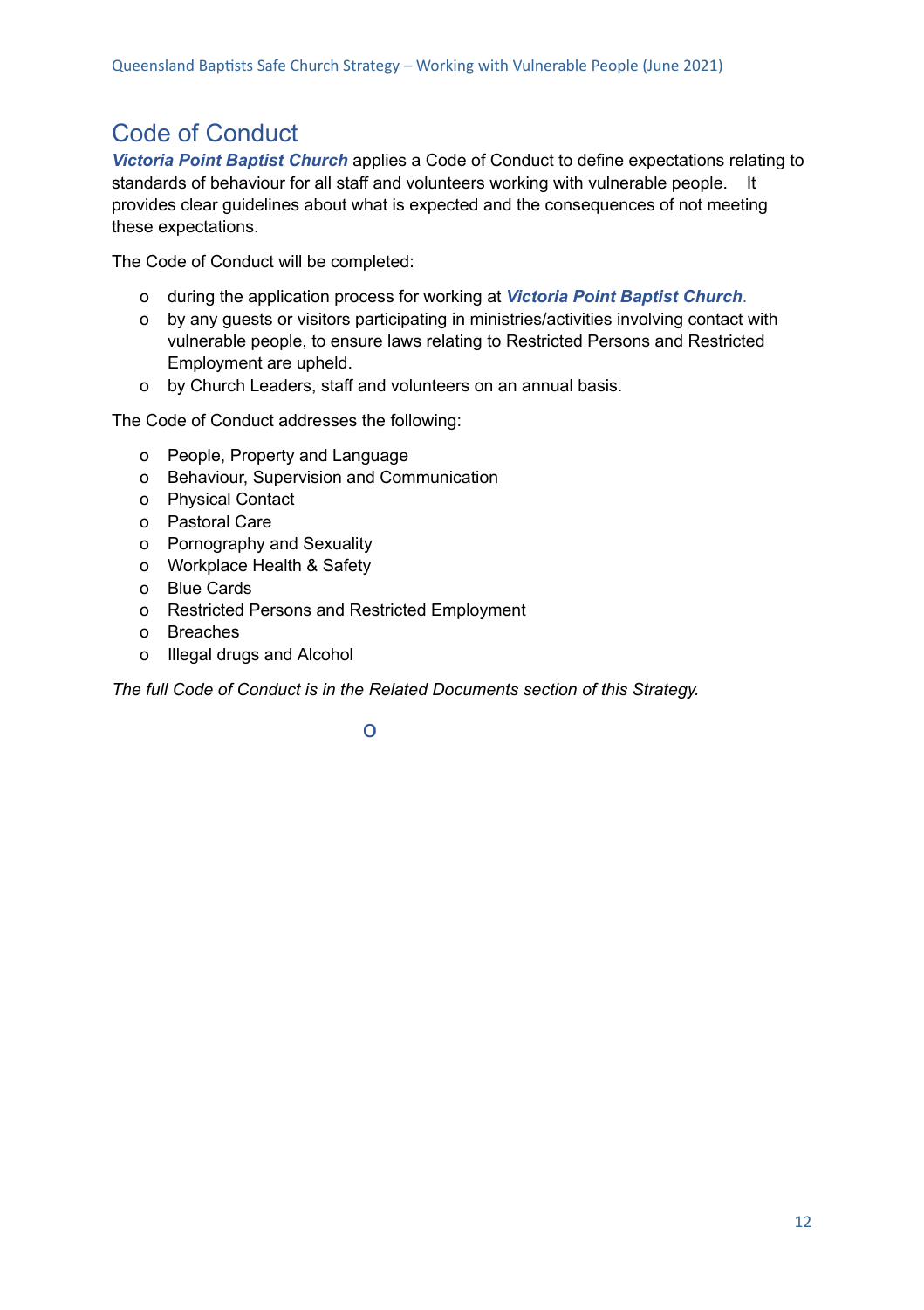## Code of Conduct

***Victoria Point Baptist Church*** applies a Code of Conduct to define expectations relating to standards of behaviour for all staff and volunteers working with vulnerable people. It provides clear guidelines about what is expected and the consequences of not meeting these expectations.

The Code of Conduct will be completed:

- during the application process for working at ***Victoria Point Baptist Church***.
- by any guests or visitors participating in ministries/activities involving contact with vulnerable people, to ensure laws relating to Restricted Persons and Restricted Employment are upheld.
- by Church Leaders, staff and volunteers on an annual basis.

The Code of Conduct addresses the following:

- People, Property and Language
- Behaviour, Supervision and Communication
- Physical Contact
- Pastoral Care
- Pornography and Sexuality
- Workplace Health & Safety
- Blue Cards
- Restricted Persons and Restricted Employment
- Breaches
- Illegal drugs and Alcohol

*The full Code of Conduct is in the Related Documents section of this Strategy.*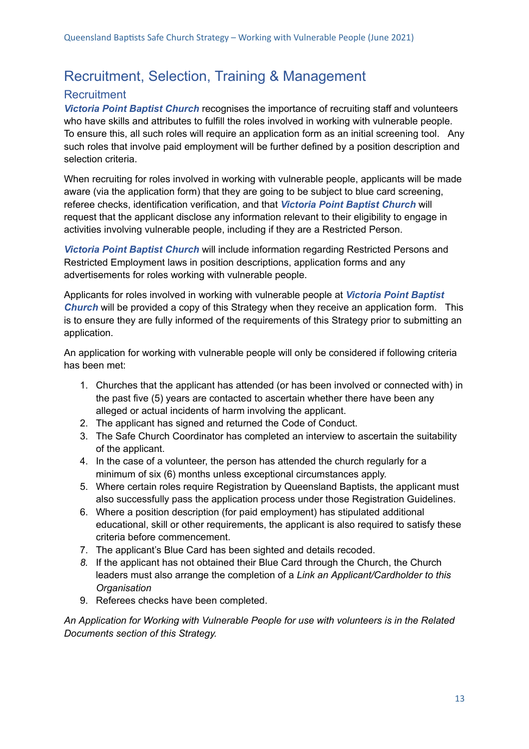## Recruitment, Selection, Training & Management

### Recruitment

***Victoria Point Baptist Church*** recognises the importance of recruiting staff and volunteers who have skills and attributes to fulfill the roles involved in working with vulnerable people. To ensure this, all such roles will require an application form as an initial screening tool. Any such roles that involve paid employment will be further defined by a position description and selection criteria.

When recruiting for roles involved in working with vulnerable people, applicants will be made aware (via the application form) that they are going to be subject to blue card screening, referee checks, identification verification, and that ***Victoria Point Baptist Church*** will request that the applicant disclose any information relevant to their eligibility to engage in activities involving vulnerable people, including if they are a Restricted Person.

***Victoria Point Baptist Church*** will include information regarding Restricted Persons and Restricted Employment laws in position descriptions, application forms and any advertisements for roles working with vulnerable people.

Applicants for roles involved in working with vulnerable people at ***Victoria Point Baptist Church*** will be provided a copy of this Strategy when they receive an application form. This is to ensure they are fully informed of the requirements of this Strategy prior to submitting an application.

An application for working with vulnerable people will only be considered if following criteria has been met:

1. Churches that the applicant has attended (or has been involved or connected with) in the past five (5) years are contacted to ascertain whether there have been any alleged or actual incidents of harm involving the applicant.
2. The applicant has signed and returned the Code of Conduct.
3. The Safe Church Coordinator has completed an interview to ascertain the suitability of the applicant.
4. In the case of a volunteer, the person has attended the church regularly for a minimum of six (6) months unless exceptional circumstances apply.
5. Where certain roles require Registration by Queensland Baptists, the applicant must also successfully pass the application process under those Registration Guidelines.
6. Where a position description (for paid employment) has stipulated additional educational, skill or other requirements, the applicant is also required to satisfy these criteria before commencement.
7. The applicant's Blue Card has been sighted and details recoded.
8. If the applicant has not obtained their Blue Card through the Church, the Church leaders must also arrange the completion of a *Link an Applicant/Cardholder to this Organisation*
9. Referees checks have been completed.

*An Application for Working with Vulnerable People for use with volunteers is in the Related Documents section of this Strategy.*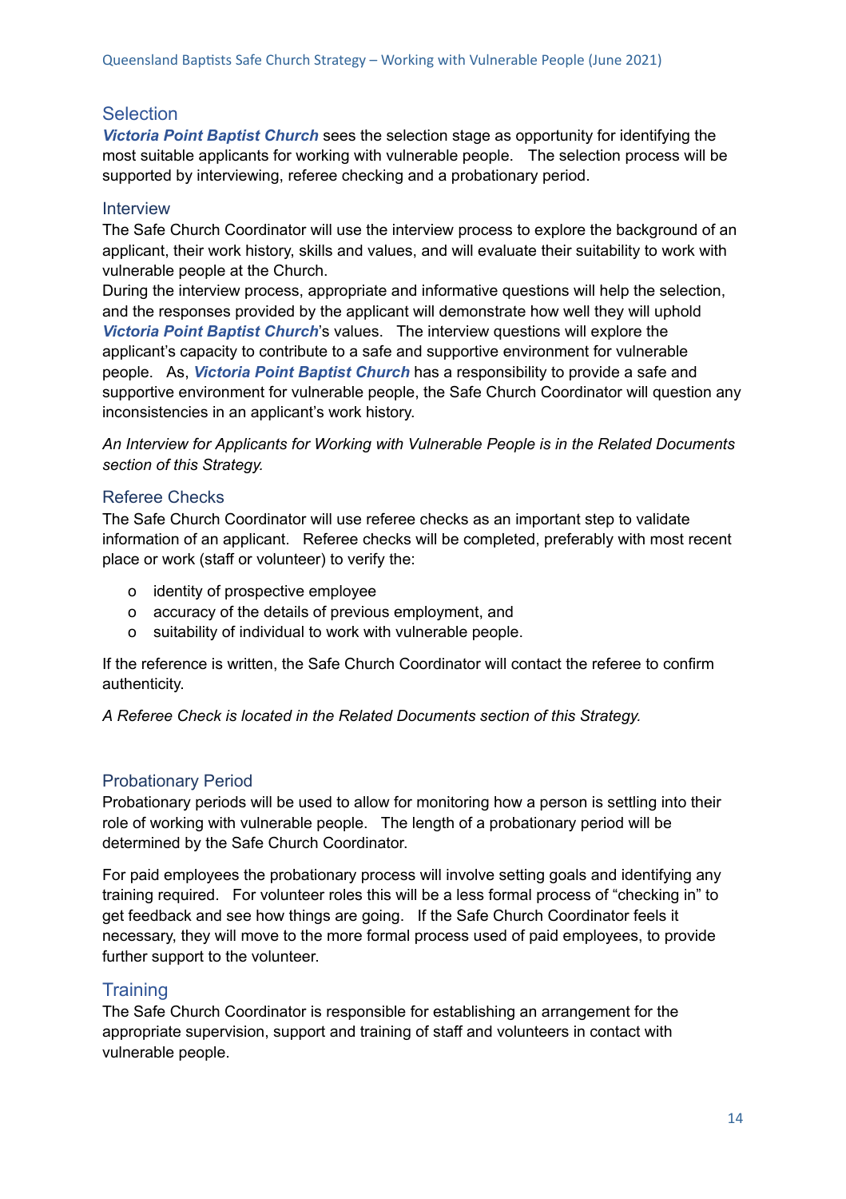## Selection

***Victoria Point Baptist Church*** sees the selection stage as opportunity for identifying the most suitable applicants for working with vulnerable people. The selection process will be supported by interviewing, referee checking and a probationary period.

### Interview

The Safe Church Coordinator will use the interview process to explore the background of an applicant, their work history, skills and values, and will evaluate their suitability to work with vulnerable people at the Church.

During the interview process, appropriate and informative questions will help the selection, and the responses provided by the applicant will demonstrate how well they will uphold ***Victoria Point Baptist Church***'s values. The interview questions will explore the applicant's capacity to contribute to a safe and supportive environment for vulnerable people. As, ***Victoria Point Baptist Church*** has a responsibility to provide a safe and supportive environment for vulnerable people, the Safe Church Coordinator will question any inconsistencies in an applicant's work history.

*An Interview for Applicants for Working with Vulnerable People is in the Related Documents section of this Strategy.*

### Referee Checks

The Safe Church Coordinator will use referee checks as an important step to validate information of an applicant. Referee checks will be completed, preferably with most recent place or work (staff or volunteer) to verify the:

- identity of prospective employee
- accuracy of the details of previous employment, and
- suitability of individual to work with vulnerable people.

If the reference is written, the Safe Church Coordinator will contact the referee to confirm authenticity.

*A Referee Check is located in the Related Documents section of this Strategy.*

### Probationary Period

Probationary periods will be used to allow for monitoring how a person is settling into their role of working with vulnerable people. The length of a probationary period will be determined by the Safe Church Coordinator.

For paid employees the probationary process will involve setting goals and identifying any training required. For volunteer roles this will be a less formal process of "checking in" to get feedback and see how things are going. If the Safe Church Coordinator feels it necessary, they will move to the more formal process used of paid employees, to provide further support to the volunteer.

## Training

The Safe Church Coordinator is responsible for establishing an arrangement for the appropriate supervision, support and training of staff and volunteers in contact with vulnerable people.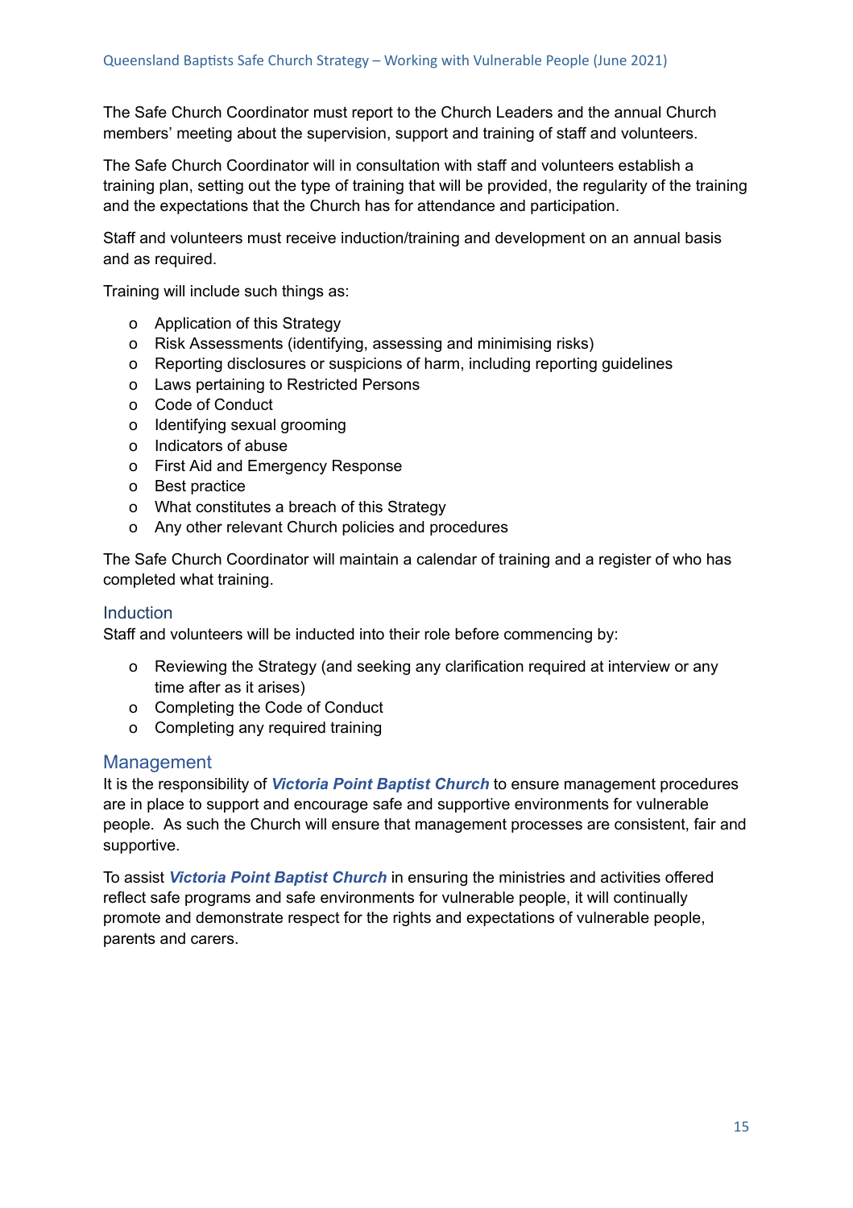The Safe Church Coordinator must report to the Church Leaders and the annual Church members' meeting about the supervision, support and training of staff and volunteers.

The Safe Church Coordinator will in consultation with staff and volunteers establish a training plan, setting out the type of training that will be provided, the regularity of the training and the expectations that the Church has for attendance and participation.

Staff and volunteers must receive induction/training and development on an annual basis and as required.

Training will include such things as:

- Application of this Strategy
- Risk Assessments (identifying, assessing and minimising risks)
- Reporting disclosures or suspicions of harm, including reporting guidelines
- Laws pertaining to Restricted Persons
- Code of Conduct
- Identifying sexual grooming
- Indicators of abuse
- First Aid and Emergency Response
- Best practice
- What constitutes a breach of this Strategy
- Any other relevant Church policies and procedures

The Safe Church Coordinator will maintain a calendar of training and a register of who has completed what training.

### Induction

Staff and volunteers will be inducted into their role before commencing by:

- Reviewing the Strategy (and seeking any clarification required at interview or any time after as it arises)
- Completing the Code of Conduct
- Completing any required training

## Management

It is the responsibility of ***Victoria Point Baptist Church*** to ensure management procedures are in place to support and encourage safe and supportive environments for vulnerable people. As such the Church will ensure that management processes are consistent, fair and supportive.

To assist ***Victoria Point Baptist Church*** in ensuring the ministries and activities offered reflect safe programs and safe environments for vulnerable people, it will continually promote and demonstrate respect for the rights and expectations of vulnerable people, parents and carers.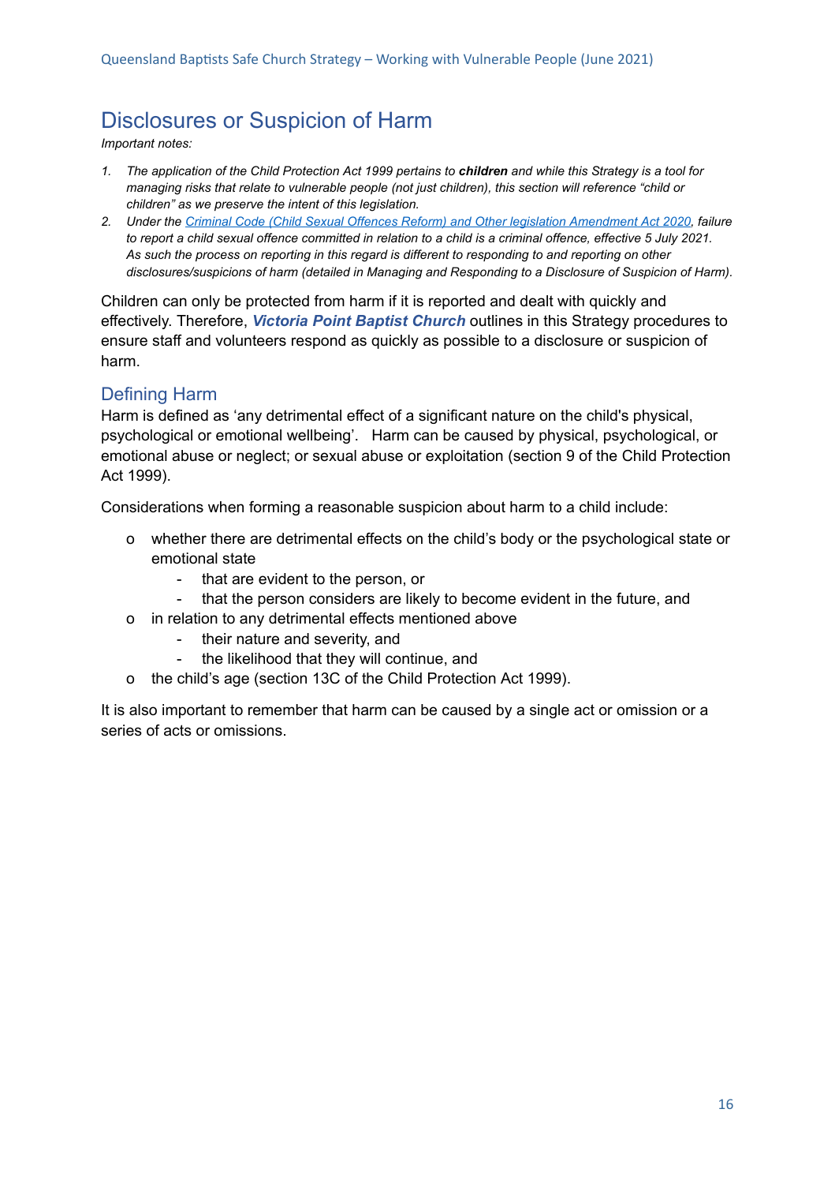# Disclosures or Suspicion of Harm

*Important notes:*

1. *The application of the Child Protection Act 1999 pertains to **children** and while this Strategy is a tool for managing risks that relate to vulnerable people (not just children), this section will reference "child or children" as we preserve the intent of this legislation.*
2. *Under the [Criminal Code (Child Sexual Offences Reform) and Other legislation Amendment Act 2020](), failure to report a child sexual offence committed in relation to a child is a criminal offence, effective 5 July 2021. As such the process on reporting in this regard is different to responding to and reporting on other disclosures/suspicions of harm (detailed in Managing and Responding to a Disclosure of Suspicion of Harm).*

Children can only be protected from harm if it is reported and dealt with quickly and effectively. Therefore, ***Victoria Point Baptist Church*** outlines in this Strategy procedures to ensure staff and volunteers respond as quickly as possible to a disclosure or suspicion of harm.

## Defining Harm

Harm is defined as 'any detrimental effect of a significant nature on the child's physical, psychological or emotional wellbeing'. Harm can be caused by physical, psychological, or emotional abuse or neglect; or sexual abuse or exploitation (section 9 of the Child Protection Act 1999).

Considerations when forming a reasonable suspicion about harm to a child include:

- whether there are detrimental effects on the child's body or the psychological state or emotional state
  - that are evident to the person, or
  - that the person considers are likely to become evident in the future, and
- in relation to any detrimental effects mentioned above
  - their nature and severity, and
  - the likelihood that they will continue, and
- the child's age (section 13C of the Child Protection Act 1999).

It is also important to remember that harm can be caused by a single act or omission or a series of acts or omissions.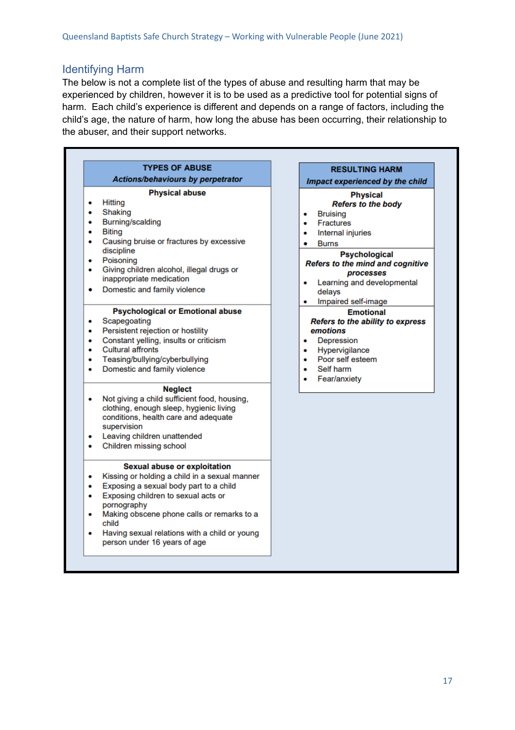## Identifying Harm

The below is not a complete list of the types of abuse and resulting harm that may be experienced by children, however it is to be used as a predictive tool for potential signs of harm. Each child's experience is different and depends on a range of factors, including the child's age, the nature of harm, how long the abuse has been occurring, their relationship to the abuser, and their support networks.

**TYPES OF ABUSE**
***Actions/behaviours by perpetrator***

**Physical abuse**

- Hitting
- Shaking
- Burning/scalding
- Biting
- Causing bruise or fractures by excessive discipline
- Poisoning
- Giving children alcohol, illegal drugs or inappropriate medication
- Domestic and family violence

**Psychological or Emotional abuse**

- Scapegoating
- Persistent rejection or hostility
- Constant yelling, insults or criticism
- Cultural affronts
- Teasing/bullying/cyberbullying
- Domestic and family violence

**Neglect**

- Not giving a child sufficient food, housing, clothing, enough sleep, hygienic living conditions, health care and adequate supervision
- Leaving children unattended
- Children missing school

**Sexual abuse or exploitation**

- Kissing or holding a child in a sexual manner
- Exposing a sexual body part to a child
- Exposing children to sexual acts or pornography
- Making obscene phone calls or remarks to a child
- Having sexual relations with a child or young person under 16 years of age

**RESULTING HARM**
***Impact experienced by the child***

**Physical**
***Refers to the body***

- Bruising
- Fractures
- Internal injuries
- Burns

**Psychological**
***Refers to the mind and cognitive processes***

- Learning and developmental delays
- Impaired self-image

**Emotional**
***Refers to the ability to express emotions***

- Depression
- Hypervigilance
- Poor self esteem
- Self harm
- Fear/anxiety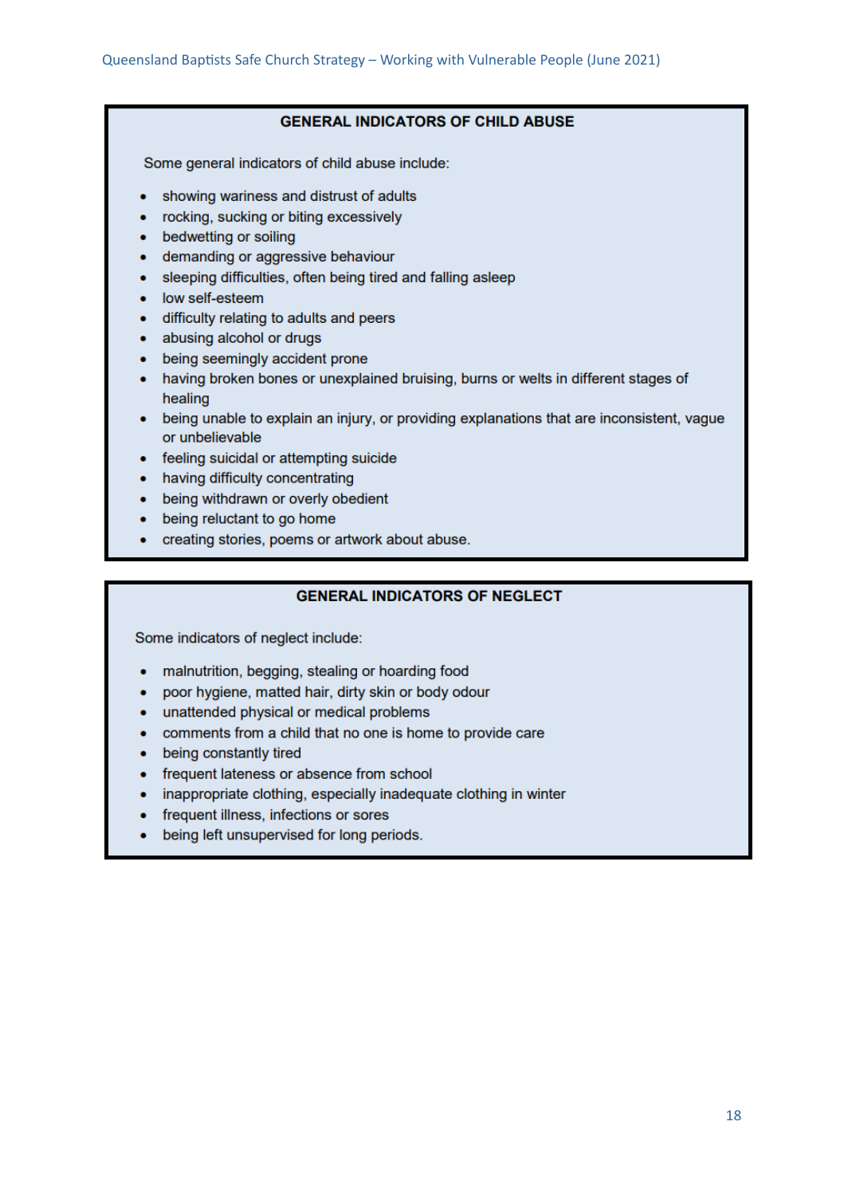## GENERAL INDICATORS OF CHILD ABUSE

Some general indicators of child abuse include:

- showing wariness and distrust of adults
- rocking, sucking or biting excessively
- bedwetting or soiling
- demanding or aggressive behaviour
- sleeping difficulties, often being tired and falling asleep
- low self-esteem
- difficulty relating to adults and peers
- abusing alcohol or drugs
- being seemingly accident prone
- having broken bones or unexplained bruising, burns or welts in different stages of healing
- being unable to explain an injury, or providing explanations that are inconsistent, vague or unbelievable
- feeling suicidal or attempting suicide
- having difficulty concentrating
- being withdrawn or overly obedient
- being reluctant to go home
- creating stories, poems or artwork about abuse.

## GENERAL INDICATORS OF NEGLECT

Some indicators of neglect include:

- malnutrition, begging, stealing or hoarding food
- poor hygiene, matted hair, dirty skin or body odour
- unattended physical or medical problems
- comments from a child that no one is home to provide care
- being constantly tired
- frequent lateness or absence from school
- inappropriate clothing, especially inadequate clothing in winter
- frequent illness, infections or sores
- being left unsupervised for long periods.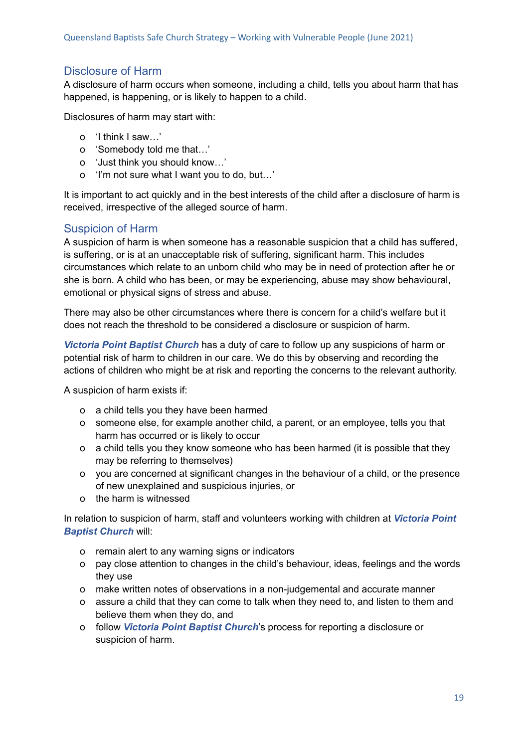## Disclosure of Harm

A disclosure of harm occurs when someone, including a child, tells you about harm that has happened, is happening, or is likely to happen to a child.

Disclosures of harm may start with:

- 'I think I saw…'
- 'Somebody told me that…'
- 'Just think you should know…'
- 'I'm not sure what I want you to do, but…'

It is important to act quickly and in the best interests of the child after a disclosure of harm is received, irrespective of the alleged source of harm.

## Suspicion of Harm

A suspicion of harm is when someone has a reasonable suspicion that a child has suffered, is suffering, or is at an unacceptable risk of suffering, significant harm. This includes circumstances which relate to an unborn child who may be in need of protection after he or she is born. A child who has been, or may be experiencing, abuse may show behavioural, emotional or physical signs of stress and abuse.

There may also be other circumstances where there is concern for a child's welfare but it does not reach the threshold to be considered a disclosure or suspicion of harm.

***Victoria Point Baptist Church*** has a duty of care to follow up any suspicions of harm or potential risk of harm to children in our care. We do this by observing and recording the actions of children who might be at risk and reporting the concerns to the relevant authority.

A suspicion of harm exists if:

- a child tells you they have been harmed
- someone else, for example another child, a parent, or an employee, tells you that harm has occurred or is likely to occur
- a child tells you they know someone who has been harmed (it is possible that they may be referring to themselves)
- you are concerned at significant changes in the behaviour of a child, or the presence of new unexplained and suspicious injuries, or
- the harm is witnessed

In relation to suspicion of harm, staff and volunteers working with children at ***Victoria Point Baptist Church*** will:

- remain alert to any warning signs or indicators
- pay close attention to changes in the child's behaviour, ideas, feelings and the words they use
- make written notes of observations in a non-judgemental and accurate manner
- assure a child that they can come to talk when they need to, and listen to them and believe them when they do, and
- follow ***Victoria Point Baptist Church***'s process for reporting a disclosure or suspicion of harm.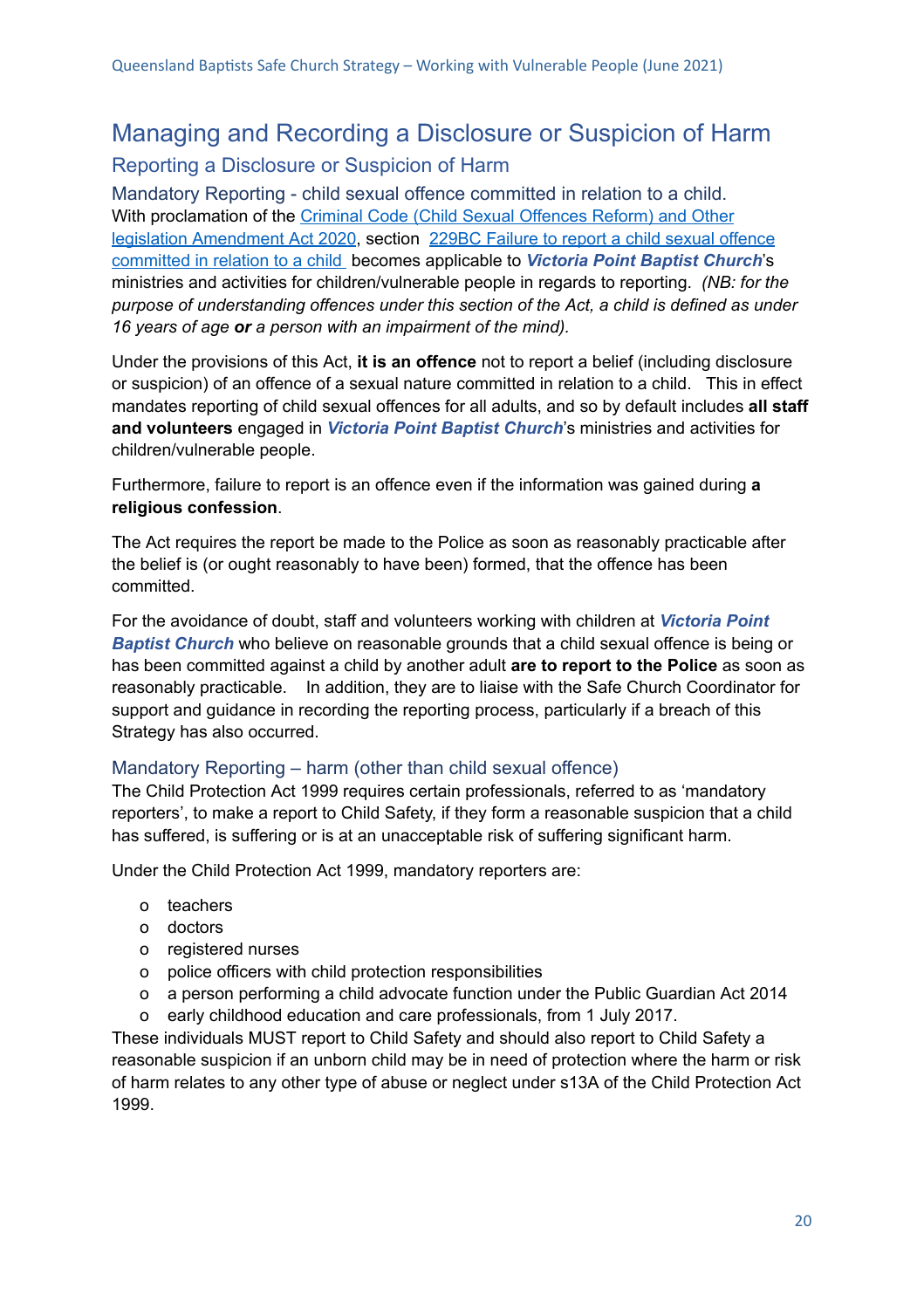# Managing and Recording a Disclosure or Suspicion of Harm

## Reporting a Disclosure or Suspicion of Harm

### Mandatory Reporting - child sexual offence committed in relation to a child.

With proclamation of the Criminal Code (Child Sexual Offences Reform) and Other legislation Amendment Act 2020, section 229BC Failure to report a child sexual offence committed in relation to a child becomes applicable to ***Victoria Point Baptist Church***'s ministries and activities for children/vulnerable people in regards to reporting. *(NB: for the purpose of understanding offences under this section of the Act, a child is defined as under 16 years of age **or** a person with an impairment of the mind).*

Under the provisions of this Act, **it is an offence** not to report a belief (including disclosure or suspicion) of an offence of a sexual nature committed in relation to a child. This in effect mandates reporting of child sexual offences for all adults, and so by default includes **all staff and volunteers** engaged in ***Victoria Point Baptist Church***'s ministries and activities for children/vulnerable people.

Furthermore, failure to report is an offence even if the information was gained during **a religious confession**.

The Act requires the report be made to the Police as soon as reasonably practicable after the belief is (or ought reasonably to have been) formed, that the offence has been committed.

For the avoidance of doubt, staff and volunteers working with children at ***Victoria Point Baptist Church*** who believe on reasonable grounds that a child sexual offence is being or has been committed against a child by another adult **are to report to the Police** as soon as reasonably practicable. In addition, they are to liaise with the Safe Church Coordinator for support and guidance in recording the reporting process, particularly if a breach of this Strategy has also occurred.

### Mandatory Reporting – harm (other than child sexual offence)

The Child Protection Act 1999 requires certain professionals, referred to as 'mandatory reporters', to make a report to Child Safety, if they form a reasonable suspicion that a child has suffered, is suffering or is at an unacceptable risk of suffering significant harm.

Under the Child Protection Act 1999, mandatory reporters are:

- teachers
- doctors
- registered nurses
- police officers with child protection responsibilities
- a person performing a child advocate function under the Public Guardian Act 2014
- early childhood education and care professionals, from 1 July 2017.

These individuals MUST report to Child Safety and should also report to Child Safety a reasonable suspicion if an unborn child may be in need of protection where the harm or risk of harm relates to any other type of abuse or neglect under s13A of the Child Protection Act 1999.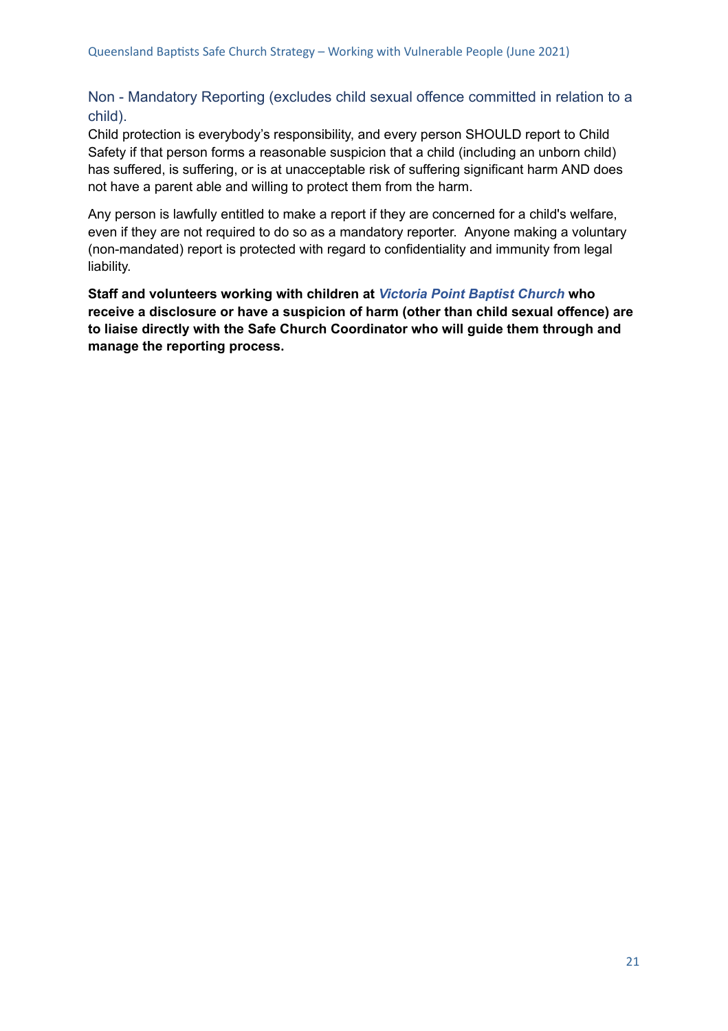## Non - Mandatory Reporting (excludes child sexual offence committed in relation to a child).

Child protection is everybody’s responsibility, and every person SHOULD report to Child Safety if that person forms a reasonable suspicion that a child (including an unborn child) has suffered, is suffering, or is at unacceptable risk of suffering significant harm AND does not have a parent able and willing to protect them from the harm.

Any person is lawfully entitled to make a report if they are concerned for a child's welfare, even if they are not required to do so as a mandatory reporter. Anyone making a voluntary (non-mandated) report is protected with regard to confidentiality and immunity from legal liability.

**Staff and volunteers working with children at *Victoria Point Baptist Church* who receive a disclosure or have a suspicion of harm (other than child sexual offence) are to liaise directly with the Safe Church Coordinator who will guide them through and manage the reporting process.**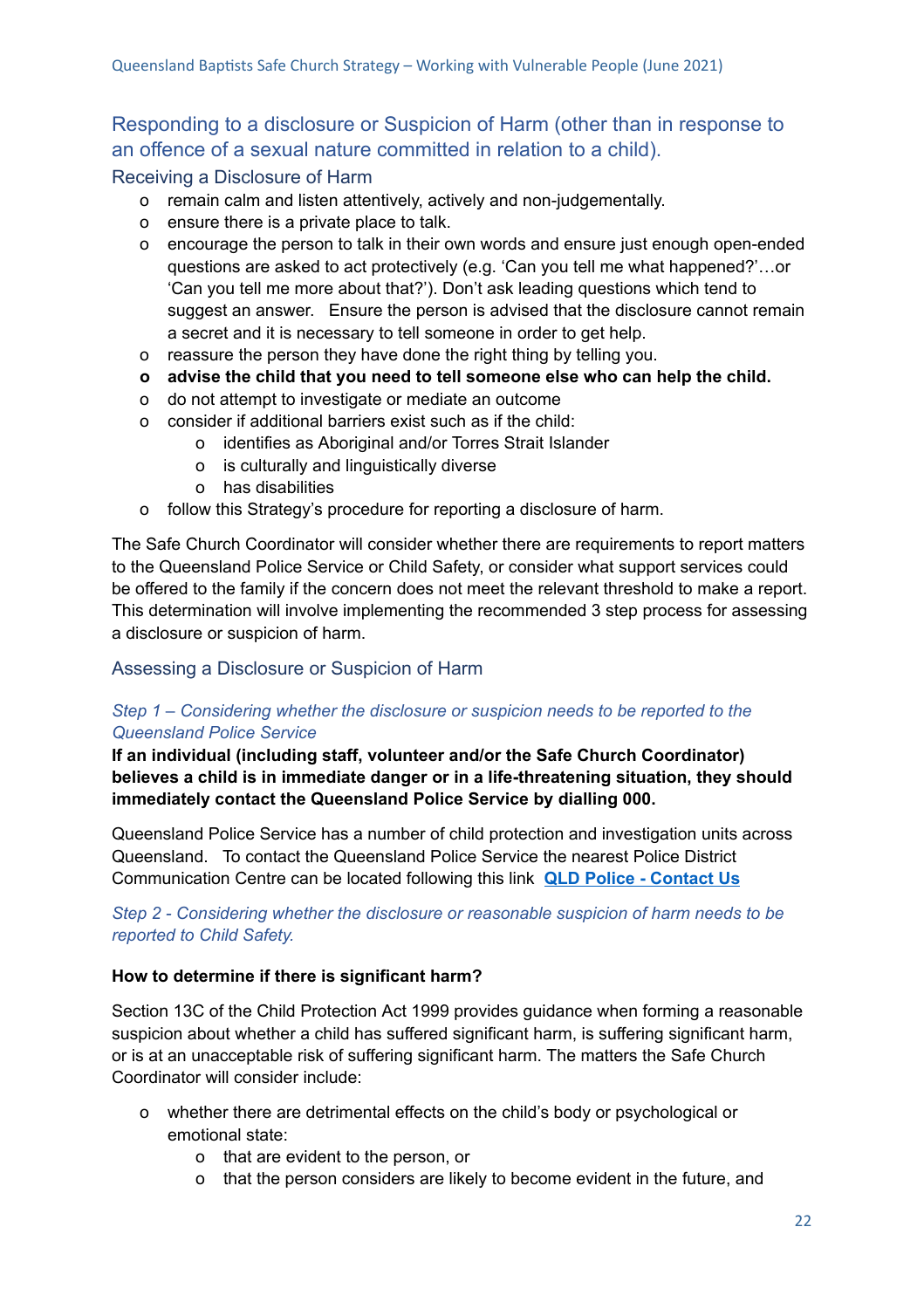## Responding to a disclosure or Suspicion of Harm (other than in response to an offence of a sexual nature committed in relation to a child).

### Receiving a Disclosure of Harm

- remain calm and listen attentively, actively and non-judgementally.
- ensure there is a private place to talk.
- encourage the person to talk in their own words and ensure just enough open-ended questions are asked to act protectively (e.g. 'Can you tell me what happened?'…or 'Can you tell me more about that?'). Don't ask leading questions which tend to suggest an answer. Ensure the person is advised that the disclosure cannot remain a secret and it is necessary to tell someone in order to get help.
- reassure the person they have done the right thing by telling you.
- **advise the child that you need to tell someone else who can help the child.**
- do not attempt to investigate or mediate an outcome
- consider if additional barriers exist such as if the child:
  - identifies as Aboriginal and/or Torres Strait Islander
  - is culturally and linguistically diverse
  - has disabilities
- follow this Strategy's procedure for reporting a disclosure of harm.

The Safe Church Coordinator will consider whether there are requirements to report matters to the Queensland Police Service or Child Safety, or consider what support services could be offered to the family if the concern does not meet the relevant threshold to make a report. This determination will involve implementing the recommended 3 step process for assessing a disclosure or suspicion of harm.

### Assessing a Disclosure or Suspicion of Harm

*Step 1 – Considering whether the disclosure or suspicion needs to be reported to the Queensland Police Service*

**If an individual (including staff, volunteer and/or the Safe Church Coordinator) believes a child is in immediate danger or in a life-threatening situation, they should immediately contact the Queensland Police Service by dialling 000.**

Queensland Police Service has a number of child protection and investigation units across Queensland. To contact the Queensland Police Service the nearest Police District Communication Centre can be located following this link **QLD Police - Contact Us**

*Step 2 - Considering whether the disclosure or reasonable suspicion of harm needs to be reported to Child Safety.*

**How to determine if there is significant harm?**

Section 13C of the Child Protection Act 1999 provides guidance when forming a reasonable suspicion about whether a child has suffered significant harm, is suffering significant harm, or is at an unacceptable risk of suffering significant harm. The matters the Safe Church Coordinator will consider include:

- whether there are detrimental effects on the child's body or psychological or emotional state:
  - that are evident to the person, or
  - that the person considers are likely to become evident in the future, and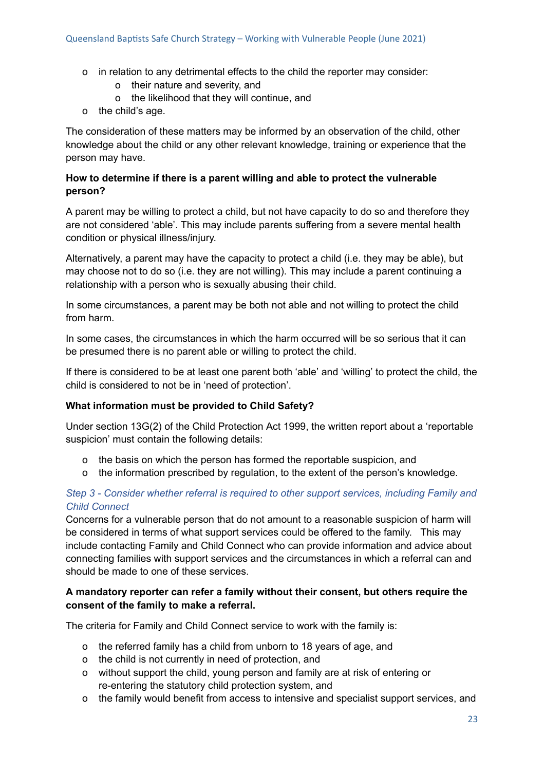- in relation to any detrimental effects to the child the reporter may consider:
  - their nature and severity, and
  - the likelihood that they will continue, and
- the child's age.

The consideration of these matters may be informed by an observation of the child, other knowledge about the child or any other relevant knowledge, training or experience that the person may have.

**How to determine if there is a parent willing and able to protect the vulnerable person?**

A parent may be willing to protect a child, but not have capacity to do so and therefore they are not considered 'able'. This may include parents suffering from a severe mental health condition or physical illness/injury.

Alternatively, a parent may have the capacity to protect a child (i.e. they may be able), but may choose not to do so (i.e. they are not willing). This may include a parent continuing a relationship with a person who is sexually abusing their child.

In some circumstances, a parent may be both not able and not willing to protect the child from harm.

In some cases, the circumstances in which the harm occurred will be so serious that it can be presumed there is no parent able or willing to protect the child.

If there is considered to be at least one parent both 'able' and 'willing' to protect the child, the child is considered to not be in 'need of protection'.

**What information must be provided to Child Safety?**

Under section 13G(2) of the Child Protection Act 1999, the written report about a 'reportable suspicion' must contain the following details:

- the basis on which the person has formed the reportable suspicion, and
- the information prescribed by regulation, to the extent of the person's knowledge.

*Step 3 - Consider whether referral is required to other support services, including Family and Child Connect*

Concerns for a vulnerable person that do not amount to a reasonable suspicion of harm will be considered in terms of what support services could be offered to the family. This may include contacting Family and Child Connect who can provide information and advice about connecting families with support services and the circumstances in which a referral can and should be made to one of these services.

**A mandatory reporter can refer a family without their consent, but others require the consent of the family to make a referral.**

The criteria for Family and Child Connect service to work with the family is:

- the referred family has a child from unborn to 18 years of age, and
- the child is not currently in need of protection, and
- without support the child, young person and family are at risk of entering or re-entering the statutory child protection system, and
- the family would benefit from access to intensive and specialist support services, and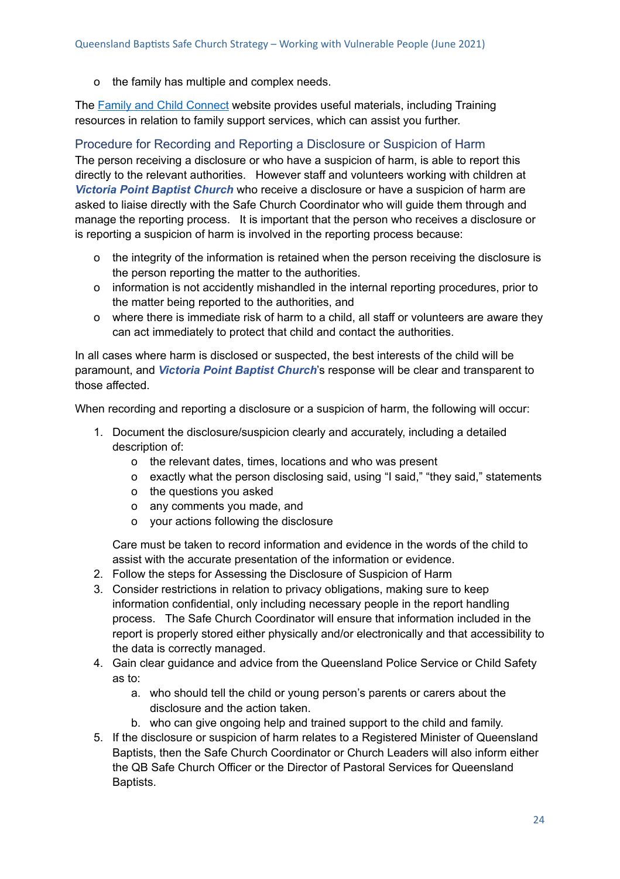- the family has multiple and complex needs.

The [Family and Child Connect]() website provides useful materials, including Training resources in relation to family support services, which can assist you further.

## Procedure for Recording and Reporting a Disclosure or Suspicion of Harm

The person receiving a disclosure or who have a suspicion of harm, is able to report this directly to the relevant authorities. However staff and volunteers working with children at ***Victoria Point Baptist Church*** who receive a disclosure or have a suspicion of harm are asked to liaise directly with the Safe Church Coordinator who will guide them through and manage the reporting process. It is important that the person who receives a disclosure or is reporting a suspicion of harm is involved in the reporting process because:

- the integrity of the information is retained when the person receiving the disclosure is the person reporting the matter to the authorities.
- information is not accidently mishandled in the internal reporting procedures, prior to the matter being reported to the authorities, and
- where there is immediate risk of harm to a child, all staff or volunteers are aware they can act immediately to protect that child and contact the authorities.

In all cases where harm is disclosed or suspected, the best interests of the child will be paramount, and ***Victoria Point Baptist Church***'s response will be clear and transparent to those affected.

When recording and reporting a disclosure or a suspicion of harm, the following will occur:

1. Document the disclosure/suspicion clearly and accurately, including a detailed description of:
    - the relevant dates, times, locations and who was present
    - exactly what the person disclosing said, using "I said," "they said," statements
    - the questions you asked
    - any comments you made, and
    - your actions following the disclosure

    Care must be taken to record information and evidence in the words of the child to assist with the accurate presentation of the information or evidence.
2. Follow the steps for Assessing the Disclosure of Suspicion of Harm
3. Consider restrictions in relation to privacy obligations, making sure to keep information confidential, only including necessary people in the report handling process. The Safe Church Coordinator will ensure that information included in the report is properly stored either physically and/or electronically and that accessibility to the data is correctly managed.
4. Gain clear guidance and advice from the Queensland Police Service or Child Safety as to:
    a. who should tell the child or young person's parents or carers about the disclosure and the action taken.
    b. who can give ongoing help and trained support to the child and family.
5. If the disclosure or suspicion of harm relates to a Registered Minister of Queensland Baptists, then the Safe Church Coordinator or Church Leaders will also inform either the QB Safe Church Officer or the Director of Pastoral Services for Queensland Baptists.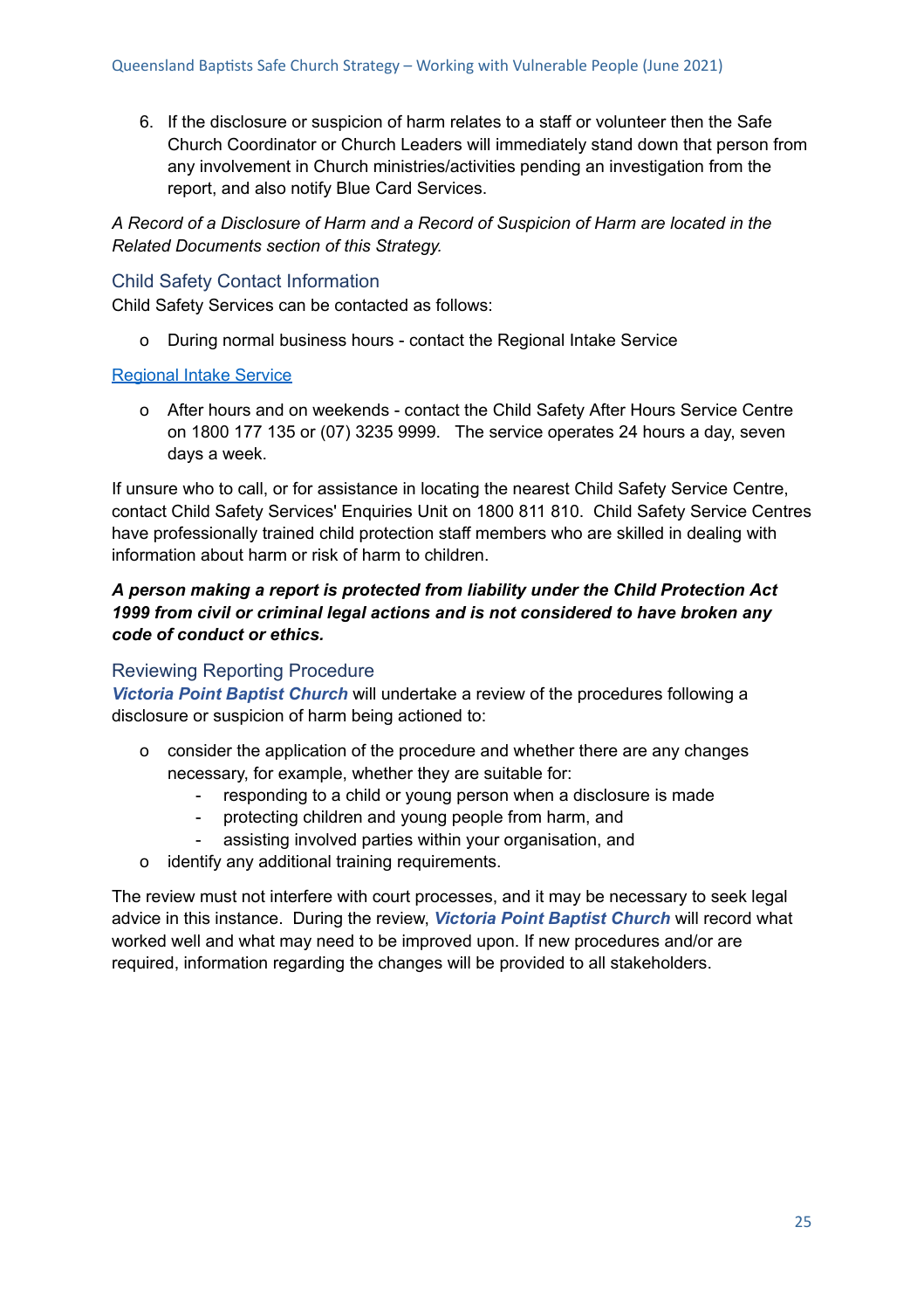6. If the disclosure or suspicion of harm relates to a staff or volunteer then the Safe Church Coordinator or Church Leaders will immediately stand down that person from any involvement in Church ministries/activities pending an investigation from the report, and also notify Blue Card Services.

*A Record of a Disclosure of Harm and a Record of Suspicion of Harm are located in the Related Documents section of this Strategy.*

### Child Safety Contact Information

Child Safety Services can be contacted as follows:

- During normal business hours - contact the Regional Intake Service

Regional Intake Service

- After hours and on weekends - contact the Child Safety After Hours Service Centre on 1800 177 135 or (07) 3235 9999. The service operates 24 hours a day, seven days a week.

If unsure who to call, or for assistance in locating the nearest Child Safety Service Centre, contact Child Safety Services' Enquiries Unit on 1800 811 810. Child Safety Service Centres have professionally trained child protection staff members who are skilled in dealing with information about harm or risk of harm to children.

***A person making a report is protected from liability under the Child Protection Act 1999 from civil or criminal legal actions and is not considered to have broken any code of conduct or ethics.***

### Reviewing Reporting Procedure

***Victoria Point Baptist Church*** will undertake a review of the procedures following a disclosure or suspicion of harm being actioned to:

- consider the application of the procedure and whether there are any changes necessary, for example, whether they are suitable for:
  - responding to a child or young person when a disclosure is made
  - protecting children and young people from harm, and
  - assisting involved parties within your organisation, and
- identify any additional training requirements.

The review must not interfere with court processes, and it may be necessary to seek legal advice in this instance. During the review, ***Victoria Point Baptist Church*** will record what worked well and what may need to be improved upon. If new procedures and/or are required, information regarding the changes will be provided to all stakeholders.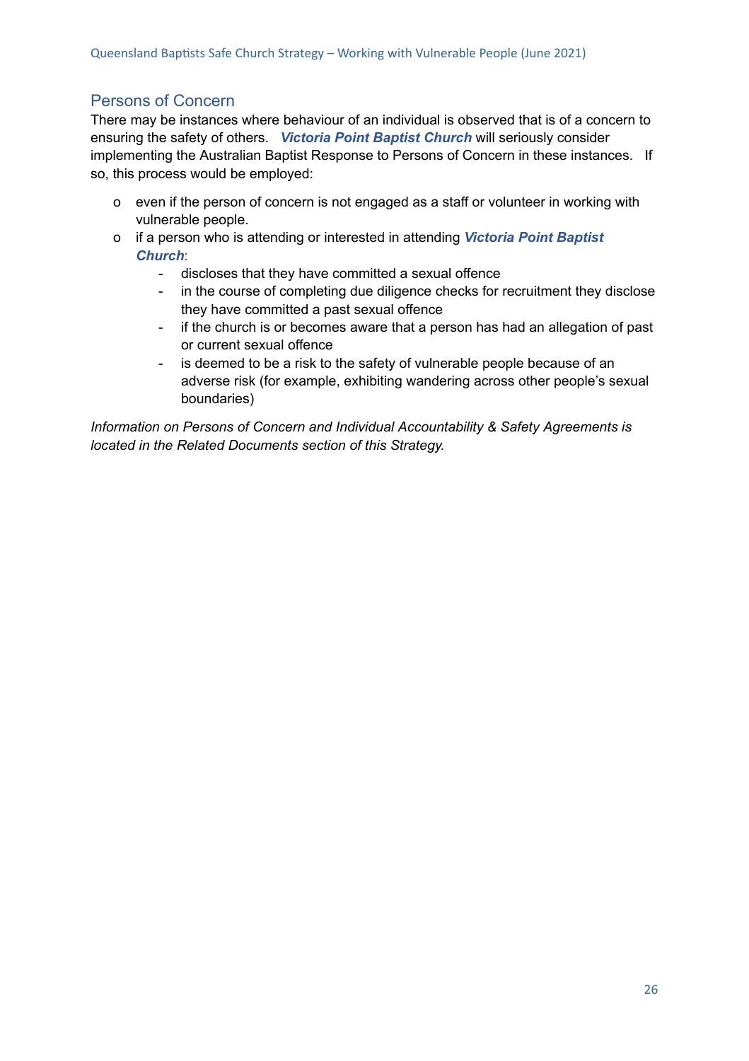## Persons of Concern

There may be instances where behaviour of an individual is observed that is of a concern to ensuring the safety of others. ***Victoria Point Baptist Church*** will seriously consider implementing the Australian Baptist Response to Persons of Concern in these instances. If so, this process would be employed:

- even if the person of concern is not engaged as a staff or volunteer in working with vulnerable people.
- if a person who is attending or interested in attending ***Victoria Point Baptist Church***:
  - discloses that they have committed a sexual offence
  - in the course of completing due diligence checks for recruitment they disclose they have committed a past sexual offence
  - if the church is or becomes aware that a person has had an allegation of past or current sexual offence
  - is deemed to be a risk to the safety of vulnerable people because of an adverse risk (for example, exhibiting wandering across other people's sexual boundaries)

*Information on Persons of Concern and Individual Accountability & Safety Agreements is located in the Related Documents section of this Strategy.*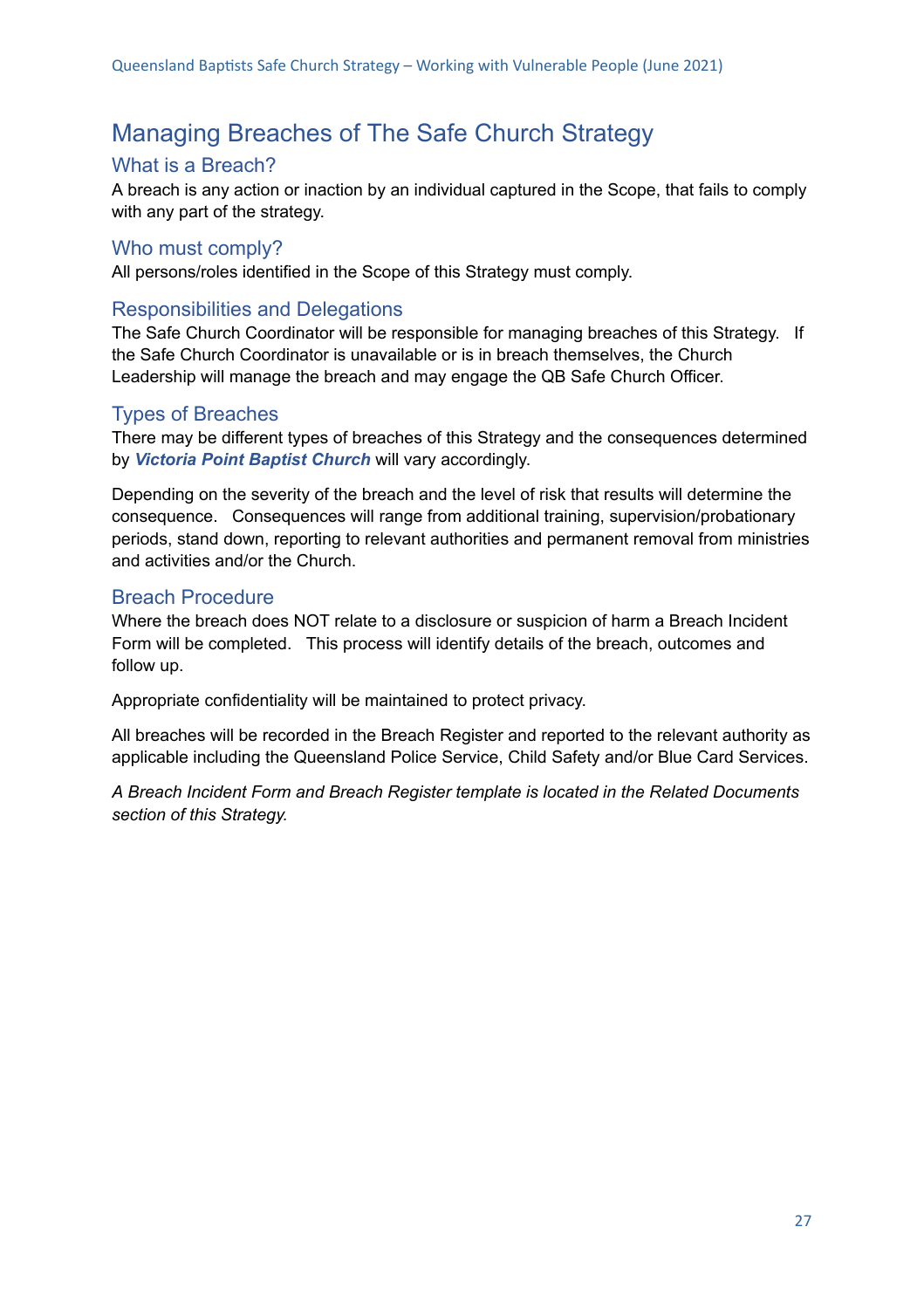# Managing Breaches of The Safe Church Strategy

## What is a Breach?

A breach is any action or inaction by an individual captured in the Scope, that fails to comply with any part of the strategy.

## Who must comply?

All persons/roles identified in the Scope of this Strategy must comply.

## Responsibilities and Delegations

The Safe Church Coordinator will be responsible for managing breaches of this Strategy. If the Safe Church Coordinator is unavailable or is in breach themselves, the Church Leadership will manage the breach and may engage the QB Safe Church Officer.

## Types of Breaches

There may be different types of breaches of this Strategy and the consequences determined by ***Victoria Point Baptist Church*** will vary accordingly.

Depending on the severity of the breach and the level of risk that results will determine the consequence. Consequences will range from additional training, supervision/probationary periods, stand down, reporting to relevant authorities and permanent removal from ministries and activities and/or the Church.

## Breach Procedure

Where the breach does NOT relate to a disclosure or suspicion of harm a Breach Incident Form will be completed. This process will identify details of the breach, outcomes and follow up.

Appropriate confidentiality will be maintained to protect privacy.

All breaches will be recorded in the Breach Register and reported to the relevant authority as applicable including the Queensland Police Service, Child Safety and/or Blue Card Services.

*A Breach Incident Form and Breach Register template is located in the Related Documents section of this Strategy.*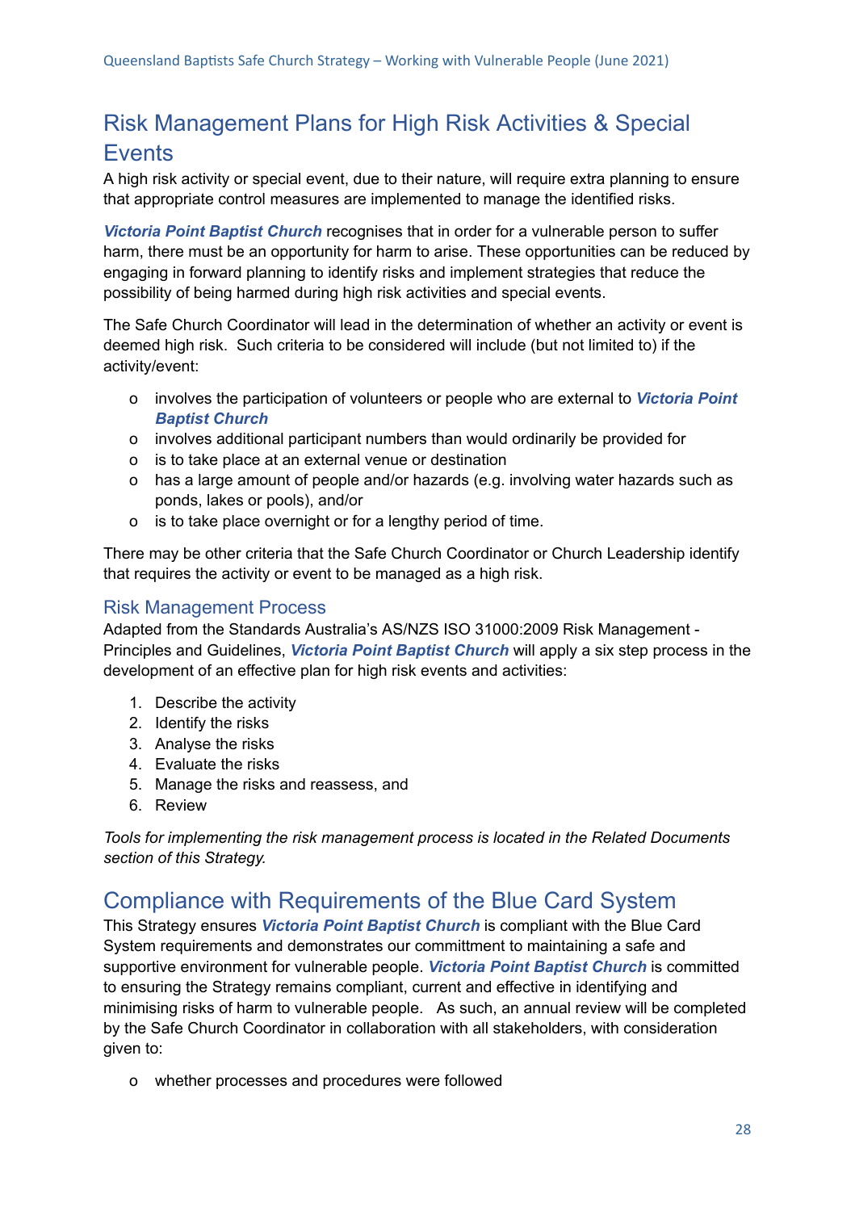# Risk Management Plans for High Risk Activities & Special Events

A high risk activity or special event, due to their nature, will require extra planning to ensure that appropriate control measures are implemented to manage the identified risks.

***Victoria Point Baptist Church*** recognises that in order for a vulnerable person to suffer harm, there must be an opportunity for harm to arise. These opportunities can be reduced by engaging in forward planning to identify risks and implement strategies that reduce the possibility of being harmed during high risk activities and special events.

The Safe Church Coordinator will lead in the determination of whether an activity or event is deemed high risk.  Such criteria to be considered will include (but not limited to) if the activity/event:

- involves the participation of volunteers or people who are external to ***Victoria Point Baptist Church***
- involves additional participant numbers than would ordinarily be provided for
- is to take place at an external venue or destination
- has a large amount of people and/or hazards (e.g. involving water hazards such as ponds, lakes or pools), and/or
- is to take place overnight or for a lengthy period of time.

There may be other criteria that the Safe Church Coordinator or Church Leadership identify that requires the activity or event to be managed as a high risk.

## Risk Management Process

Adapted from the Standards Australia's AS/NZS ISO 31000:2009 Risk Management - Principles and Guidelines, ***Victoria Point Baptist Church*** will apply a six step process in the development of an effective plan for high risk events and activities:

1. Describe the activity
2. Identify the risks
3. Analyse the risks
4. Evaluate the risks
5. Manage the risks and reassess, and
6. Review

*Tools for implementing the risk management process is located in the Related Documents section of this Strategy.*

# Compliance with Requirements of the Blue Card System

This Strategy ensures ***Victoria Point Baptist Church*** is compliant with the Blue Card System requirements and demonstrates our committment to maintaining a safe and supportive environment for vulnerable people. ***Victoria Point Baptist Church*** is committed to ensuring the Strategy remains compliant, current and effective in identifying and minimising risks of harm to vulnerable people.   As such, an annual review will be completed by the Safe Church Coordinator in collaboration with all stakeholders, with consideration given to:

- whether processes and procedures were followed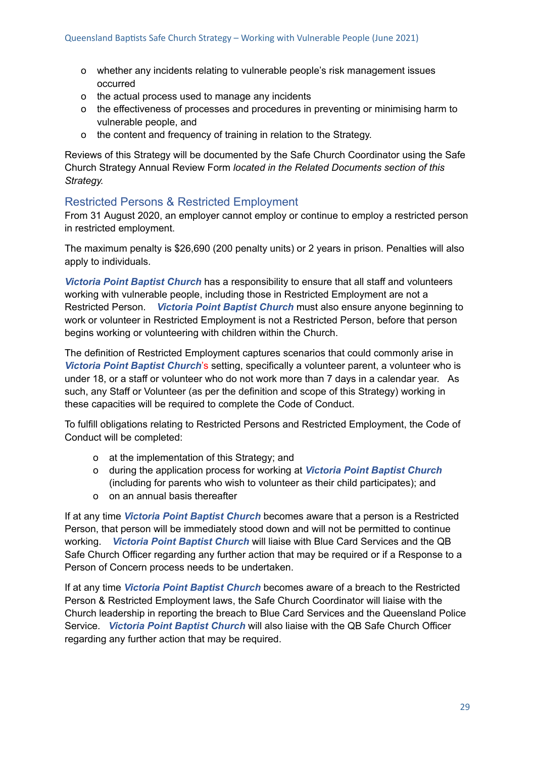- whether any incidents relating to vulnerable people's risk management issues occurred
- the actual process used to manage any incidents
- the effectiveness of processes and procedures in preventing or minimising harm to vulnerable people, and
- the content and frequency of training in relation to the Strategy.

Reviews of this Strategy will be documented by the Safe Church Coordinator using the Safe Church Strategy Annual Review Form *located in the Related Documents section of this Strategy.*

## Restricted Persons & Restricted Employment

From 31 August 2020, an employer cannot employ or continue to employ a restricted person in restricted employment.

The maximum penalty is $26,690 (200 penalty units) or 2 years in prison. Penalties will also apply to individuals.

***Victoria Point Baptist Church*** has a responsibility to ensure that all staff and volunteers working with vulnerable people, including those in Restricted Employment are not a Restricted Person. ***Victoria Point Baptist Church*** must also ensure anyone beginning to work or volunteer in Restricted Employment is not a Restricted Person, before that person begins working or volunteering with children within the Church.

The definition of Restricted Employment captures scenarios that could commonly arise in ***Victoria Point Baptist Church***'s setting, specifically a volunteer parent, a volunteer who is under 18, or a staff or volunteer who do not work more than 7 days in a calendar year. As such, any Staff or Volunteer (as per the definition and scope of this Strategy) working in these capacities will be required to complete the Code of Conduct.

To fulfill obligations relating to Restricted Persons and Restricted Employment, the Code of Conduct will be completed:

- at the implementation of this Strategy; and
- during the application process for working at ***Victoria Point Baptist Church*** (including for parents who wish to volunteer as their child participates); and
- on an annual basis thereafter

If at any time ***Victoria Point Baptist Church*** becomes aware that a person is a Restricted Person, that person will be immediately stood down and will not be permitted to continue working. ***Victoria Point Baptist Church*** will liaise with Blue Card Services and the QB Safe Church Officer regarding any further action that may be required or if a Response to a Person of Concern process needs to be undertaken.

If at any time ***Victoria Point Baptist Church*** becomes aware of a breach to the Restricted Person & Restricted Employment laws, the Safe Church Coordinator will liaise with the Church leadership in reporting the breach to Blue Card Services and the Queensland Police Service. ***Victoria Point Baptist Church*** will also liaise with the QB Safe Church Officer regarding any further action that may be required.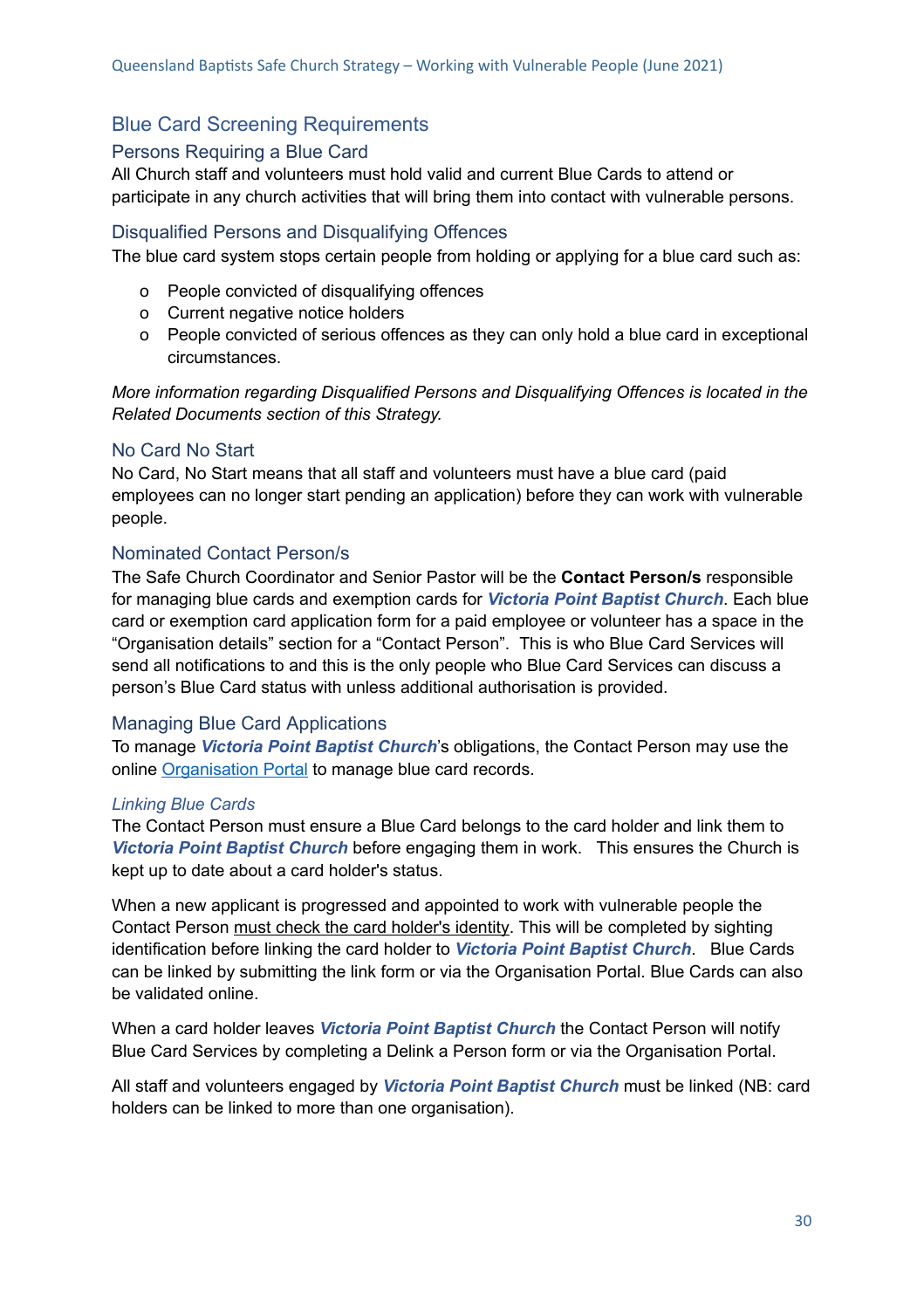## Blue Card Screening Requirements

### Persons Requiring a Blue Card

All Church staff and volunteers must hold valid and current Blue Cards to attend or participate in any church activities that will bring them into contact with vulnerable persons.

### Disqualified Persons and Disqualifying Offences

The blue card system stops certain people from holding or applying for a blue card such as:

- People convicted of disqualifying offences
- Current negative notice holders
- People convicted of serious offences as they can only hold a blue card in exceptional circumstances.

*More information regarding Disqualified Persons and Disqualifying Offences is located in the Related Documents section of this Strategy.*

### No Card No Start

No Card, No Start means that all staff and volunteers must have a blue card (paid employees can no longer start pending an application) before they can work with vulnerable people.

### Nominated Contact Person/s

The Safe Church Coordinator and Senior Pastor will be the **Contact Person/s** responsible for managing blue cards and exemption cards for ***Victoria Point Baptist Church***. Each blue card or exemption card application form for a paid employee or volunteer has a space in the "Organisation details" section for a "Contact Person". This is who Blue Card Services will send all notifications to and this is the only people who Blue Card Services can discuss a person's Blue Card status with unless additional authorisation is provided.

### Managing Blue Card Applications

To manage ***Victoria Point Baptist Church***'s obligations, the Contact Person may use the online Organisation Portal to manage blue card records.

#### *Linking Blue Cards*

The Contact Person must ensure a Blue Card belongs to the card holder and link them to ***Victoria Point Baptist Church*** before engaging them in work. This ensures the Church is kept up to date about a card holder's status.

When a new applicant is progressed and appointed to work with vulnerable people the Contact Person must check the card holder's identity. This will be completed by sighting identification before linking the card holder to ***Victoria Point Baptist Church***. Blue Cards can be linked by submitting the link form or via the Organisation Portal. Blue Cards can also be validated online.

When a card holder leaves ***Victoria Point Baptist Church*** the Contact Person will notify Blue Card Services by completing a Delink a Person form or via the Organisation Portal.

All staff and volunteers engaged by ***Victoria Point Baptist Church*** must be linked (NB: card holders can be linked to more than one organisation).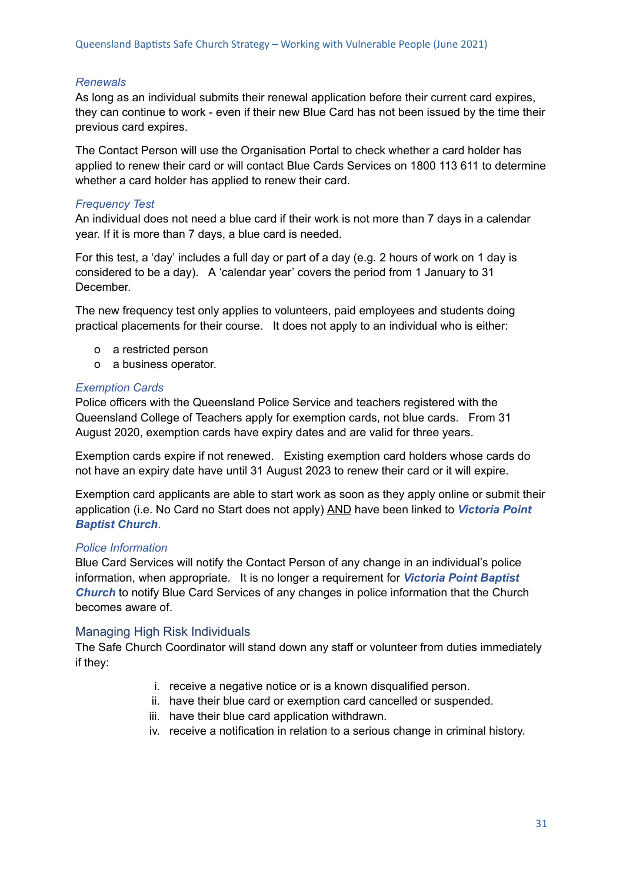*Renewals*

As long as an individual submits their renewal application before their current card expires, they can continue to work - even if their new Blue Card has not been issued by the time their previous card expires.

The Contact Person will use the Organisation Portal to check whether a card holder has applied to renew their card or will contact Blue Cards Services on 1800 113 611 to determine whether a card holder has applied to renew their card.

*Frequency Test*

An individual does not need a blue card if their work is not more than 7 days in a calendar year. If it is more than 7 days, a blue card is needed.

For this test, a 'day' includes a full day or part of a day (e.g. 2 hours of work on 1 day is considered to be a day). A 'calendar year' covers the period from 1 January to 31 December.

The new frequency test only applies to volunteers, paid employees and students doing practical placements for their course. It does not apply to an individual who is either:

- a restricted person
- a business operator.

*Exemption Cards*

Police officers with the Queensland Police Service and teachers registered with the Queensland College of Teachers apply for exemption cards, not blue cards. From 31 August 2020, exemption cards have expiry dates and are valid for three years.

Exemption cards expire if not renewed. Existing exemption card holders whose cards do not have an expiry date have until 31 August 2023 to renew their card or it will expire.

Exemption card applicants are able to start work as soon as they apply online or submit their application (i.e. No Card no Start does not apply) AND have been linked to ***Victoria Point Baptist Church***.

*Police Information*

Blue Card Services will notify the Contact Person of any change in an individual's police information, when appropriate. It is no longer a requirement for ***Victoria Point Baptist Church*** to notify Blue Card Services of any changes in police information that the Church becomes aware of.

## Managing High Risk Individuals

The Safe Church Coordinator will stand down any staff or volunteer from duties immediately if they:

i. receive a negative notice or is a known disqualified person.
ii. have their blue card or exemption card cancelled or suspended.
iii. have their blue card application withdrawn.
iv. receive a notification in relation to a serious change in criminal history.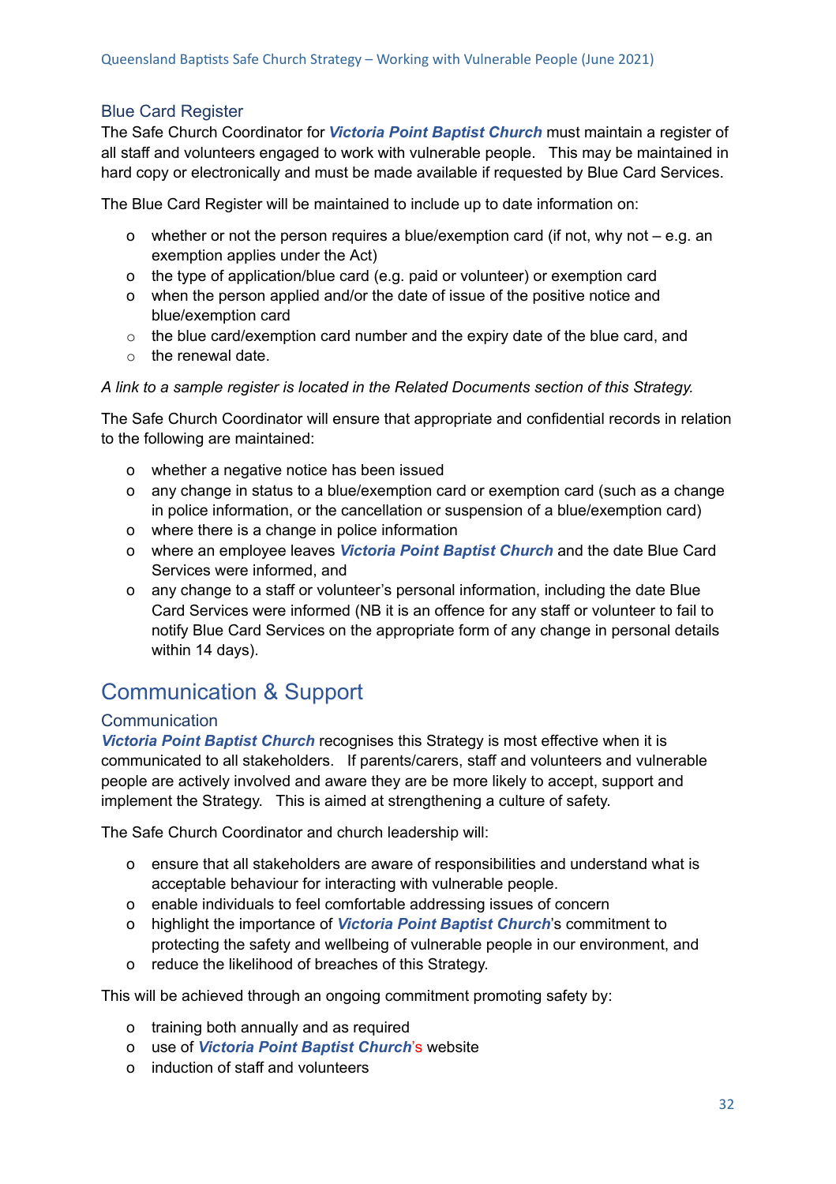### Blue Card Register

The Safe Church Coordinator for ***Victoria Point Baptist Church*** must maintain a register of all staff and volunteers engaged to work with vulnerable people. This may be maintained in hard copy or electronically and must be made available if requested by Blue Card Services.

The Blue Card Register will be maintained to include up to date information on:

- whether or not the person requires a blue/exemption card (if not, why not – e.g. an exemption applies under the Act)
- the type of application/blue card (e.g. paid or volunteer) or exemption card
- when the person applied and/or the date of issue of the positive notice and blue/exemption card
- the blue card/exemption card number and the expiry date of the blue card, and
- the renewal date.

*A link to a sample register is located in the Related Documents section of this Strategy.*

The Safe Church Coordinator will ensure that appropriate and confidential records in relation to the following are maintained:

- whether a negative notice has been issued
- any change in status to a blue/exemption card or exemption card (such as a change in police information, or the cancellation or suspension of a blue/exemption card)
- where there is a change in police information
- where an employee leaves ***Victoria Point Baptist Church*** and the date Blue Card Services were informed, and
- any change to a staff or volunteer's personal information, including the date Blue Card Services were informed (NB it is an offence for any staff or volunteer to fail to notify Blue Card Services on the appropriate form of any change in personal details within 14 days).

## Communication & Support

### Communication

***Victoria Point Baptist Church*** recognises this Strategy is most effective when it is communicated to all stakeholders. If parents/carers, staff and volunteers and vulnerable people are actively involved and aware they are be more likely to accept, support and implement the Strategy. This is aimed at strengthening a culture of safety.

The Safe Church Coordinator and church leadership will:

- ensure that all stakeholders are aware of responsibilities and understand what is acceptable behaviour for interacting with vulnerable people.
- enable individuals to feel comfortable addressing issues of concern
- highlight the importance of ***Victoria Point Baptist Church***'s commitment to protecting the safety and wellbeing of vulnerable people in our environment, and
- reduce the likelihood of breaches of this Strategy.

This will be achieved through an ongoing commitment promoting safety by:

- training both annually and as required
- use of ***Victoria Point Baptist Church***'s website
- induction of staff and volunteers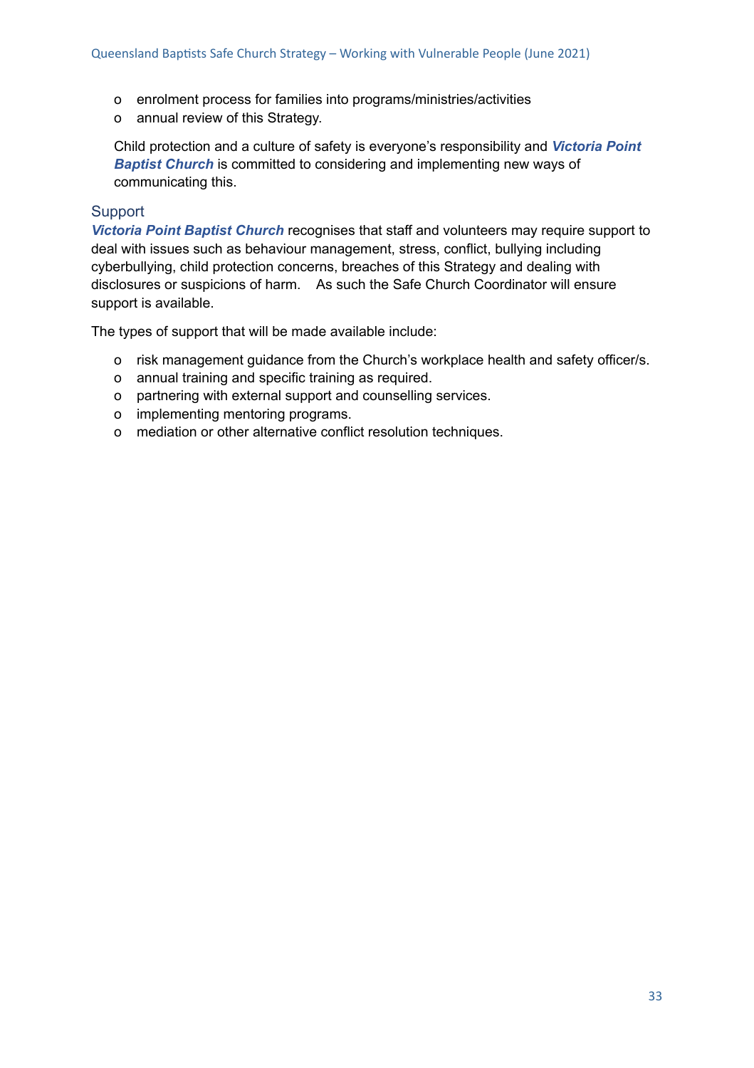- enrolment process for families into programs/ministries/activities
- annual review of this Strategy.

Child protection and a culture of safety is everyone's responsibility and ***Victoria Point Baptist Church*** is committed to considering and implementing new ways of communicating this.

## Support

***Victoria Point Baptist Church*** recognises that staff and volunteers may require support to deal with issues such as behaviour management, stress, conflict, bullying including cyberbullying, child protection concerns, breaches of this Strategy and dealing with disclosures or suspicions of harm. As such the Safe Church Coordinator will ensure support is available.

The types of support that will be made available include:

- risk management guidance from the Church's workplace health and safety officer/s.
- annual training and specific training as required.
- partnering with external support and counselling services.
- implementing mentoring programs.
- mediation or other alternative conflict resolution techniques.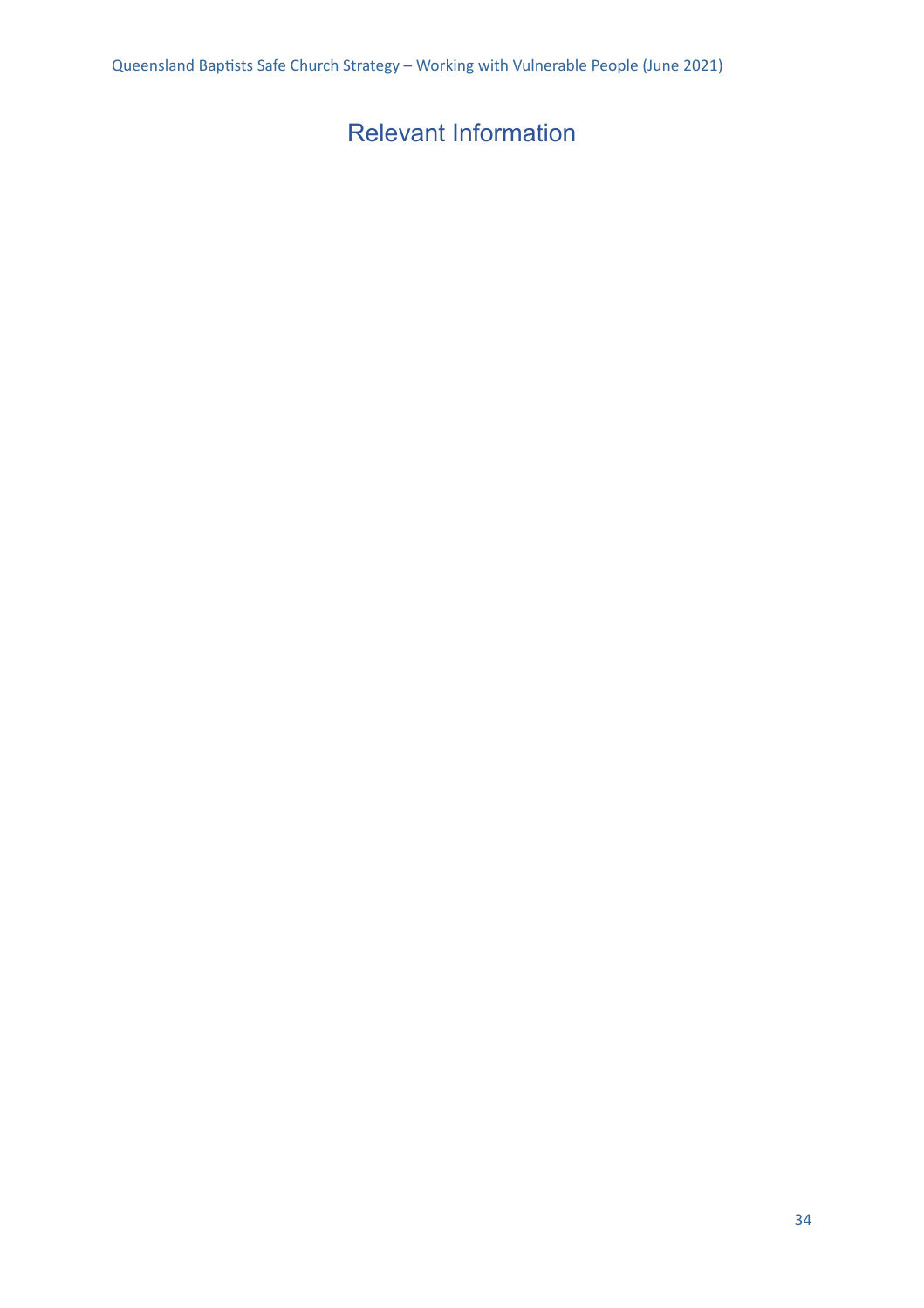# Relevant Information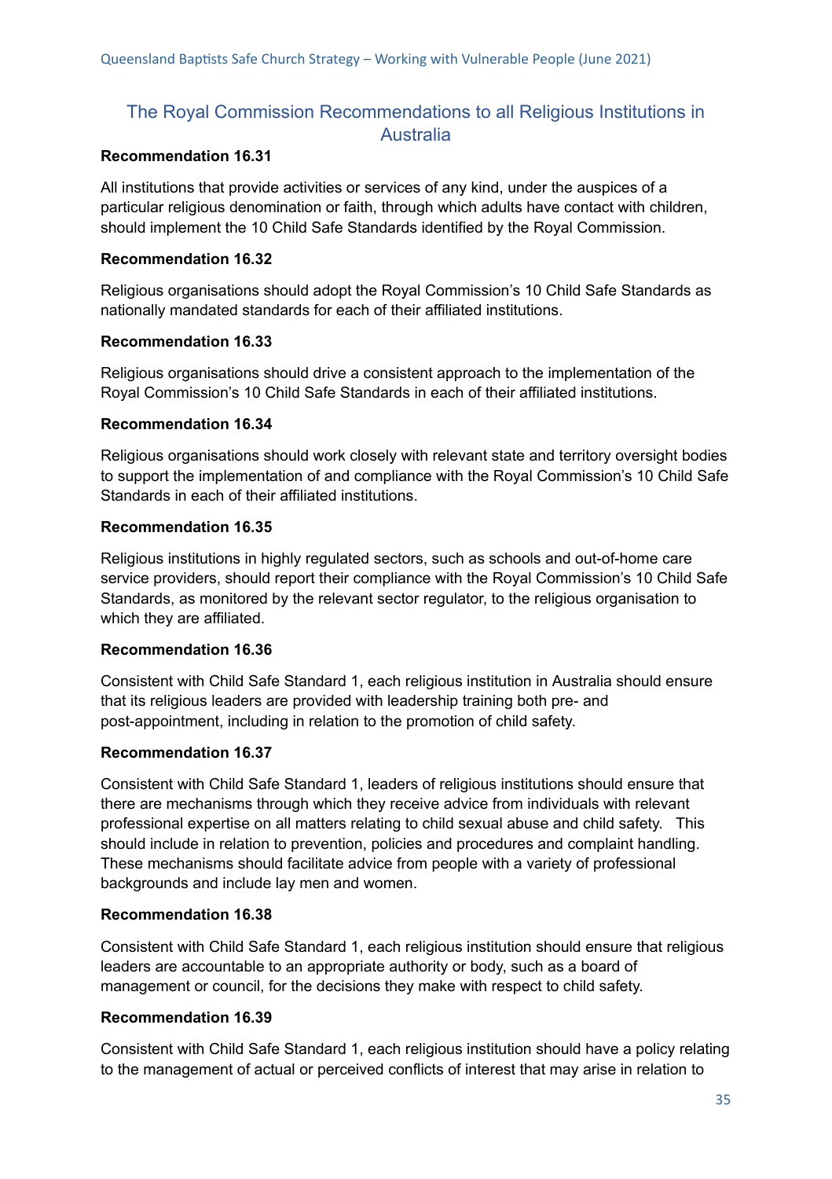## The Royal Commission Recommendations to all Religious Institutions in Australia

**Recommendation 16.31**

All institutions that provide activities or services of any kind, under the auspices of a particular religious denomination or faith, through which adults have contact with children, should implement the 10 Child Safe Standards identified by the Royal Commission.

**Recommendation 16.32**

Religious organisations should adopt the Royal Commission's 10 Child Safe Standards as nationally mandated standards for each of their affiliated institutions.

**Recommendation 16.33**

Religious organisations should drive a consistent approach to the implementation of the Royal Commission's 10 Child Safe Standards in each of their affiliated institutions.

**Recommendation 16.34**

Religious organisations should work closely with relevant state and territory oversight bodies to support the implementation of and compliance with the Royal Commission's 10 Child Safe Standards in each of their affiliated institutions.

**Recommendation 16.35**

Religious institutions in highly regulated sectors, such as schools and out-of-home care service providers, should report their compliance with the Royal Commission's 10 Child Safe Standards, as monitored by the relevant sector regulator, to the religious organisation to which they are affiliated.

**Recommendation 16.36**

Consistent with Child Safe Standard 1, each religious institution in Australia should ensure that its religious leaders are provided with leadership training both pre- and post-appointment, including in relation to the promotion of child safety.

**Recommendation 16.37**

Consistent with Child Safe Standard 1, leaders of religious institutions should ensure that there are mechanisms through which they receive advice from individuals with relevant professional expertise on all matters relating to child sexual abuse and child safety. This should include in relation to prevention, policies and procedures and complaint handling. These mechanisms should facilitate advice from people with a variety of professional backgrounds and include lay men and women.

**Recommendation 16.38**

Consistent with Child Safe Standard 1, each religious institution should ensure that religious leaders are accountable to an appropriate authority or body, such as a board of management or council, for the decisions they make with respect to child safety.

**Recommendation 16.39**

Consistent with Child Safe Standard 1, each religious institution should have a policy relating to the management of actual or perceived conflicts of interest that may arise in relation to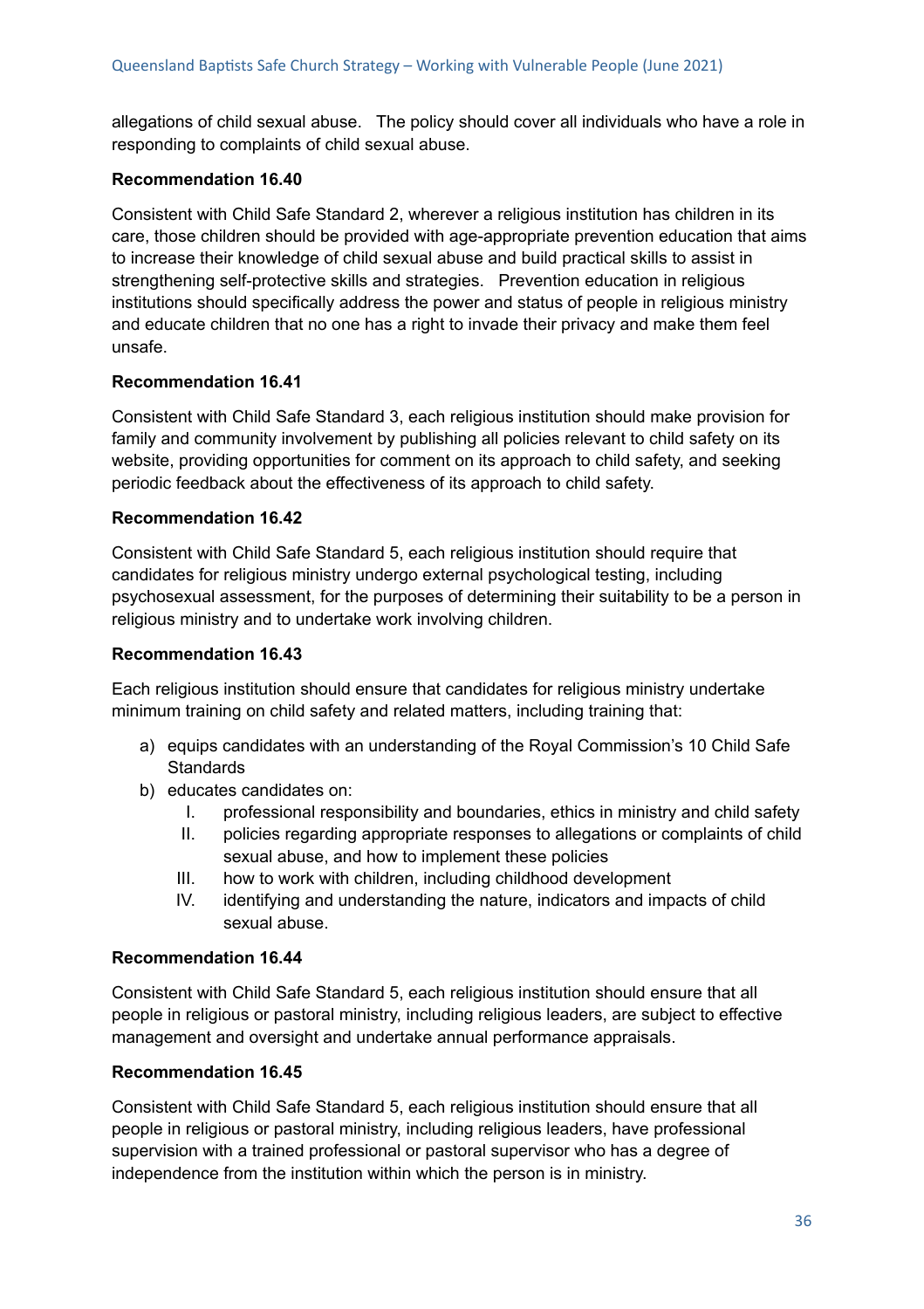allegations of child sexual abuse. The policy should cover all individuals who have a role in responding to complaints of child sexual abuse.

**Recommendation 16.40**

Consistent with Child Safe Standard 2, wherever a religious institution has children in its care, those children should be provided with age-appropriate prevention education that aims to increase their knowledge of child sexual abuse and build practical skills to assist in strengthening self-protective skills and strategies. Prevention education in religious institutions should specifically address the power and status of people in religious ministry and educate children that no one has a right to invade their privacy and make them feel unsafe.

**Recommendation 16.41**

Consistent with Child Safe Standard 3, each religious institution should make provision for family and community involvement by publishing all policies relevant to child safety on its website, providing opportunities for comment on its approach to child safety, and seeking periodic feedback about the effectiveness of its approach to child safety.

**Recommendation 16.42**

Consistent with Child Safe Standard 5, each religious institution should require that candidates for religious ministry undergo external psychological testing, including psychosexual assessment, for the purposes of determining their suitability to be a person in religious ministry and to undertake work involving children.

**Recommendation 16.43**

Each religious institution should ensure that candidates for religious ministry undertake minimum training on child safety and related matters, including training that:

a) equips candidates with an understanding of the Royal Commission's 10 Child Safe Standards
b) educates candidates on:
   I. professional responsibility and boundaries, ethics in ministry and child safety
   II. policies regarding appropriate responses to allegations or complaints of child sexual abuse, and how to implement these policies
   III. how to work with children, including childhood development
   IV. identifying and understanding the nature, indicators and impacts of child sexual abuse.

**Recommendation 16.44**

Consistent with Child Safe Standard 5, each religious institution should ensure that all people in religious or pastoral ministry, including religious leaders, are subject to effective management and oversight and undertake annual performance appraisals.

**Recommendation 16.45**

Consistent with Child Safe Standard 5, each religious institution should ensure that all people in religious or pastoral ministry, including religious leaders, have professional supervision with a trained professional or pastoral supervisor who has a degree of independence from the institution within which the person is in ministry.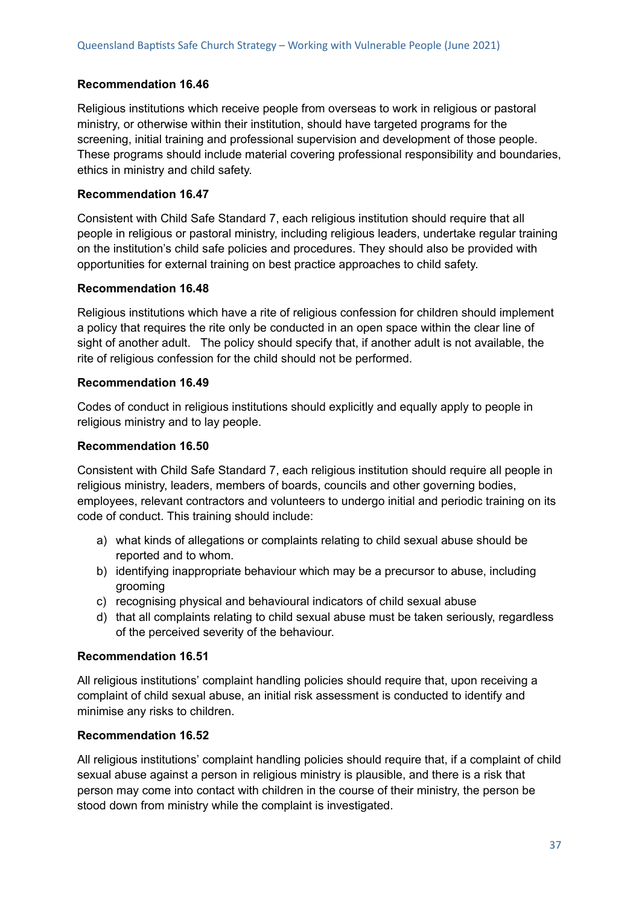**Recommendation 16.46**

Religious institutions which receive people from overseas to work in religious or pastoral ministry, or otherwise within their institution, should have targeted programs for the screening, initial training and professional supervision and development of those people. These programs should include material covering professional responsibility and boundaries, ethics in ministry and child safety.

**Recommendation 16.47**

Consistent with Child Safe Standard 7, each religious institution should require that all people in religious or pastoral ministry, including religious leaders, undertake regular training on the institution's child safe policies and procedures. They should also be provided with opportunities for external training on best practice approaches to child safety.

**Recommendation 16.48**

Religious institutions which have a rite of religious confession for children should implement a policy that requires the rite only be conducted in an open space within the clear line of sight of another adult. The policy should specify that, if another adult is not available, the rite of religious confession for the child should not be performed.

**Recommendation 16.49**

Codes of conduct in religious institutions should explicitly and equally apply to people in religious ministry and to lay people.

**Recommendation 16.50**

Consistent with Child Safe Standard 7, each religious institution should require all people in religious ministry, leaders, members of boards, councils and other governing bodies, employees, relevant contractors and volunteers to undergo initial and periodic training on its code of conduct. This training should include:

a) what kinds of allegations or complaints relating to child sexual abuse should be reported and to whom.
b) identifying inappropriate behaviour which may be a precursor to abuse, including grooming
c) recognising physical and behavioural indicators of child sexual abuse
d) that all complaints relating to child sexual abuse must be taken seriously, regardless of the perceived severity of the behaviour.

**Recommendation 16.51**

All religious institutions' complaint handling policies should require that, upon receiving a complaint of child sexual abuse, an initial risk assessment is conducted to identify and minimise any risks to children.

**Recommendation 16.52**

All religious institutions' complaint handling policies should require that, if a complaint of child sexual abuse against a person in religious ministry is plausible, and there is a risk that person may come into contact with children in the course of their ministry, the person be stood down from ministry while the complaint is investigated.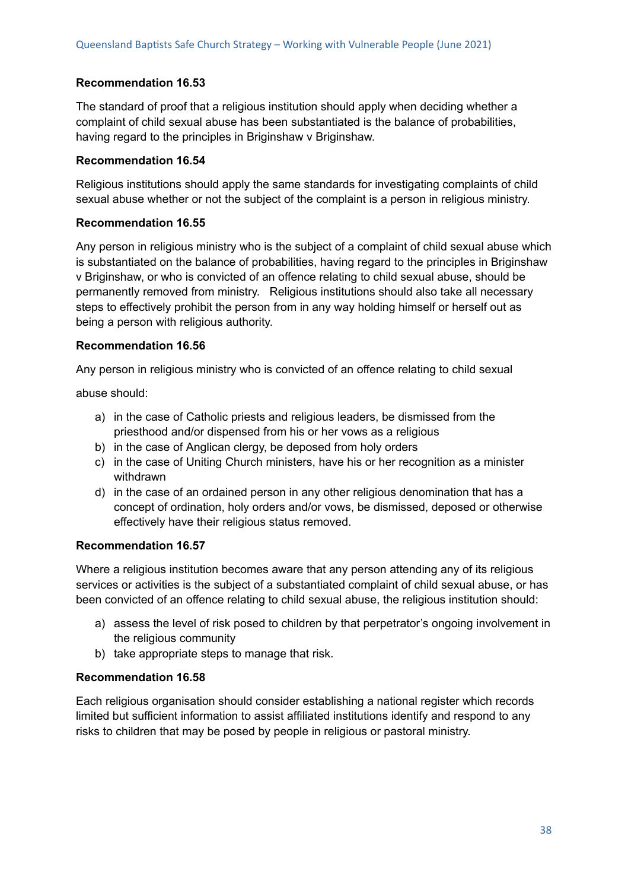**Recommendation 16.53**

The standard of proof that a religious institution should apply when deciding whether a complaint of child sexual abuse has been substantiated is the balance of probabilities, having regard to the principles in Briginshaw v Briginshaw.

**Recommendation 16.54**

Religious institutions should apply the same standards for investigating complaints of child sexual abuse whether or not the subject of the complaint is a person in religious ministry.

**Recommendation 16.55**

Any person in religious ministry who is the subject of a complaint of child sexual abuse which is substantiated on the balance of probabilities, having regard to the principles in Briginshaw v Briginshaw, or who is convicted of an offence relating to child sexual abuse, should be permanently removed from ministry. Religious institutions should also take all necessary steps to effectively prohibit the person from in any way holding himself or herself out as being a person with religious authority.

**Recommendation 16.56**

Any person in religious ministry who is convicted of an offence relating to child sexual abuse should:

a) in the case of Catholic priests and religious leaders, be dismissed from the priesthood and/or dispensed from his or her vows as a religious
b) in the case of Anglican clergy, be deposed from holy orders
c) in the case of Uniting Church ministers, have his or her recognition as a minister withdrawn
d) in the case of an ordained person in any other religious denomination that has a concept of ordination, holy orders and/or vows, be dismissed, deposed or otherwise effectively have their religious status removed.

**Recommendation 16.57**

Where a religious institution becomes aware that any person attending any of its religious services or activities is the subject of a substantiated complaint of child sexual abuse, or has been convicted of an offence relating to child sexual abuse, the religious institution should:

a) assess the level of risk posed to children by that perpetrator's ongoing involvement in the religious community
b) take appropriate steps to manage that risk.

**Recommendation 16.58**

Each religious organisation should consider establishing a national register which records limited but sufficient information to assist affiliated institutions identify and respond to any risks to children that may be posed by people in religious or pastoral ministry.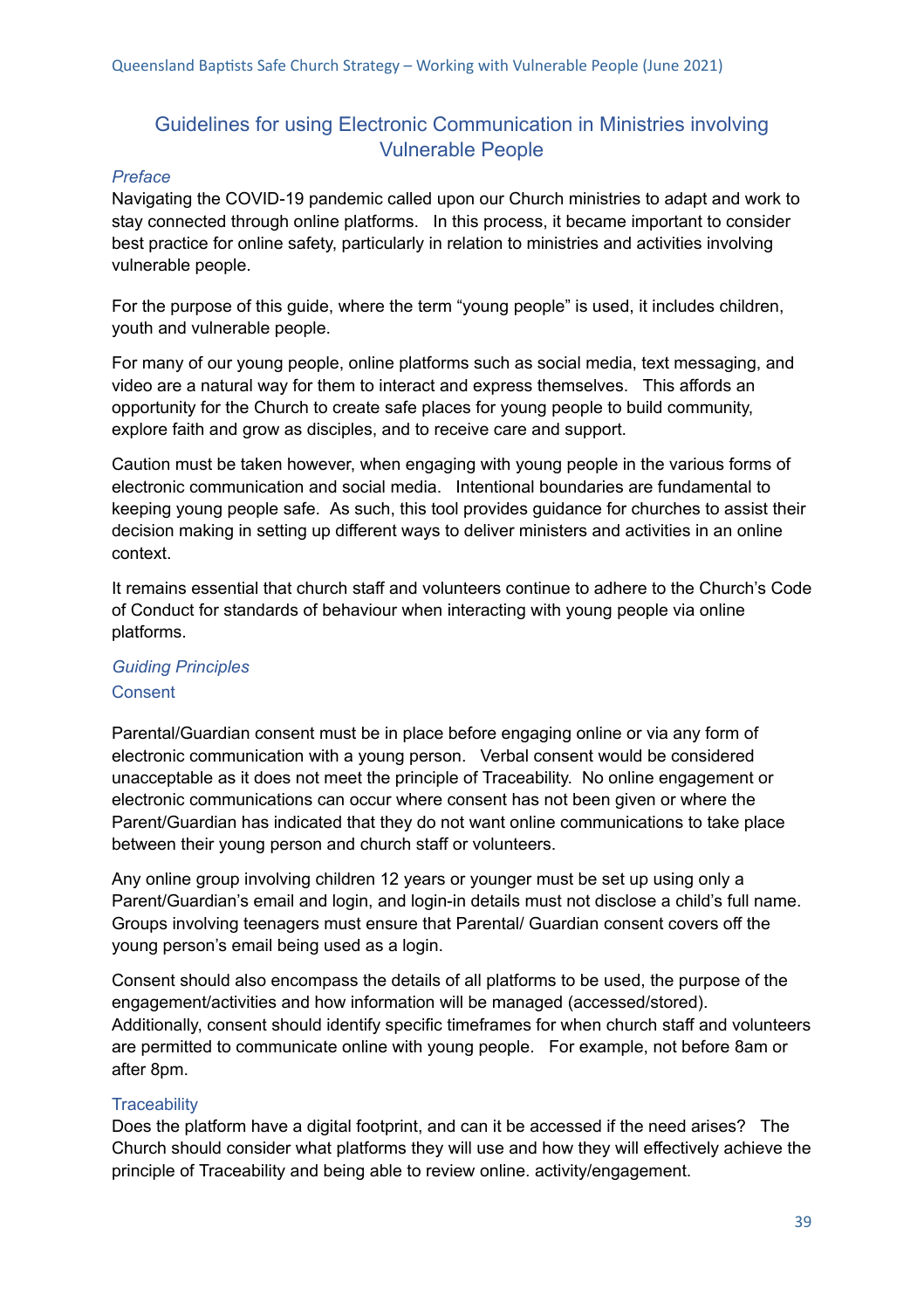## Guidelines for using Electronic Communication in Ministries involving Vulnerable People

*Preface*

Navigating the COVID-19 pandemic called upon our Church ministries to adapt and work to stay connected through online platforms. In this process, it became important to consider best practice for online safety, particularly in relation to ministries and activities involving vulnerable people.

For the purpose of this guide, where the term "young people" is used, it includes children, youth and vulnerable people.

For many of our young people, online platforms such as social media, text messaging, and video are a natural way for them to interact and express themselves. This affords an opportunity for the Church to create safe places for young people to build community, explore faith and grow as disciples, and to receive care and support.

Caution must be taken however, when engaging with young people in the various forms of electronic communication and social media. Intentional boundaries are fundamental to keeping young people safe. As such, this tool provides guidance for churches to assist their decision making in setting up different ways to deliver ministers and activities in an online context.

It remains essential that church staff and volunteers continue to adhere to the Church's Code of Conduct for standards of behaviour when interacting with young people via online platforms.

*Guiding Principles*

### Consent

Parental/Guardian consent must be in place before engaging online or via any form of electronic communication with a young person. Verbal consent would be considered unacceptable as it does not meet the principle of Traceability. No online engagement or electronic communications can occur where consent has not been given or where the Parent/Guardian has indicated that they do not want online communications to take place between their young person and church staff or volunteers.

Any online group involving children 12 years or younger must be set up using only a Parent/Guardian's email and login, and login-in details must not disclose a child's full name. Groups involving teenagers must ensure that Parental/ Guardian consent covers off the young person's email being used as a login.

Consent should also encompass the details of all platforms to be used, the purpose of the engagement/activities and how information will be managed (accessed/stored). Additionally, consent should identify specific timeframes for when church staff and volunteers are permitted to communicate online with young people. For example, not before 8am or after 8pm.

### Traceability

Does the platform have a digital footprint, and can it be accessed if the need arises? The Church should consider what platforms they will use and how they will effectively achieve the principle of Traceability and being able to review online. activity/engagement.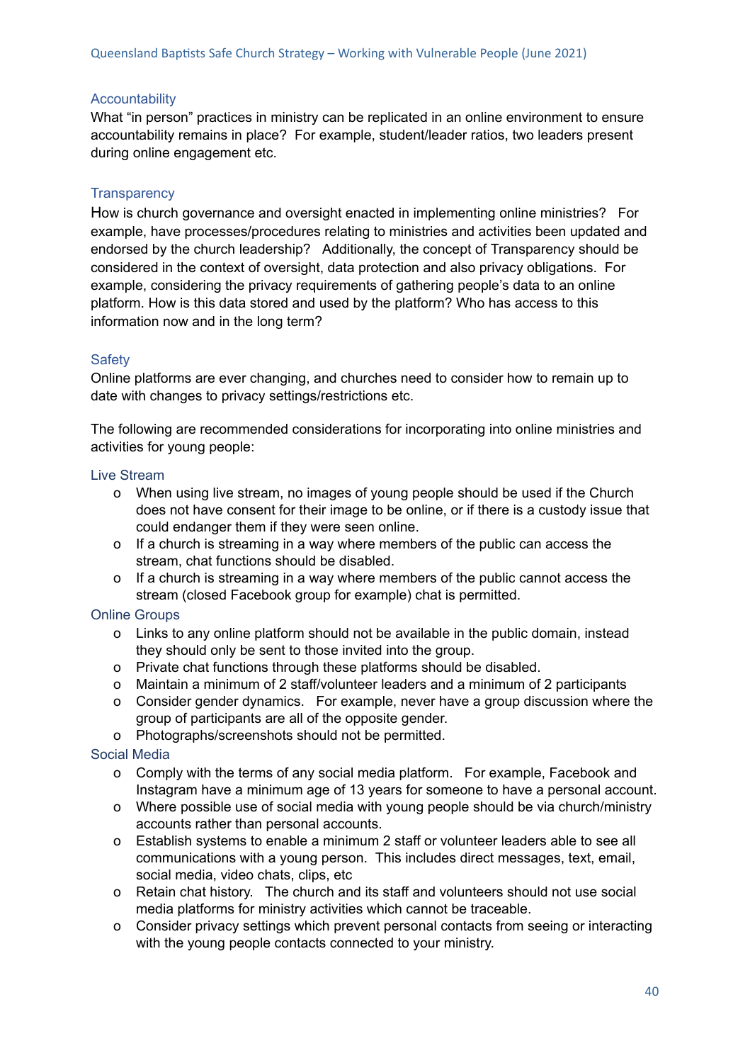### Accountability

What "in person" practices in ministry can be replicated in an online environment to ensure accountability remains in place? For example, student/leader ratios, two leaders present during online engagement etc.

### Transparency

How is church governance and oversight enacted in implementing online ministries? For example, have processes/procedures relating to ministries and activities been updated and endorsed by the church leadership? Additionally, the concept of Transparency should be considered in the context of oversight, data protection and also privacy obligations. For example, considering the privacy requirements of gathering people's data to an online platform. How is this data stored and used by the platform? Who has access to this information now and in the long term?

### Safety

Online platforms are ever changing, and churches need to consider how to remain up to date with changes to privacy settings/restrictions etc.

The following are recommended considerations for incorporating into online ministries and activities for young people:

### Live Stream

- When using live stream, no images of young people should be used if the Church does not have consent for their image to be online, or if there is a custody issue that could endanger them if they were seen online.
- If a church is streaming in a way where members of the public can access the stream, chat functions should be disabled.
- If a church is streaming in a way where members of the public cannot access the stream (closed Facebook group for example) chat is permitted.

### Online Groups

- Links to any online platform should not be available in the public domain, instead they should only be sent to those invited into the group.
- Private chat functions through these platforms should be disabled.
- Maintain a minimum of 2 staff/volunteer leaders and a minimum of 2 participants
- Consider gender dynamics. For example, never have a group discussion where the group of participants are all of the opposite gender.
- Photographs/screenshots should not be permitted.

### Social Media

- Comply with the terms of any social media platform. For example, Facebook and Instagram have a minimum age of 13 years for someone to have a personal account.
- Where possible use of social media with young people should be via church/ministry accounts rather than personal accounts.
- Establish systems to enable a minimum 2 staff or volunteer leaders able to see all communications with a young person. This includes direct messages, text, email, social media, video chats, clips, etc
- Retain chat history. The church and its staff and volunteers should not use social media platforms for ministry activities which cannot be traceable.
- Consider privacy settings which prevent personal contacts from seeing or interacting with the young people contacts connected to your ministry.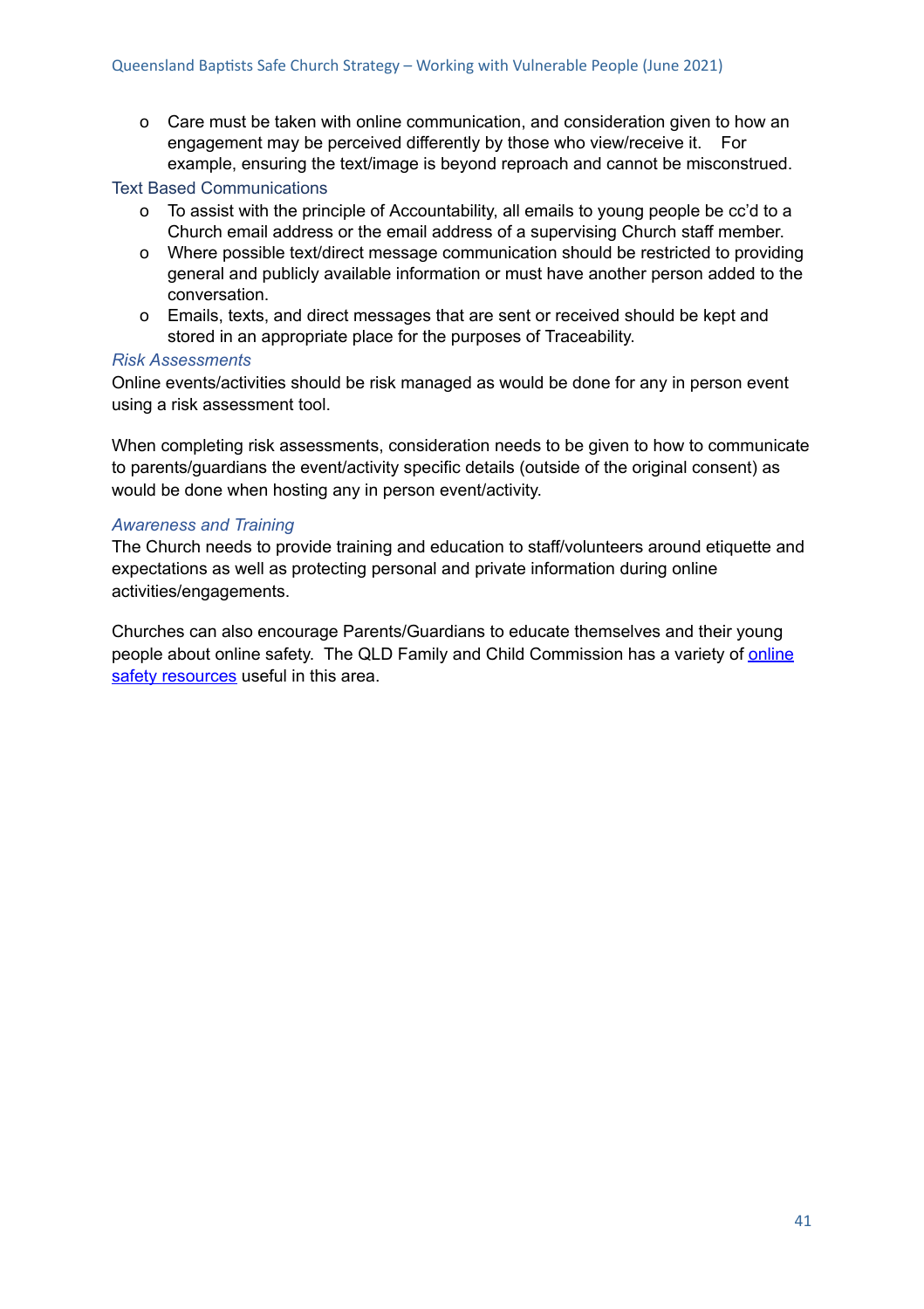- Care must be taken with online communication, and consideration given to how an engagement may be perceived differently by those who view/receive it. For example, ensuring the text/image is beyond reproach and cannot be misconstrued.

### Text Based Communications

- To assist with the principle of Accountability, all emails to young people be cc'd to a Church email address or the email address of a supervising Church staff member.
- Where possible text/direct message communication should be restricted to providing general and publicly available information or must have another person added to the conversation.
- Emails, texts, and direct messages that are sent or received should be kept and stored in an appropriate place for the purposes of Traceability.

#### *Risk Assessments*

Online events/activities should be risk managed as would be done for any in person event using a risk assessment tool.

When completing risk assessments, consideration needs to be given to how to communicate to parents/guardians the event/activity specific details (outside of the original consent) as would be done when hosting any in person event/activity.

#### *Awareness and Training*

The Church needs to provide training and education to staff/volunteers around etiquette and expectations as well as protecting personal and private information during online activities/engagements.

Churches can also encourage Parents/Guardians to educate themselves and their young people about online safety. The QLD Family and Child Commission has a variety of online safety resources useful in this area.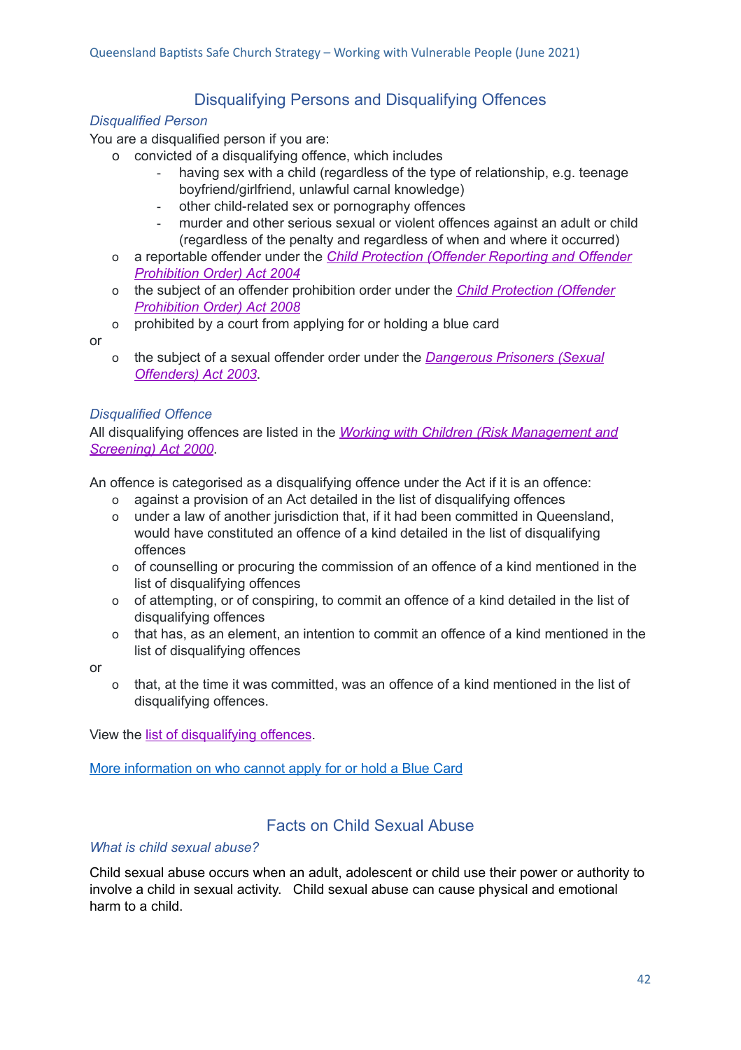## Disqualifying Persons and Disqualifying Offences

*Disqualified Person*

You are a disqualified person if you are:

- convicted of a disqualifying offence, which includes
  - having sex with a child (regardless of the type of relationship, e.g. teenage boyfriend/girlfriend, unlawful carnal knowledge)
  - other child-related sex or pornography offences
  - murder and other serious sexual or violent offences against an adult or child (regardless of the penalty and regardless of when and where it occurred)
- a reportable offender under the *Child Protection (Offender Reporting and Offender Prohibition Order) Act 2004*
- the subject of an offender prohibition order under the *Child Protection (Offender Prohibition Order) Act 2008*
- prohibited by a court from applying for or holding a blue card

or

- the subject of a sexual offender order under the *Dangerous Prisoners (Sexual Offenders) Act 2003*.

*Disqualified Offence*

All disqualifying offences are listed in the *Working with Children (Risk Management and Screening) Act 2000*.

An offence is categorised as a disqualifying offence under the Act if it is an offence:

- against a provision of an Act detailed in the list of disqualifying offences
- under a law of another jurisdiction that, if it had been committed in Queensland, would have constituted an offence of a kind detailed in the list of disqualifying offences
- of counselling or procuring the commission of an offence of a kind mentioned in the list of disqualifying offences
- of attempting, or of conspiring, to commit an offence of a kind detailed in the list of disqualifying offences
- that has, as an element, an intention to commit an offence of a kind mentioned in the list of disqualifying offences

or

- that, at the time it was committed, was an offence of a kind mentioned in the list of disqualifying offences.

View the list of disqualifying offences.

More information on who cannot apply for or hold a Blue Card

## Facts on Child Sexual Abuse

*What is child sexual abuse?*

Child sexual abuse occurs when an adult, adolescent or child use their power or authority to involve a child in sexual activity. Child sexual abuse can cause physical and emotional harm to a child.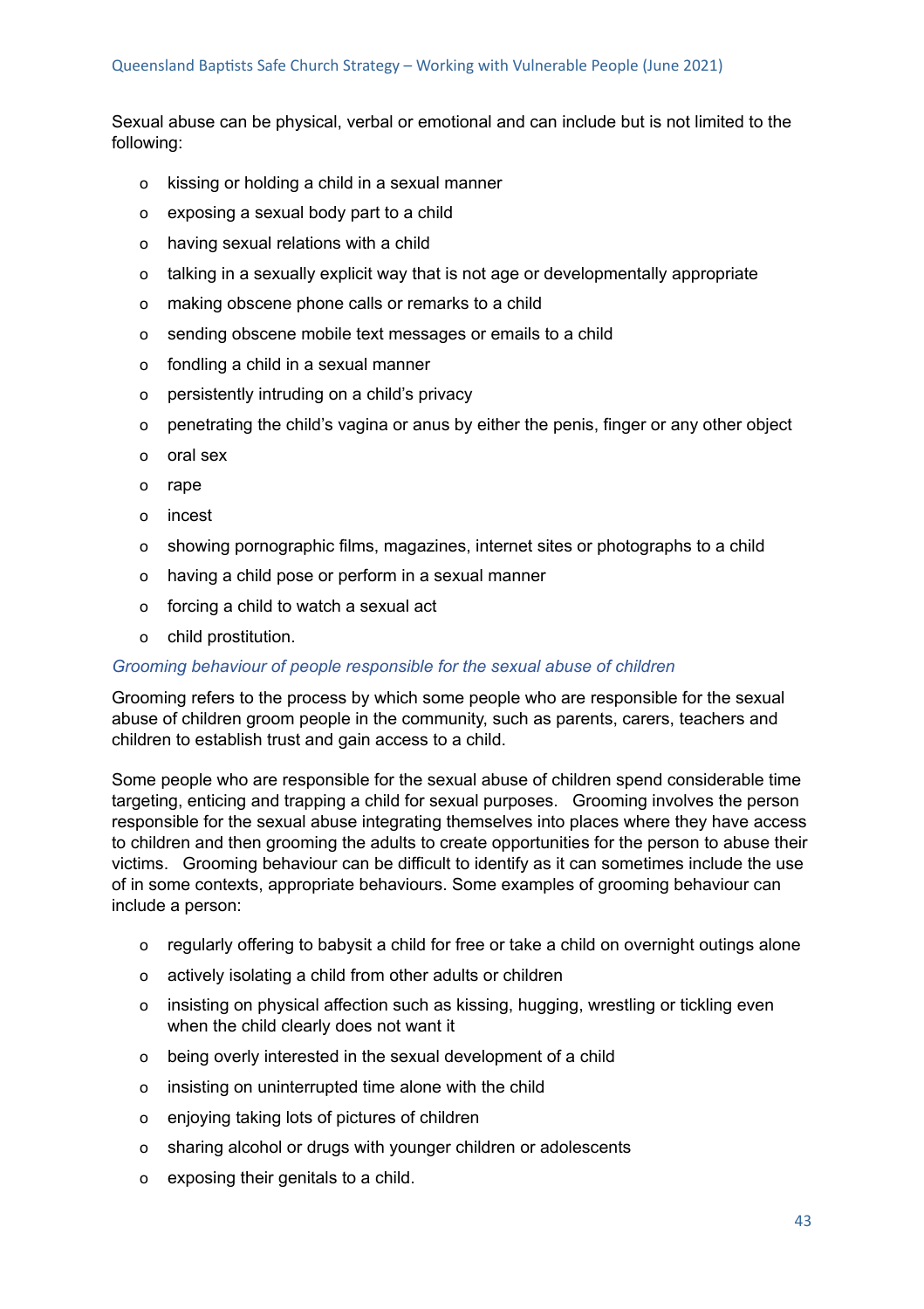Sexual abuse can be physical, verbal or emotional and can include but is not limited to the following:

- kissing or holding a child in a sexual manner
- exposing a sexual body part to a child
- having sexual relations with a child
- talking in a sexually explicit way that is not age or developmentally appropriate
- making obscene phone calls or remarks to a child
- sending obscene mobile text messages or emails to a child
- fondling a child in a sexual manner
- persistently intruding on a child's privacy
- penetrating the child's vagina or anus by either the penis, finger or any other object
- oral sex
- rape
- incest
- showing pornographic films, magazines, internet sites or photographs to a child
- having a child pose or perform in a sexual manner
- forcing a child to watch a sexual act
- child prostitution.

*Grooming behaviour of people responsible for the sexual abuse of children*

Grooming refers to the process by which some people who are responsible for the sexual abuse of children groom people in the community, such as parents, carers, teachers and children to establish trust and gain access to a child.

Some people who are responsible for the sexual abuse of children spend considerable time targeting, enticing and trapping a child for sexual purposes. Grooming involves the person responsible for the sexual abuse integrating themselves into places where they have access to children and then grooming the adults to create opportunities for the person to abuse their victims. Grooming behaviour can be difficult to identify as it can sometimes include the use of in some contexts, appropriate behaviours. Some examples of grooming behaviour can include a person:

- regularly offering to babysit a child for free or take a child on overnight outings alone
- actively isolating a child from other adults or children
- insisting on physical affection such as kissing, hugging, wrestling or tickling even when the child clearly does not want it
- being overly interested in the sexual development of a child
- insisting on uninterrupted time alone with the child
- enjoying taking lots of pictures of children
- sharing alcohol or drugs with younger children or adolescents
- exposing their genitals to a child.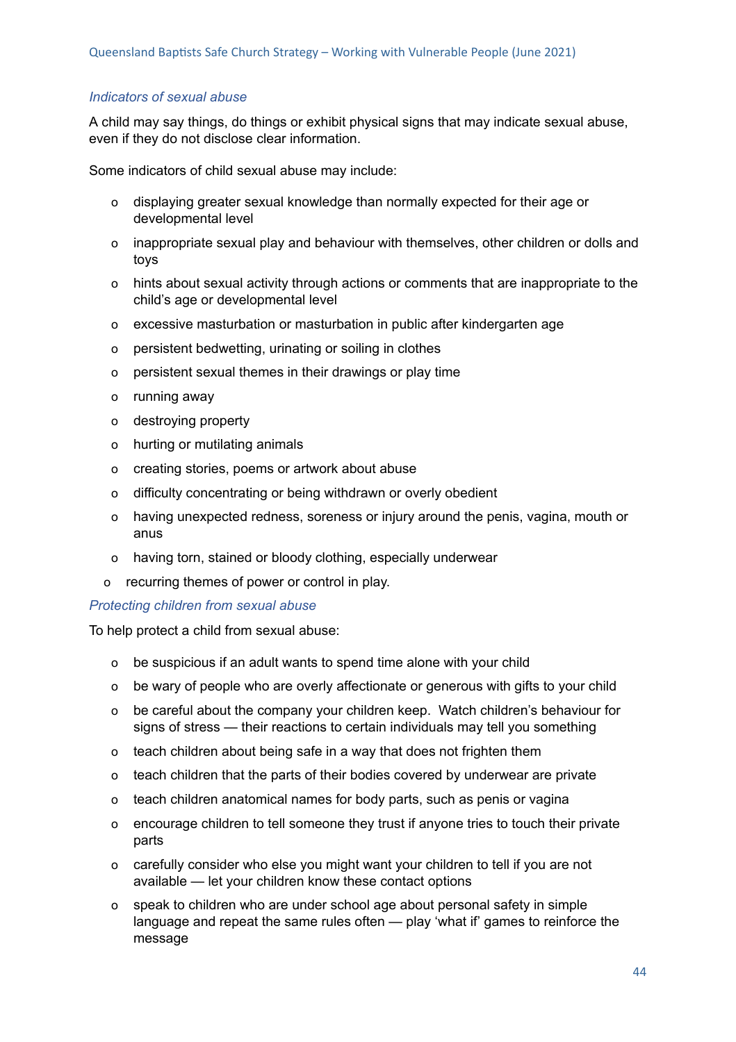*Indicators of sexual abuse*

A child may say things, do things or exhibit physical signs that may indicate sexual abuse, even if they do not disclose clear information.

Some indicators of child sexual abuse may include:

- displaying greater sexual knowledge than normally expected for their age or developmental level
- inappropriate sexual play and behaviour with themselves, other children or dolls and toys
- hints about sexual activity through actions or comments that are inappropriate to the child's age or developmental level
- excessive masturbation or masturbation in public after kindergarten age
- persistent bedwetting, urinating or soiling in clothes
- persistent sexual themes in their drawings or play time
- running away
- destroying property
- hurting or mutilating animals
- creating stories, poems or artwork about abuse
- difficulty concentrating or being withdrawn or overly obedient
- having unexpected redness, soreness or injury around the penis, vagina, mouth or anus
- having torn, stained or bloody clothing, especially underwear
- recurring themes of power or control in play.

*Protecting children from sexual abuse*

To help protect a child from sexual abuse:

- be suspicious if an adult wants to spend time alone with your child
- be wary of people who are overly affectionate or generous with gifts to your child
- be careful about the company your children keep. Watch children's behaviour for signs of stress — their reactions to certain individuals may tell you something
- teach children about being safe in a way that does not frighten them
- teach children that the parts of their bodies covered by underwear are private
- teach children anatomical names for body parts, such as penis or vagina
- encourage children to tell someone they trust if anyone tries to touch their private parts
- carefully consider who else you might want your children to tell if you are not available — let your children know these contact options
- speak to children who are under school age about personal safety in simple language and repeat the same rules often — play 'what if' games to reinforce the message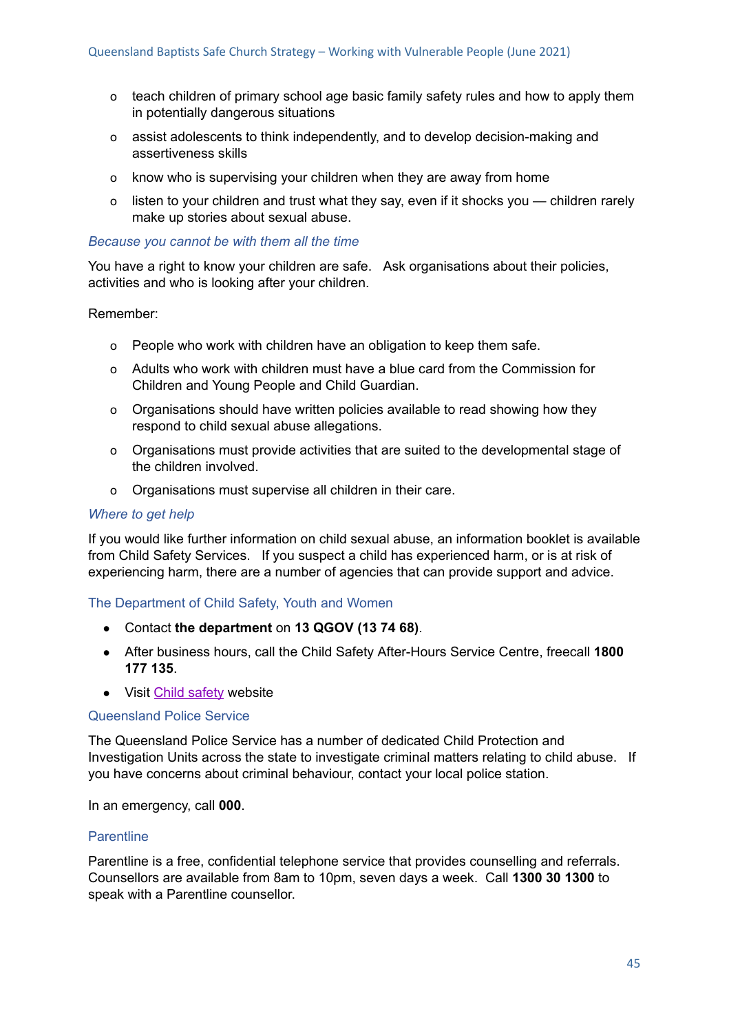- teach children of primary school age basic family safety rules and how to apply them in potentially dangerous situations
- assist adolescents to think independently, and to develop decision-making and assertiveness skills
- know who is supervising your children when they are away from home
- listen to your children and trust what they say, even if it shocks you — children rarely make up stories about sexual abuse.

*Because you cannot be with them all the time*

You have a right to know your children are safe. Ask organisations about their policies, activities and who is looking after your children.

Remember:

- People who work with children have an obligation to keep them safe.
- Adults who work with children must have a blue card from the Commission for Children and Young People and Child Guardian.
- Organisations should have written policies available to read showing how they respond to child sexual abuse allegations.
- Organisations must provide activities that are suited to the developmental stage of the children involved.
- Organisations must supervise all children in their care.

*Where to get help*

If you would like further information on child sexual abuse, an information booklet is available from Child Safety Services. If you suspect a child has experienced harm, or is at risk of experiencing harm, there are a number of agencies that can provide support and advice.

### The Department of Child Safety, Youth and Women

- Contact **the department** on **13 QGOV (13 74 68)**.
- After business hours, call the Child Safety After-Hours Service Centre, freecall **1800 177 135**.
- Visit Child safety website

### Queensland Police Service

The Queensland Police Service has a number of dedicated Child Protection and Investigation Units across the state to investigate criminal matters relating to child abuse. If you have concerns about criminal behaviour, contact your local police station.

In an emergency, call **000**.

### Parentline

Parentline is a free, confidential telephone service that provides counselling and referrals. Counsellors are available from 8am to 10pm, seven days a week. Call **1300 30 1300** to speak with a Parentline counsellor.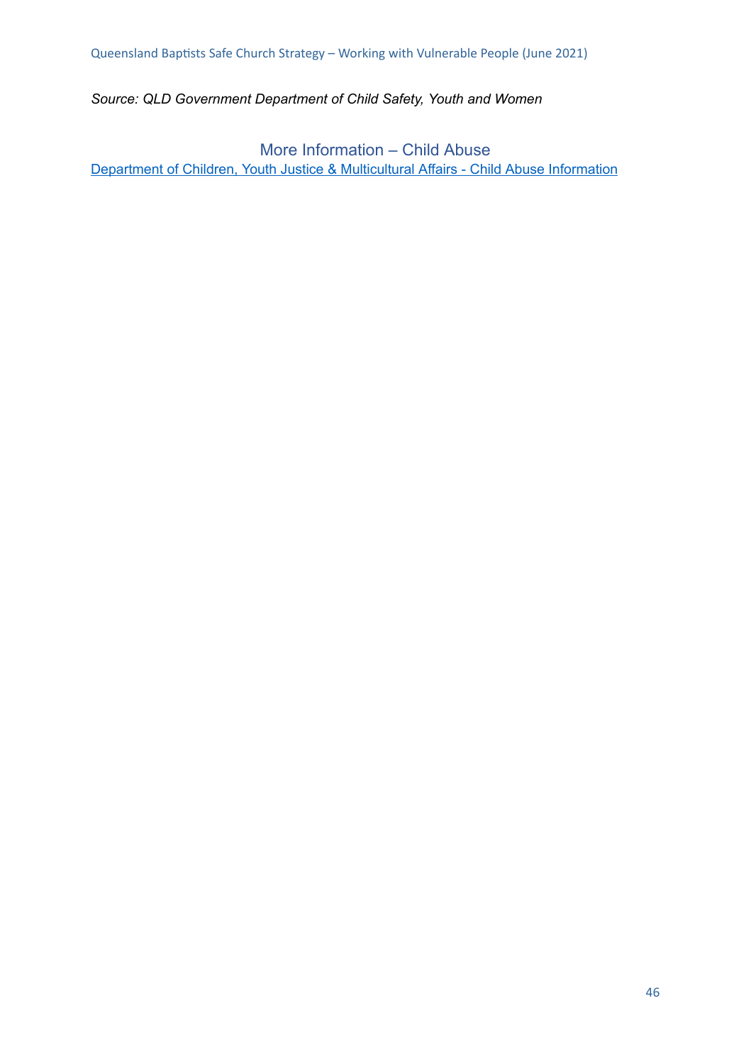*Source: QLD Government Department of Child Safety, Youth and Women*

## More Information – Child Abuse

Department of Children, Youth Justice & Multicultural Affairs - Child Abuse Information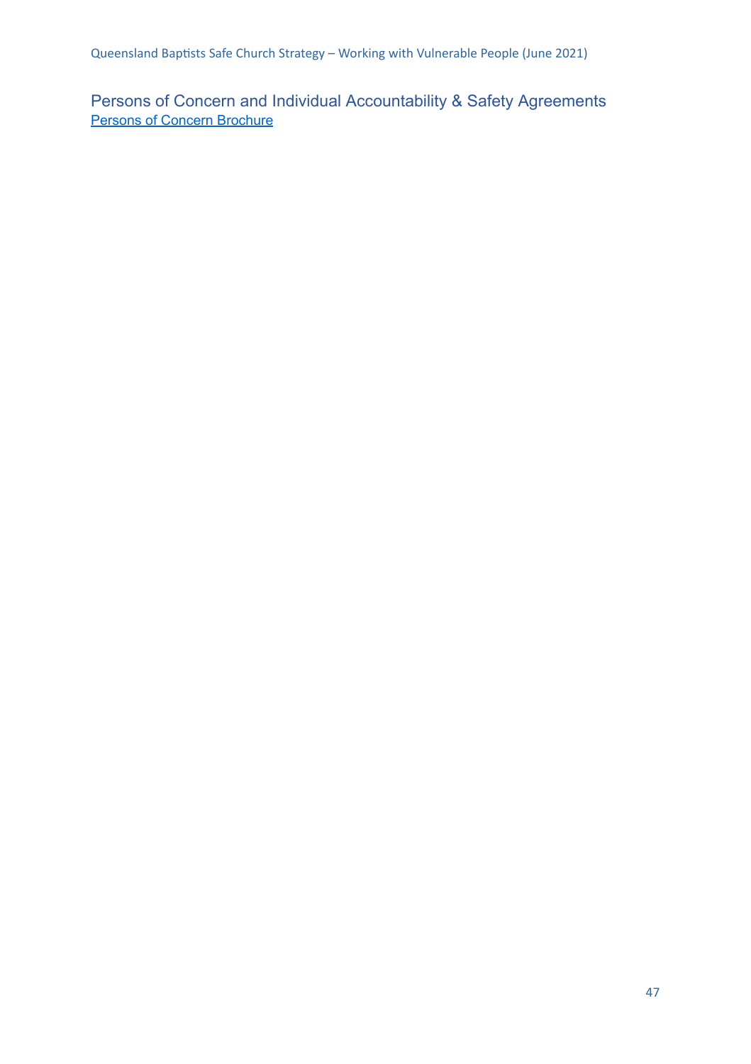## Persons of Concern and Individual Accountability & Safety Agreements

[Persons of Concern Brochure]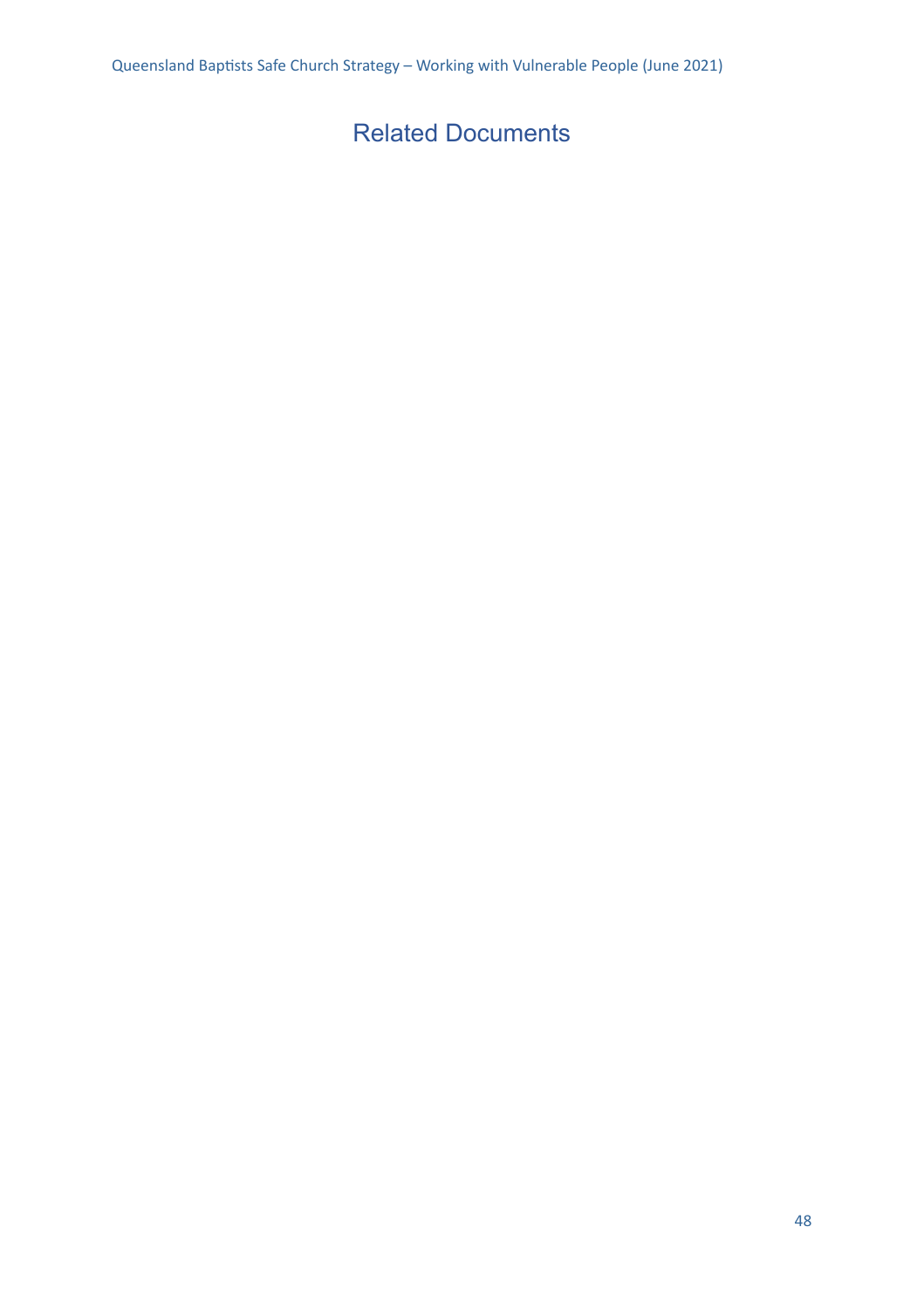# Related Documents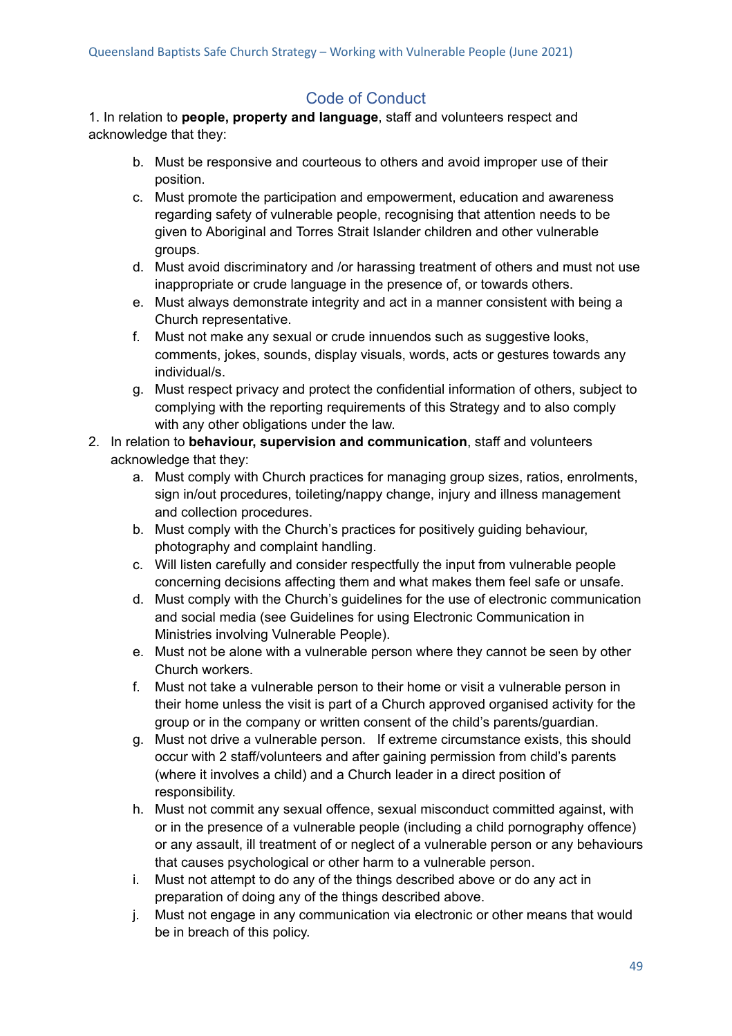## Code of Conduct

1. In relation to **people, property and language**, staff and volunteers respect and acknowledge that they:

   b. Must be responsive and courteous to others and avoid improper use of their position.

   c. Must promote the participation and empowerment, education and awareness regarding safety of vulnerable people, recognising that attention needs to be given to Aboriginal and Torres Strait Islander children and other vulnerable groups.

   d. Must avoid discriminatory and /or harassing treatment of others and must not use inappropriate or crude language in the presence of, or towards others.

   e. Must always demonstrate integrity and act in a manner consistent with being a Church representative.

   f. Must not make any sexual or crude innuendos such as suggestive looks, comments, jokes, sounds, display visuals, words, acts or gestures towards any individual/s.

   g. Must respect privacy and protect the confidential information of others, subject to complying with the reporting requirements of this Strategy and to also comply with any other obligations under the law.

2. In relation to **behaviour, supervision and communication**, staff and volunteers acknowledge that they:

   a. Must comply with Church practices for managing group sizes, ratios, enrolments, sign in/out procedures, toileting/nappy change, injury and illness management and collection procedures.

   b. Must comply with the Church's practices for positively guiding behaviour, photography and complaint handling.

   c. Will listen carefully and consider respectfully the input from vulnerable people concerning decisions affecting them and what makes them feel safe or unsafe.

   d. Must comply with the Church's guidelines for the use of electronic communication and social media (see Guidelines for using Electronic Communication in Ministries involving Vulnerable People).

   e. Must not be alone with a vulnerable person where they cannot be seen by other Church workers.

   f. Must not take a vulnerable person to their home or visit a vulnerable person in their home unless the visit is part of a Church approved organised activity for the group or in the company or written consent of the child's parents/guardian.

   g. Must not drive a vulnerable person. If extreme circumstance exists, this should occur with 2 staff/volunteers and after gaining permission from child's parents (where it involves a child) and a Church leader in a direct position of responsibility.

   h. Must not commit any sexual offence, sexual misconduct committed against, with or in the presence of a vulnerable people (including a child pornography offence) or any assault, ill treatment of or neglect of a vulnerable person or any behaviours that causes psychological or other harm to a vulnerable person.

   i. Must not attempt to do any of the things described above or do any act in preparation of doing any of the things described above.

   j. Must not engage in any communication via electronic or other means that would be in breach of this policy.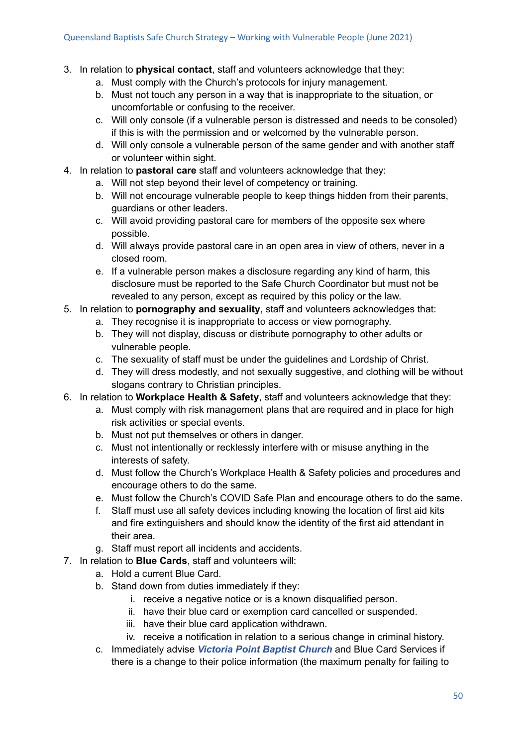3. In relation to **physical contact**, staff and volunteers acknowledge that they:
    a. Must comply with the Church's protocols for injury management.
    b. Must not touch any person in a way that is inappropriate to the situation, or uncomfortable or confusing to the receiver.
    c. Will only console (if a vulnerable person is distressed and needs to be consoled) if this is with the permission and or welcomed by the vulnerable person.
    d. Will only console a vulnerable person of the same gender and with another staff or volunteer within sight.
4. In relation to **pastoral care** staff and volunteers acknowledge that they:
    a. Will not step beyond their level of competency or training.
    b. Will not encourage vulnerable people to keep things hidden from their parents, guardians or other leaders.
    c. Will avoid providing pastoral care for members of the opposite sex where possible.
    d. Will always provide pastoral care in an open area in view of others, never in a closed room.
    e. If a vulnerable person makes a disclosure regarding any kind of harm, this disclosure must be reported to the Safe Church Coordinator but must not be revealed to any person, except as required by this policy or the law.
5. In relation to **pornography and sexuality**, staff and volunteers acknowledges that:
    a. They recognise it is inappropriate to access or view pornography.
    b. They will not display, discuss or distribute pornography to other adults or vulnerable people.
    c. The sexuality of staff must be under the guidelines and Lordship of Christ.
    d. They will dress modestly, and not sexually suggestive, and clothing will be without slogans contrary to Christian principles.
6. In relation to **Workplace Health & Safety**, staff and volunteers acknowledge that they:
    a. Must comply with risk management plans that are required and in place for high risk activities or special events.
    b. Must not put themselves or others in danger.
    c. Must not intentionally or recklessly interfere with or misuse anything in the interests of safety.
    d. Must follow the Church's Workplace Health & Safety policies and procedures and encourage others to do the same.
    e. Must follow the Church's COVID Safe Plan and encourage others to do the same.
    f. Staff must use all safety devices including knowing the location of first aid kits and fire extinguishers and should know the identity of the first aid attendant in their area.
    g. Staff must report all incidents and accidents.
7. In relation to **Blue Cards**, staff and volunteers will:
    a. Hold a current Blue Card.
    b. Stand down from duties immediately if they:
        i. receive a negative notice or is a known disqualified person.
        ii. have their blue card or exemption card cancelled or suspended.
        iii. have their blue card application withdrawn.
        iv. receive a notification in relation to a serious change in criminal history.
    c. Immediately advise ***Victoria Point Baptist Church*** and Blue Card Services if there is a change to their police information (the maximum penalty for failing to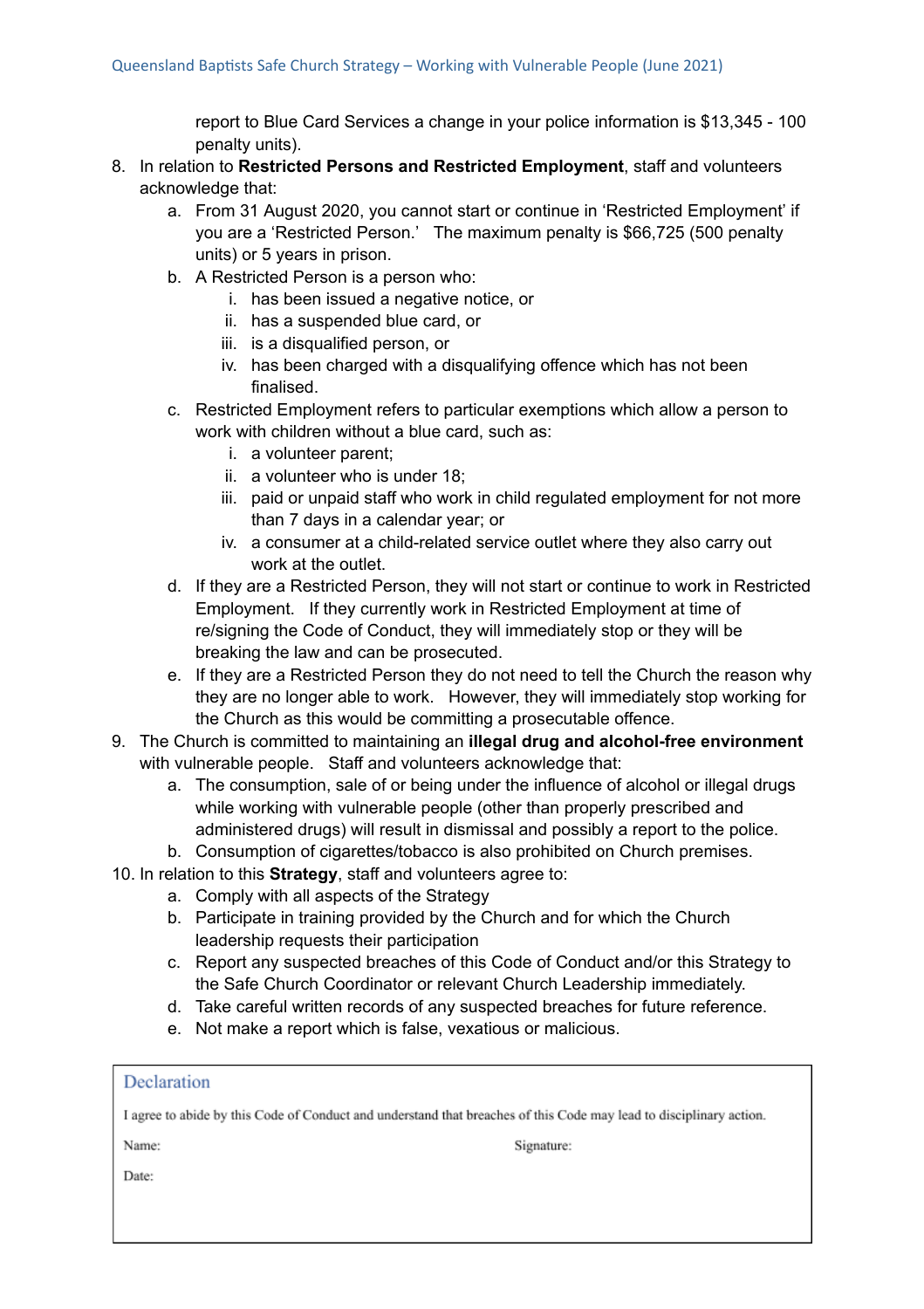report to Blue Card Services a change in your police information is $13,345 - 100 penalty units).

8. In relation to **Restricted Persons and Restricted Employment**, staff and volunteers acknowledge that:
   a. From 31 August 2020, you cannot start or continue in 'Restricted Employment' if you are a 'Restricted Person.' The maximum penalty is $66,725 (500 penalty units) or 5 years in prison.
   b. A Restricted Person is a person who:
      i. has been issued a negative notice, or
      ii. has a suspended blue card, or
      iii. is a disqualified person, or
      iv. has been charged with a disqualifying offence which has not been finalised.
   c. Restricted Employment refers to particular exemptions which allow a person to work with children without a blue card, such as:
      i. a volunteer parent;
      ii. a volunteer who is under 18;
      iii. paid or unpaid staff who work in child regulated employment for not more than 7 days in a calendar year; or
      iv. a consumer at a child-related service outlet where they also carry out work at the outlet.
   d. If they are a Restricted Person, they will not start or continue to work in Restricted Employment. If they currently work in Restricted Employment at time of re/signing the Code of Conduct, they will immediately stop or they will be breaking the law and can be prosecuted.
   e. If they are a Restricted Person they do not need to tell the Church the reason why they are no longer able to work. However, they will immediately stop working for the Church as this would be committing a prosecutable offence.
9. The Church is committed to maintaining an **illegal drug and alcohol-free environment** with vulnerable people. Staff and volunteers acknowledge that:
   a. The consumption, sale of or being under the influence of alcohol or illegal drugs while working with vulnerable people (other than properly prescribed and administered drugs) will result in dismissal and possibly a report to the police.
   b. Consumption of cigarettes/tobacco is also prohibited on Church premises.
10. In relation to this **Strategy**, staff and volunteers agree to:
    a. Comply with all aspects of the Strategy
    b. Participate in training provided by the Church and for which the Church leadership requests their participation
    c. Report any suspected breaches of this Code of Conduct and/or this Strategy to the Safe Church Coordinator or relevant Church Leadership immediately.
    d. Take careful written records of any suspected breaches for future reference.
    e. Not make a report which is false, vexatious or malicious.

### Declaration

I agree to abide by this Code of Conduct and understand that breaches of this Code may lead to disciplinary action.

Name: Signature:

Date: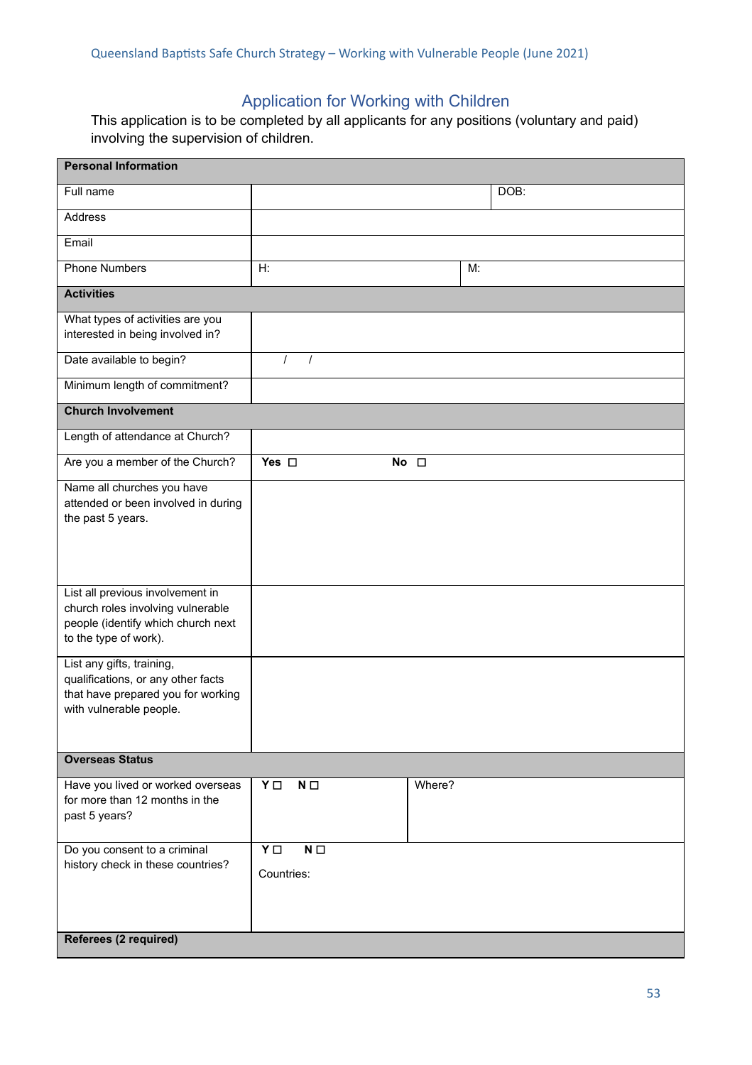## Application for Working with Children

This application is to be completed by all applicants for any positions (voluntary and paid) involving the supervision of children.

| **Personal Information** | | |
|---|---|---|
| Full name | | DOB: |
| Address | | |
| Email | | |
| Phone Numbers | H: | M: |
| **Activities** | | |
| What types of activities are you interested in being involved in? | | |
| Date available to begin? | / / | |
| Minimum length of commitment? | | |
| **Church Involvement** | | |
| Length of attendance at Church? | | |
| Are you a member of the Church? | **Yes** ☐ | **No** ☐ |
| Name all churches you have attended or been involved in during the past 5 years. | | |
| List all previous involvement in church roles involving vulnerable people (identify which church next to the type of work). | | |
| List any gifts, training, qualifications, or any other facts that have prepared you for working with vulnerable people. | | |
| **Overseas Status** | | |
| Have you lived or worked overseas for more than 12 months in the past 5 years? | **Y** ☐ **N** ☐ | Where? |
| Do you consent to a criminal history check in these countries? | **Y** ☐ **N** ☐ Countries: | |
| **Referees (2 required)** | | |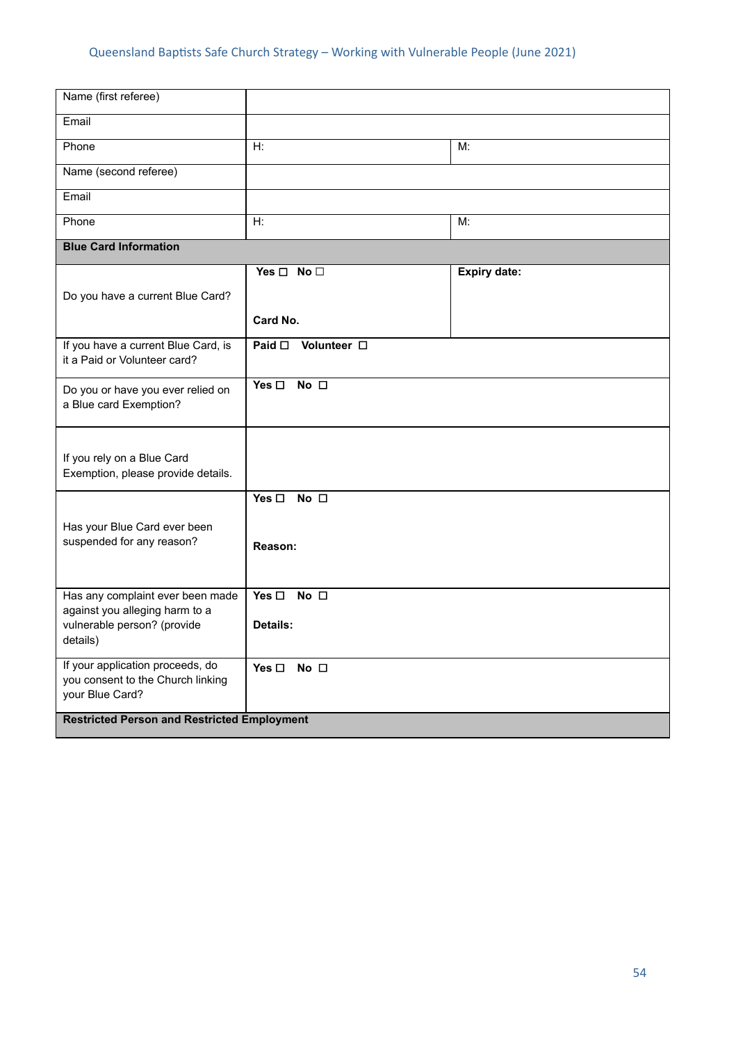| | | |
|---|---|---|
| Name (first referee) | | |
| Email | | |
| Phone | H: | M: |
| Name (second referee) | | |
| Email | | |
| Phone | H: | M: |
| **Blue Card Information** | | |
| Do you have a current Blue Card? | **Yes** ☐ **No** ☐<br><br>**Card No.** | **Expiry date:** |
| If you have a current Blue Card, is it a Paid or Volunteer card? | **Paid** ☐ **Volunteer** ☐ | |
| Do you or have you ever relied on a Blue card Exemption? | **Yes** ☐ **No** ☐ | |
| If you rely on a Blue Card Exemption, please provide details. | | |
| Has your Blue Card ever been suspended for any reason? | **Yes** ☐ **No** ☐<br><br>**Reason:** | |
| Has any complaint ever been made against you alleging harm to a vulnerable person? (provide details) | **Yes** ☐ **No** ☐<br><br>**Details:** | |
| If your application proceeds, do you consent to the Church linking your Blue Card? | **Yes** ☐ **No** ☐ | |
| **Restricted Person and Restricted Employment** | | |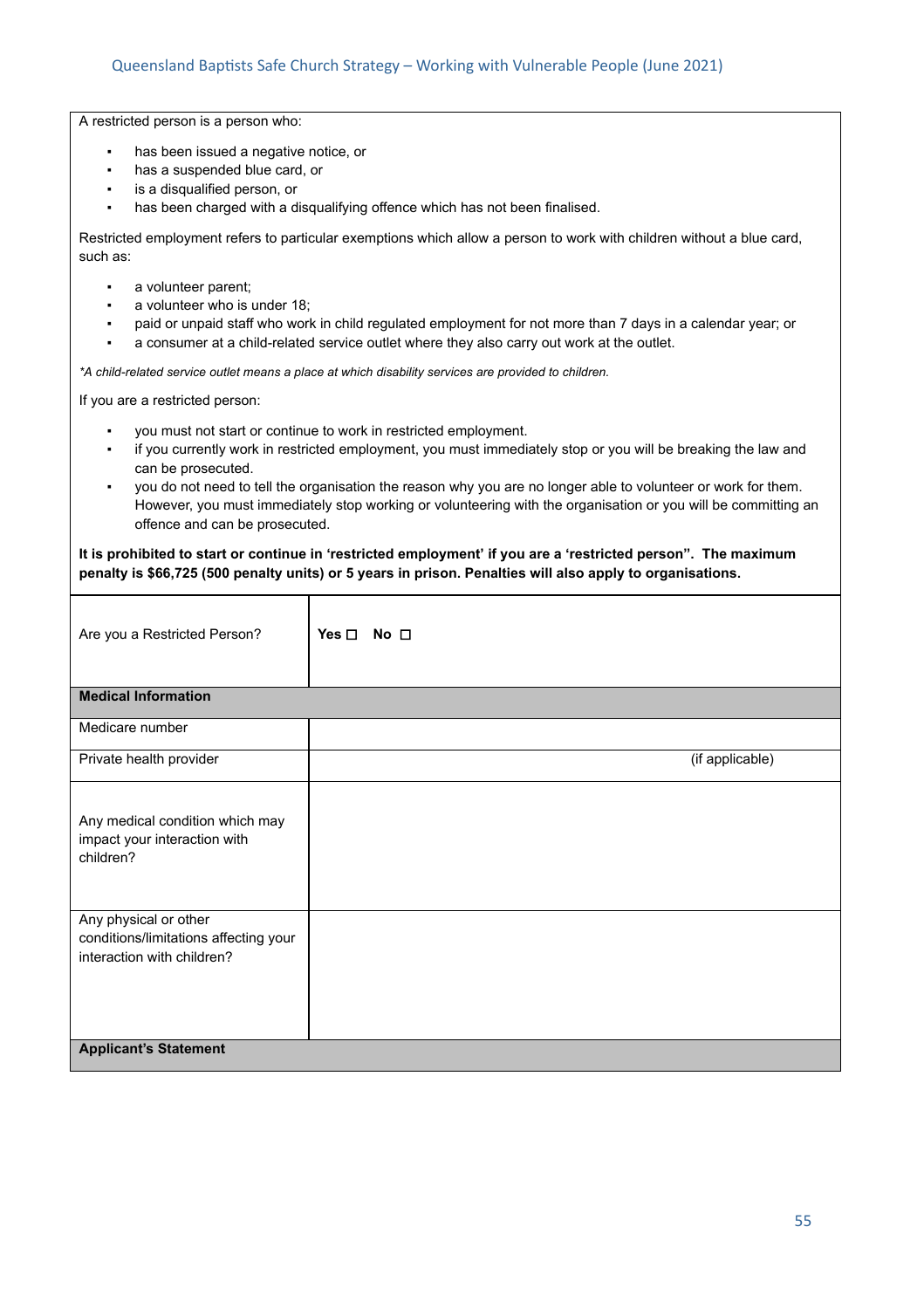A restricted person is a person who:

- has been issued a negative notice, or
- has a suspended blue card, or
- is a disqualified person, or
- has been charged with a disqualifying offence which has not been finalised.

Restricted employment refers to particular exemptions which allow a person to work with children without a blue card, such as:

- a volunteer parent;
- a volunteer who is under 18;
- paid or unpaid staff who work in child regulated employment for not more than 7 days in a calendar year; or
- a consumer at a child-related service outlet where they also carry out work at the outlet.

*\*A child-related service outlet means a place at which disability services are provided to children.*

If you are a restricted person:

- you must not start or continue to work in restricted employment.
- if you currently work in restricted employment, you must immediately stop or you will be breaking the law and can be prosecuted.
- you do not need to tell the organisation the reason why you are no longer able to volunteer or work for them. However, you must immediately stop working or volunteering with the organisation or you will be committing an offence and can be prosecuted.

**It is prohibited to start or continue in 'restricted employment' if you are a 'restricted person". The maximum penalty is $66,725 (500 penalty units) or 5 years in prison. Penalties will also apply to organisations.**

| | |
|---|---|
| Are you a Restricted Person? | **Yes ☐ No ☐** |
| **Medical Information** | |
| Medicare number | |
| Private health provider | (if applicable) |
| Any medical condition which may impact your interaction with children? | |
| Any physical or other conditions/limitations affecting your interaction with children? | |
| **Applicant's Statement** | |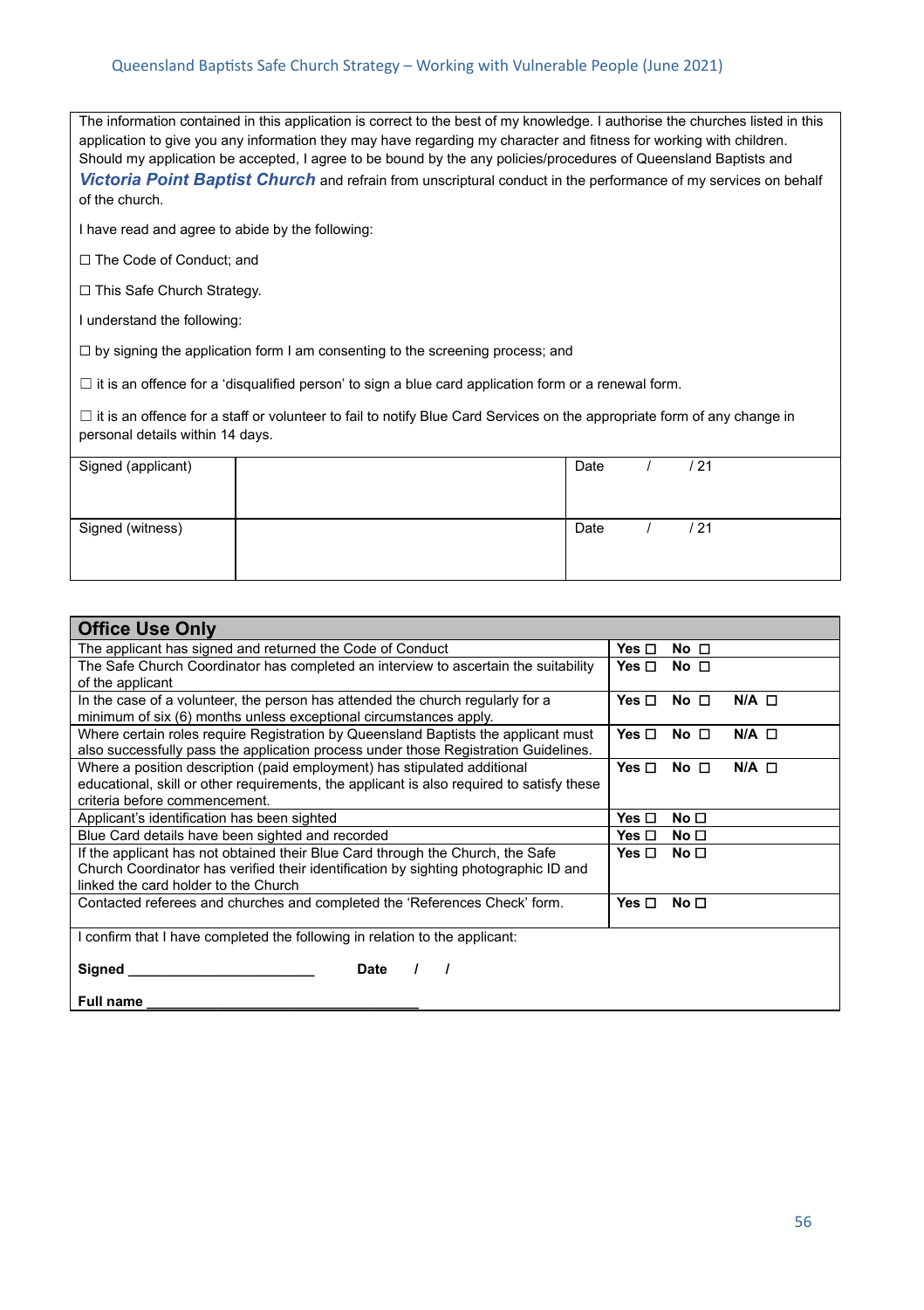The information contained in this application is correct to the best of my knowledge. I authorise the churches listed in this application to give you any information they may have regarding my character and fitness for working with children. Should my application be accepted, I agree to be bound by the any policies/procedures of Queensland Baptists and ***Victoria Point Baptist Church*** and refrain from unscriptural conduct in the performance of my services on behalf of the church.

I have read and agree to abide by the following:

☐ The Code of Conduct; and

☐ This Safe Church Strategy.

I understand the following:

☐ by signing the application form I am consenting to the screening process; and

☐ it is an offence for a 'disqualified person' to sign a blue card application form or a renewal form.

☐ it is an offence for a staff or volunteer to fail to notify Blue Card Services on the appropriate form of any change in personal details within 14 days.

| Signed (applicant) | | Date / / 21 |
|---|---|---|
| Signed (witness) | | Date / / 21 |

| **Office Use Only** | |
|---|---|
| The applicant has signed and returned the Code of Conduct | **Yes** ☐ **No** ☐ |
| The Safe Church Coordinator has completed an interview to ascertain the suitability of the applicant | **Yes** ☐ **No** ☐ |
| In the case of a volunteer, the person has attended the church regularly for a minimum of six (6) months unless exceptional circumstances apply. | **Yes** ☐ **No** ☐ **N/A** ☐ |
| Where certain roles require Registration by Queensland Baptists the applicant must also successfully pass the application process under those Registration Guidelines. | **Yes** ☐ **No** ☐ **N/A** ☐ |
| Where a position description (paid employment) has stipulated additional educational, skill or other requirements, the applicant is also required to satisfy these criteria before commencement. | **Yes** ☐ **No** ☐ **N/A** ☐ |
| Applicant's identification has been sighted | **Yes** ☐ **No** ☐ |
| Blue Card details have been sighted and recorded | **Yes** ☐ **No** ☐ |
| If the applicant has not obtained their Blue Card through the Church, the Safe Church Coordinator has verified their identification by sighting photographic ID and linked the card holder to the Church | **Yes** ☐ **No** ☐ |
| Contacted referees and churches and completed the 'References Check' form. | **Yes** ☐ **No** ☐ |

I confirm that I have completed the following in relation to the applicant:

**Signed** ________________________ **Date / /**

**Full name** ____________________________________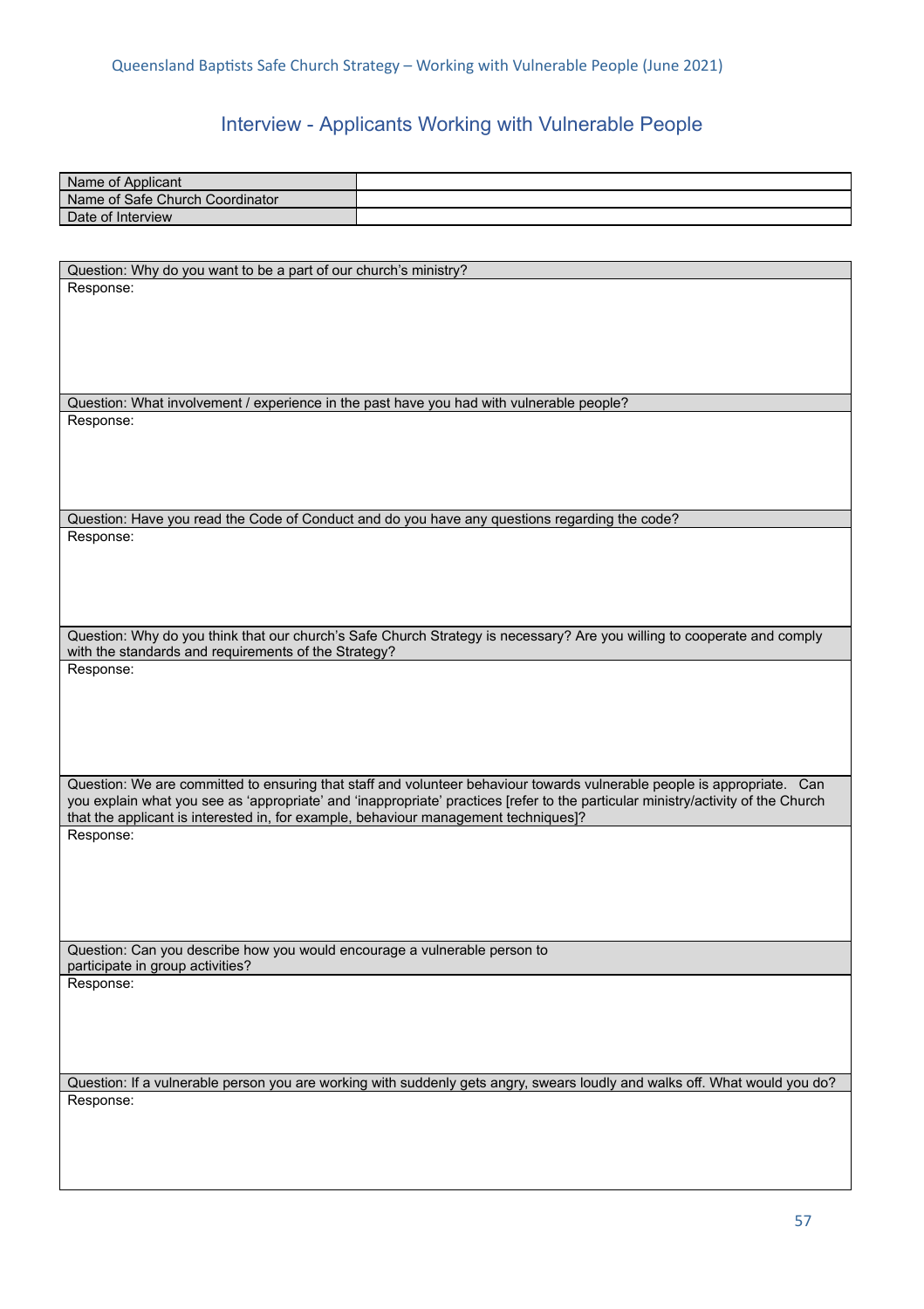# Interview - Applicants Working with Vulnerable People

| Name of Applicant | |
|---|---|
| Name of Safe Church Coordinator | |
| Date of Interview | |

| Question: Why do you want to be a part of our church's ministry? |
|---|
| Response: |
| Question: What involvement / experience in the past have you had with vulnerable people? |
| Response: |
| Question: Have you read the Code of Conduct and do you have any questions regarding the code? |
| Response: |
| Question: Why do you think that our church's Safe Church Strategy is necessary? Are you willing to cooperate and comply with the standards and requirements of the Strategy? |
| Response: |
| Question: We are committed to ensuring that staff and volunteer behaviour towards vulnerable people is appropriate. Can you explain what you see as 'appropriate' and 'inappropriate' practices [refer to the particular ministry/activity of the Church that the applicant is interested in, for example, behaviour management techniques]? |
| Response: |
| Question: Can you describe how you would encourage a vulnerable person to participate in group activities? |
| Response: |
| Question: If a vulnerable person you are working with suddenly gets angry, swears loudly and walks off. What would you do? |
| Response: |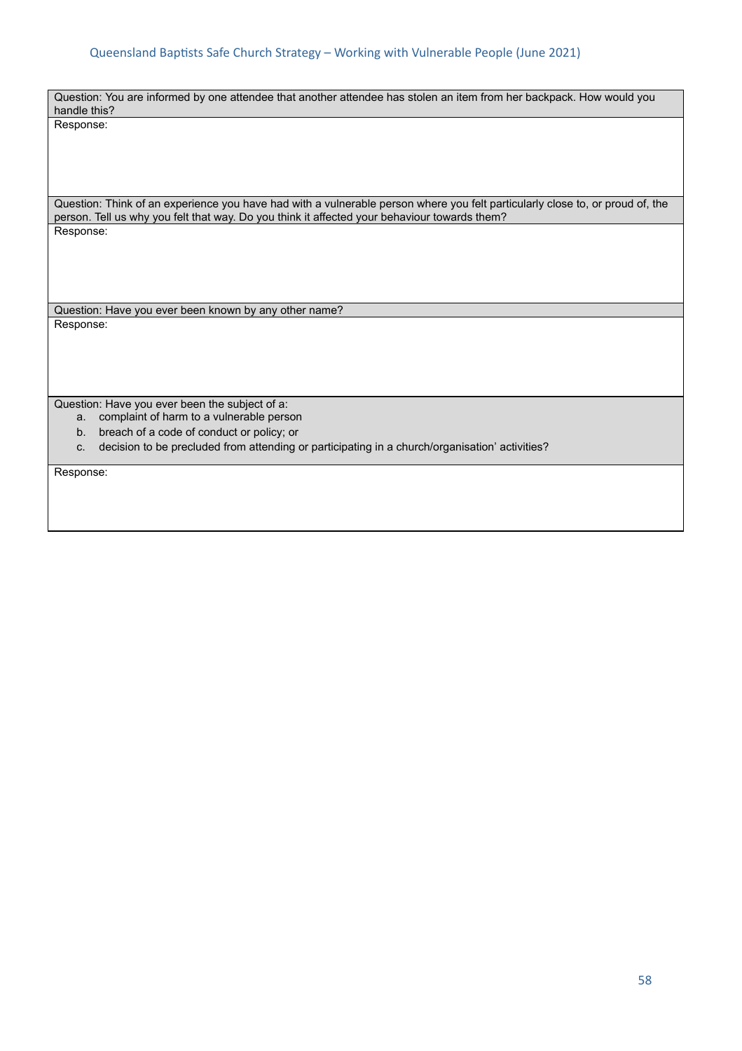| Question: You are informed by one attendee that another attendee has stolen an item from her backpack. How would you handle this? |
| --- |
| Response: |
| Question: Think of an experience you have had with a vulnerable person where you felt particularly close to, or proud of, the person. Tell us why you felt that way. Do you think it affected your behaviour towards them? |
| Response: |
| Question: Have you ever been known by any other name? |
| Response: |
| Question: Have you ever been the subject of a:<br>a. complaint of harm to a vulnerable person<br>b. breach of a code of conduct or policy; or<br>c. decision to be precluded from attending or participating in a church/organisation' activities? |
| Response: |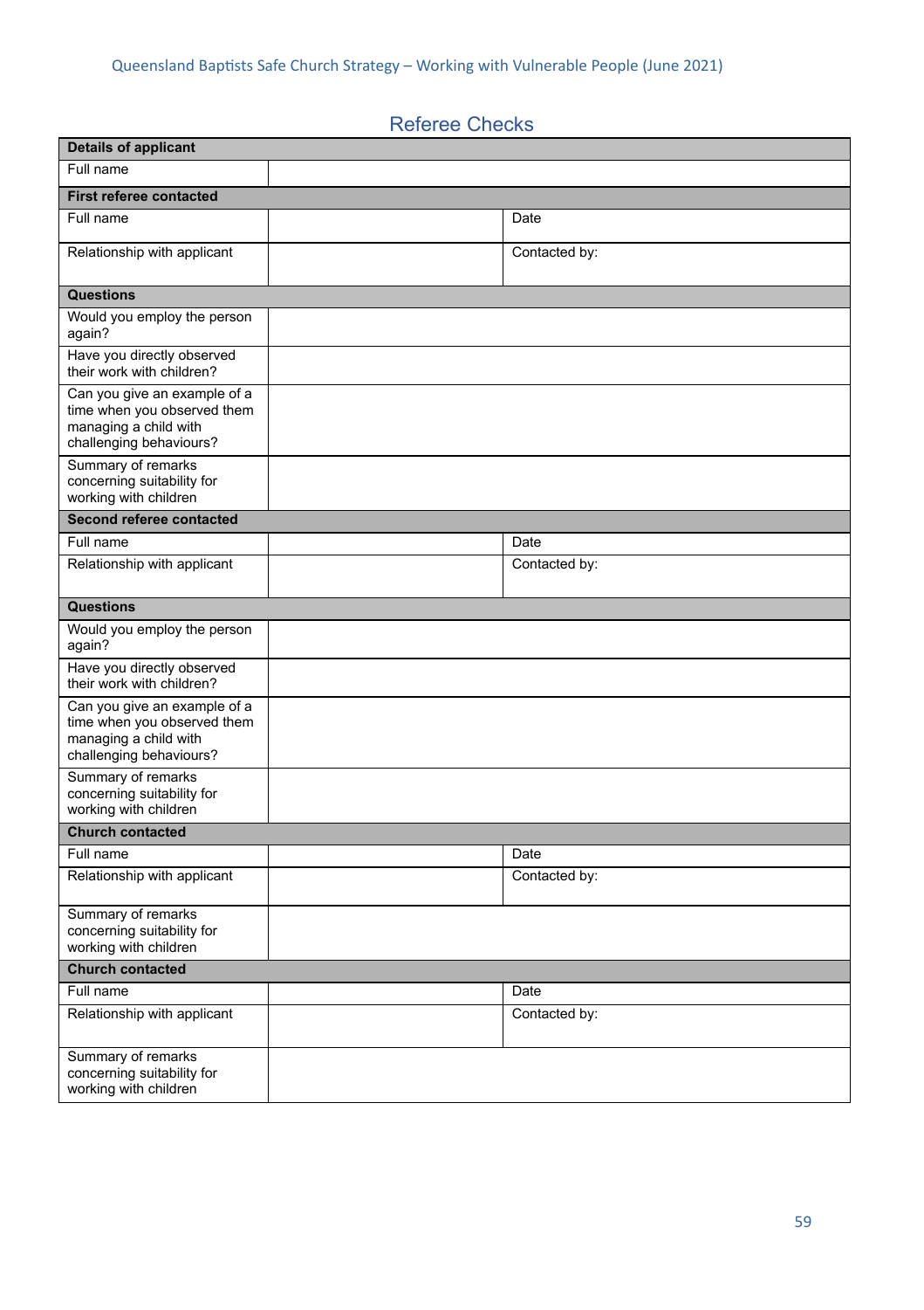## Referee Checks

| Details of applicant | | | |
|---|---|---|---|
| Full name | | | |
| **First referee contacted** | | | |
| Full name | | Date | |
| Relationship with applicant | | Contacted by: | |
| **Questions** | | | |
| Would you employ the person again? | | | |
| Have you directly observed their work with children? | | | |
| Can you give an example of a time when you observed them managing a child with challenging behaviours? | | | |
| Summary of remarks concerning suitability for working with children | | | |
| **Second referee contacted** | | | |
| Full name | | Date | |
| Relationship with applicant | | Contacted by: | |
| **Questions** | | | |
| Would you employ the person again? | | | |
| Have you directly observed their work with children? | | | |
| Can you give an example of a time when you observed them managing a child with challenging behaviours? | | | |
| Summary of remarks concerning suitability for working with children | | | |
| **Church contacted** | | | |
| Full name | | Date | |
| Relationship with applicant | | Contacted by: | |
| Summary of remarks concerning suitability for working with children | | | |
| **Church contacted** | | | |
| Full name | | Date | |
| Relationship with applicant | | Contacted by: | |
| Summary of remarks concerning suitability for working with children | | | |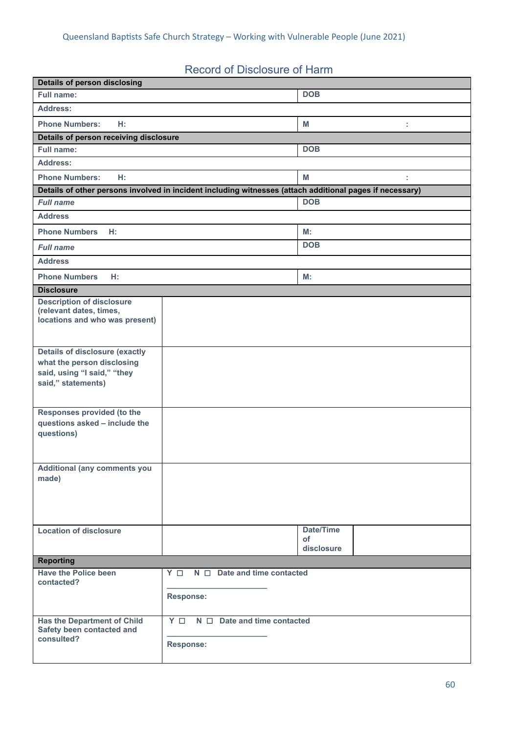## Record of Disclosure of Harm

| **Details of person disclosing** | | | |
|---|---|---|---|
| **Full name:** | | **DOB** | |
| **Address:** | | | |
| **Phone Numbers: H:** | | **M** | **:** |
| **Details of person receiving disclosure** | | | |
| **Full name:** | | **DOB** | |
| **Address:** | | | |
| **Phone Numbers: H:** | | **M** | **:** |
| **Details of other persons involved in incident including witnesses (attach additional pages if necessary)** | | | |
| ***Full name*** | | **DOB** | |
| **Address** | | | |
| **Phone Numbers H:** | | **M:** | |
| ***Full name*** | | **DOB** | |
| **Address** | | | |
| **Phone Numbers H:** | | **M:** | |
| **Disclosure** | | | |
| **Description of disclosure (relevant dates, times, locations and who was present)** | | | |
| **Details of disclosure (exactly what the person disclosing said, using "I said," "they said," statements)** | | | |
| **Responses provided (to the questions asked – include the questions)** | | | |
| **Additional (any comments you made)** | | | |
| **Location of disclosure** | | **Date/Time of disclosure** | |
| **Reporting** | | | |
| **Have the Police been contacted?** | **Y ☐ N ☐ Date and time contacted** ____________________ **Response:** | | |
| **Has the Department of Child Safety been contacted and consulted?** | **Y ☐ N ☐ Date and time contacted** ____________________ **Response:** | | |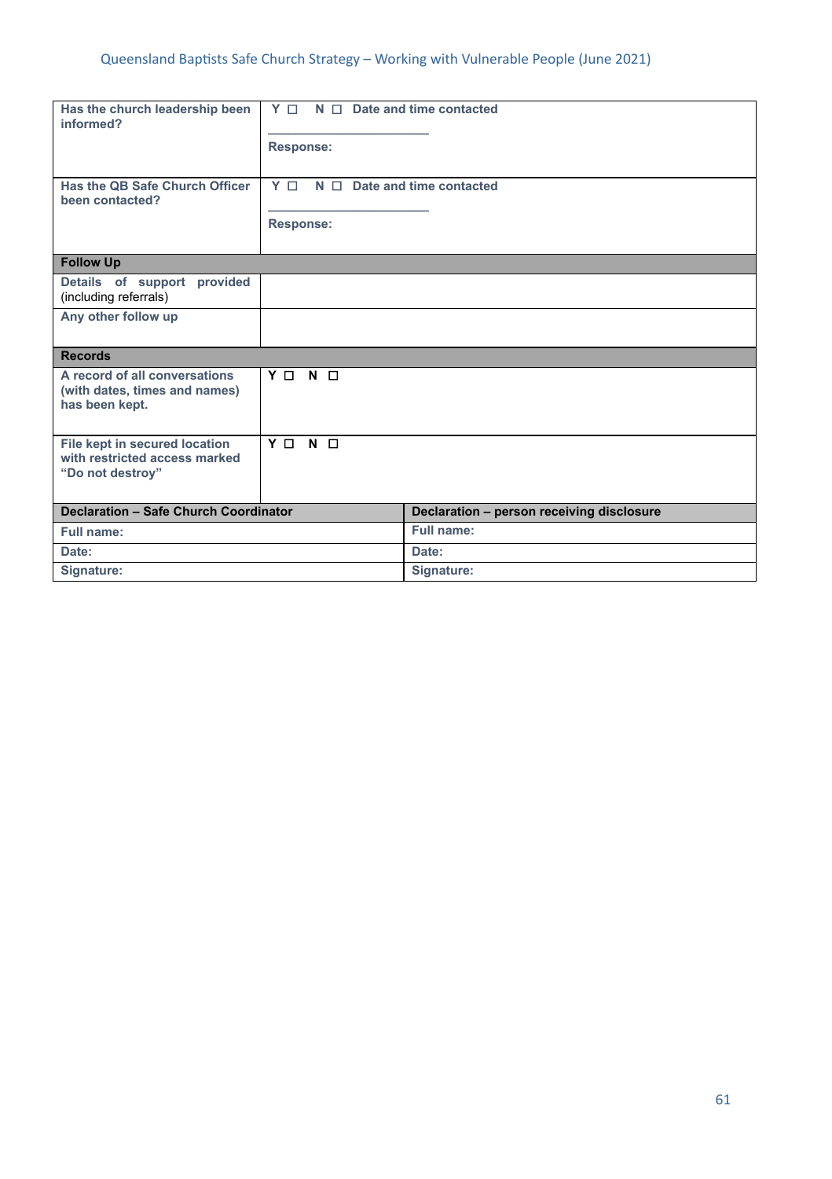| Has the church leadership been informed? | Y ☐ N ☐ Date and time contacted<br>\_\_\_\_\_\_\_\_\_\_\_\_\_\_\_\_\_\_<br>Response: |
|---|---|
| Has the QB Safe Church Officer been contacted? | Y ☐ N ☐ Date and time contacted<br>\_\_\_\_\_\_\_\_\_\_\_\_\_\_\_\_\_\_<br>Response: |
| **Follow Up** | |
| Details of support provided (including referrals) | |
| Any other follow up | |
| **Records** | |
| A record of all conversations (with dates, times and names) has been kept. | Y ☐ N ☐ |
| File kept in secured location with restricted access marked "Do not destroy" | Y ☐ N ☐ |

| Declaration – Safe Church Coordinator | Declaration – person receiving disclosure |
|---|---|
| Full name: | Full name: |
| Date: | Date: |
| Signature: | Signature: |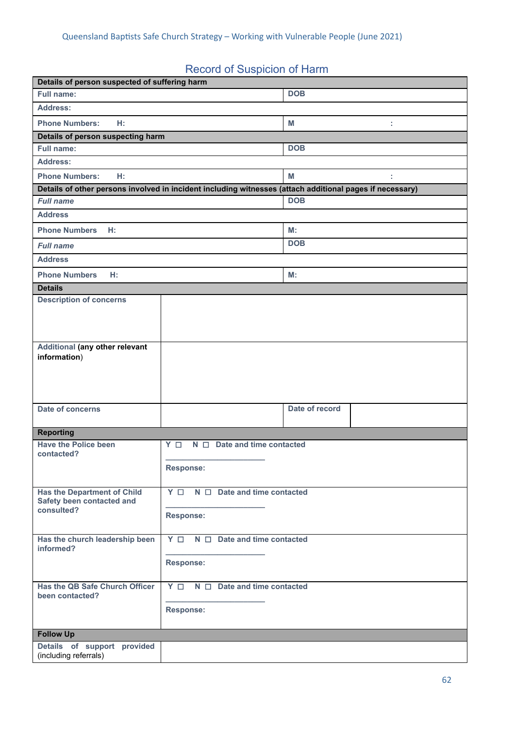## Record of Suspicion of Harm

| **Details of person suspected of suffering harm** | | | |
|---|---|---|---|
| **Full name:** | | **DOB** | |
| **Address:** | | | |
| **Phone Numbers: H:** | | **M** | **:** |
| **Details of person suspecting harm** | | | |
| **Full name:** | | **DOB** | |
| **Address:** | | | |
| **Phone Numbers: H:** | | **M** | **:** |
| **Details of other persons involved in incident including witnesses (attach additional pages if necessary)** | | | |
| ***Full name*** | | **DOB** | |
| **Address** | | | |
| **Phone Numbers H:** | | **M:** | |
| ***Full name*** | | **DOB** | |
| **Address** | | | |
| **Phone Numbers H:** | | **M:** | |
| **Details** | | | |
| **Description of concerns** | | | |
| **Additional (any other relevant information)** | | | |
| **Date of concerns** | | **Date of record** | |
| **Reporting** | | | |
| **Have the Police been contacted?** | **Y ☐ N ☐ Date and time contacted** ____________________ **Response:** | | |
| **Has the Department of Child Safety been contacted and consulted?** | **Y ☐ N ☐ Date and time contacted** ____________________ **Response:** | | |
| **Has the church leadership been informed?** | **Y ☐ N ☐ Date and time contacted** ____________________ **Response:** | | |
| **Has the QB Safe Church Officer been contacted?** | **Y ☐ N ☐ Date and time contacted** ____________________ **Response:** | | |
| **Follow Up** | | | |
| **Details of support provided** (including referrals) | | | |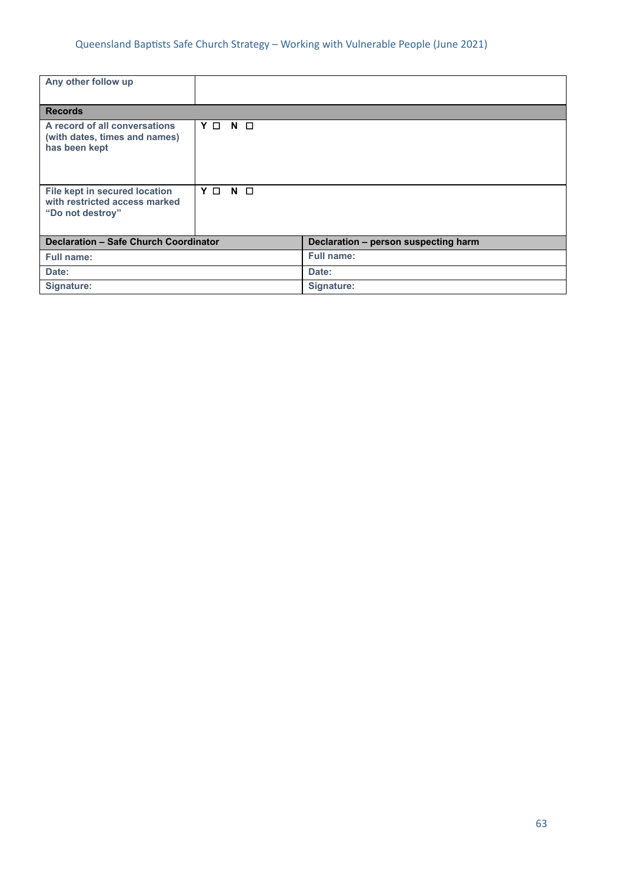| **Any other follow up** | |
|---|---|
| **Records** | |
| **A record of all conversations (with dates, times and names) has been kept** | **Y ☐ N ☐** |
| **File kept in secured location with restricted access marked "Do not destroy"** | **Y ☐ N ☐** |

| **Declaration – Safe Church Coordinator** | **Declaration – person suspecting harm** |
|---|---|
| **Full name:** | **Full name:** |
| **Date:** | **Date:** |
| **Signature:** | **Signature:** |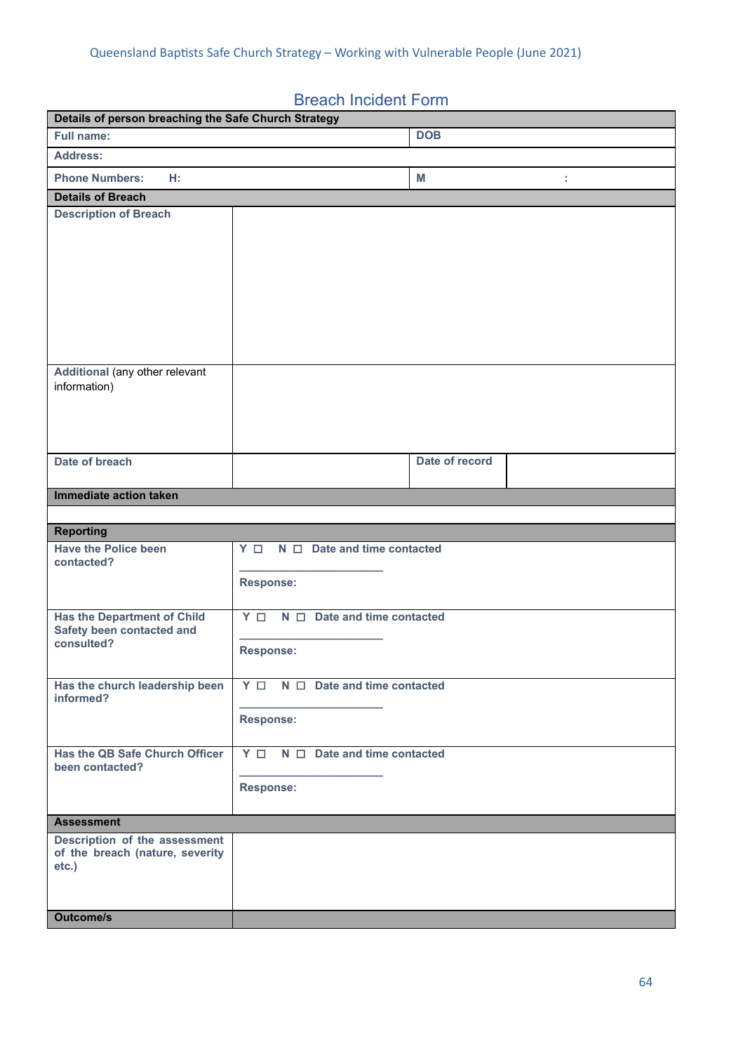## Breach Incident Form

| **Details of person breaching the Safe Church Strategy** | | | |
|---|---|---|---|
| **Full name:** | | **DOB** | |
| **Address:** | | | |
| **Phone Numbers: H:** | | **M** | **:** |
| **Details of Breach** | | | |
| **Description of Breach** | | | |
| **Additional** (any other relevant information) | | | |
| **Date of breach** | | **Date of record** | |
| **Immediate action taken** | | | |
| | | | |
| **Reporting** | | | |
| **Have the Police been contacted?** | **Y ☐ N ☐ Date and time contacted** ____________________ **Response:** | | |
| **Has the Department of Child Safety been contacted and consulted?** | **Y ☐ N ☐ Date and time contacted** ____________________ **Response:** | | |
| **Has the church leadership been informed?** | **Y ☐ N ☐ Date and time contacted** ____________________ **Response:** | | |
| **Has the QB Safe Church Officer been contacted?** | **Y ☐ N ☐ Date and time contacted** ____________________ **Response:** | | |
| **Assessment** | | | |
| **Description of the assessment of the breach (nature, severity etc.)** | | | |
| **Outcome/s** | | | |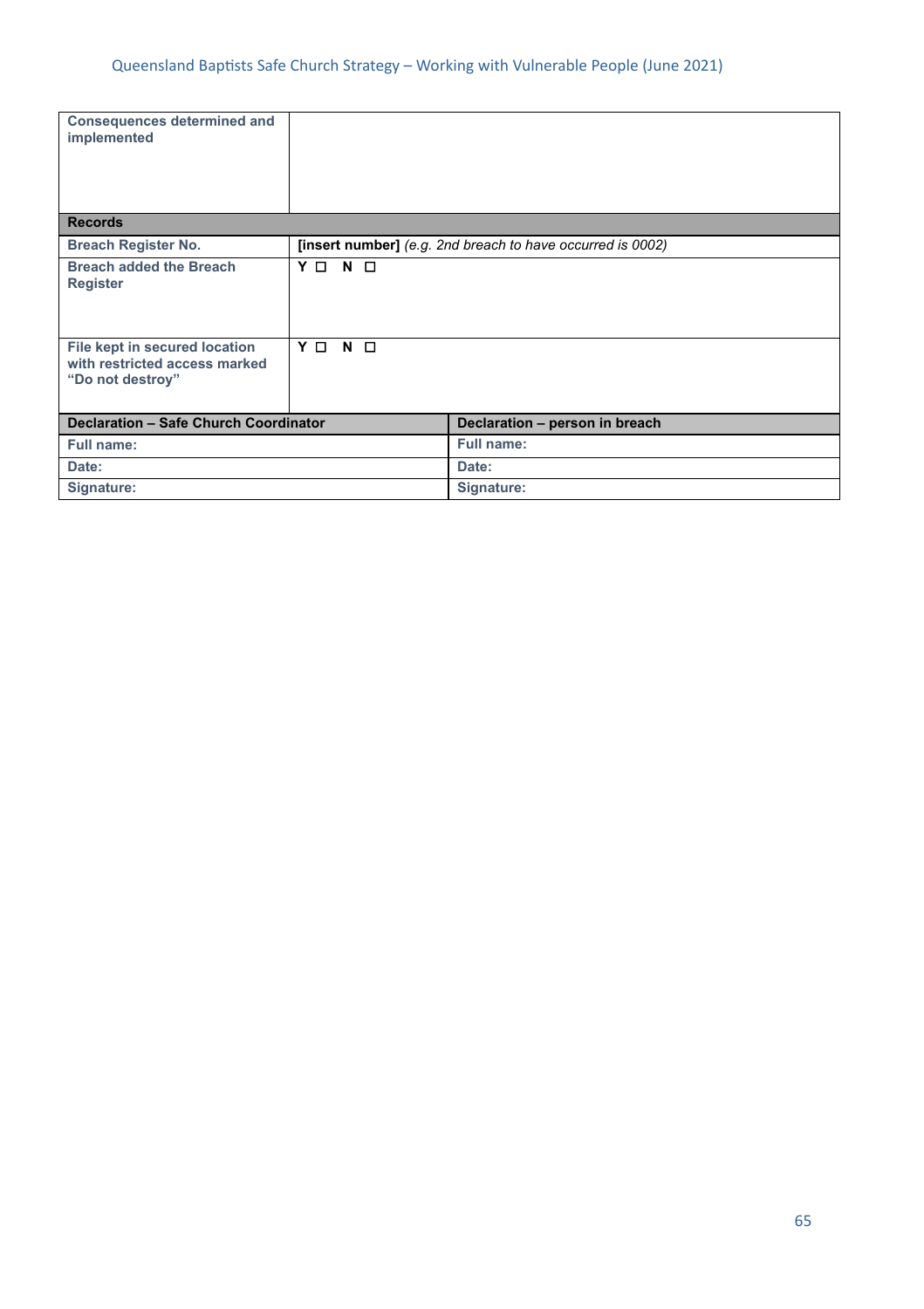| Consequences determined and implemented | | |
|---|---|---|
| **Records** | | |
| Breach Register No. | **[insert number]** *(e.g. 2nd breach to have occurred is 0002)* | |
| Breach added the Breach Register | Y ☐ N ☐ | |
| File kept in secured location with restricted access marked "Do not destroy" | Y ☐ N ☐ | |

| Declaration – Safe Church Coordinator | Declaration – person in breach |
|---|---|
| Full name: | Full name: |
| Date: | Date: |
| Signature: | Signature: |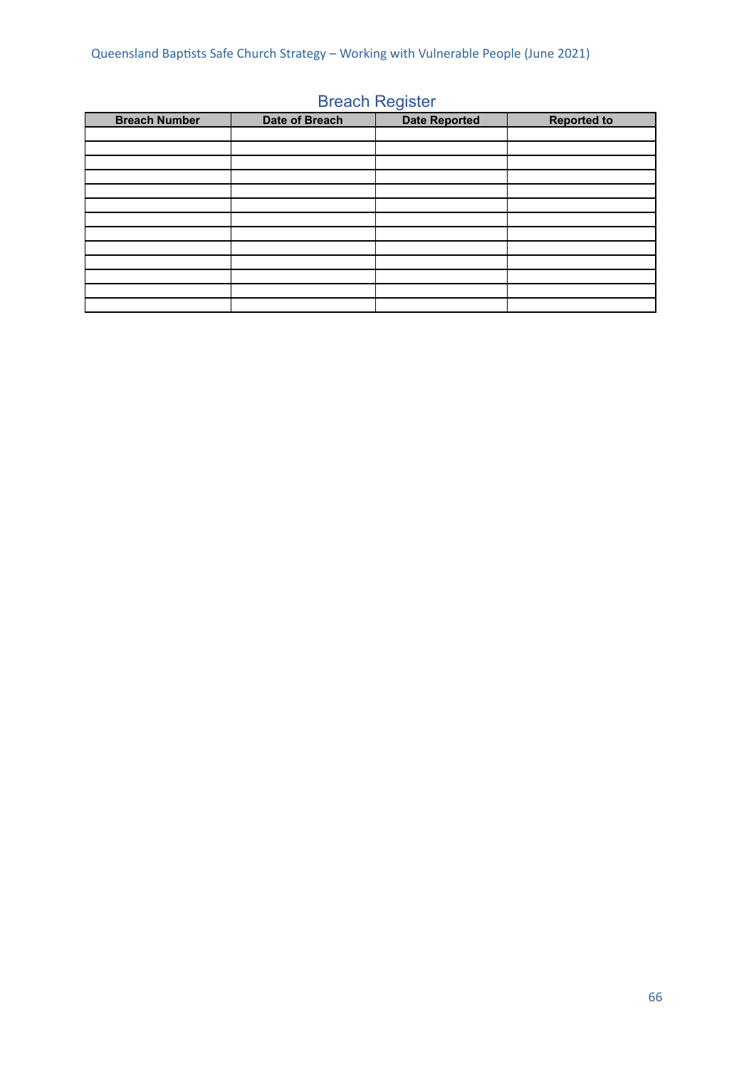# Breach Register

| Breach Number | Date of Breach | Date Reported | Reported to |
|---|---|---|---|
| | | | |
| | | | |
| | | | |
| | | | |
| | | | |
| | | | |
| | | | |
| | | | |
| | | | |
| | | | |
| | | | |
| | | | |
| | | | |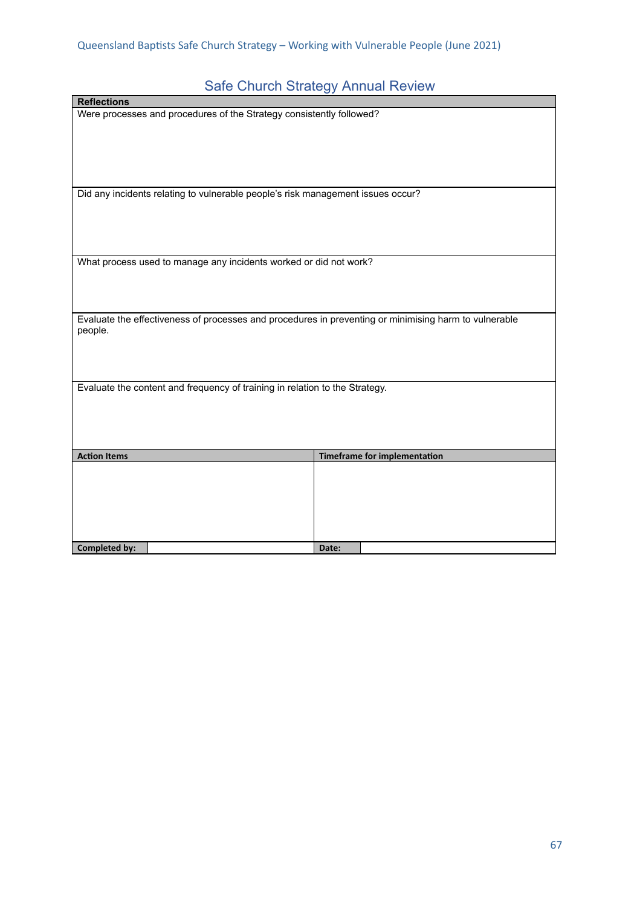## Safe Church Strategy Annual Review

| Reflections |
|---|
| Were processes and procedures of the Strategy consistently followed? |
| Did any incidents relating to vulnerable people's risk management issues occur? |
| What process used to manage any incidents worked or did not work? |
| Evaluate the effectiveness of processes and procedures in preventing or minimising harm to vulnerable people. |
| Evaluate the content and frequency of training in relation to the Strategy. |

| Action Items | | Timeframe for implementation | |
|---|---|---|---|
| | | | |
| **Completed by:** | | **Date:** | |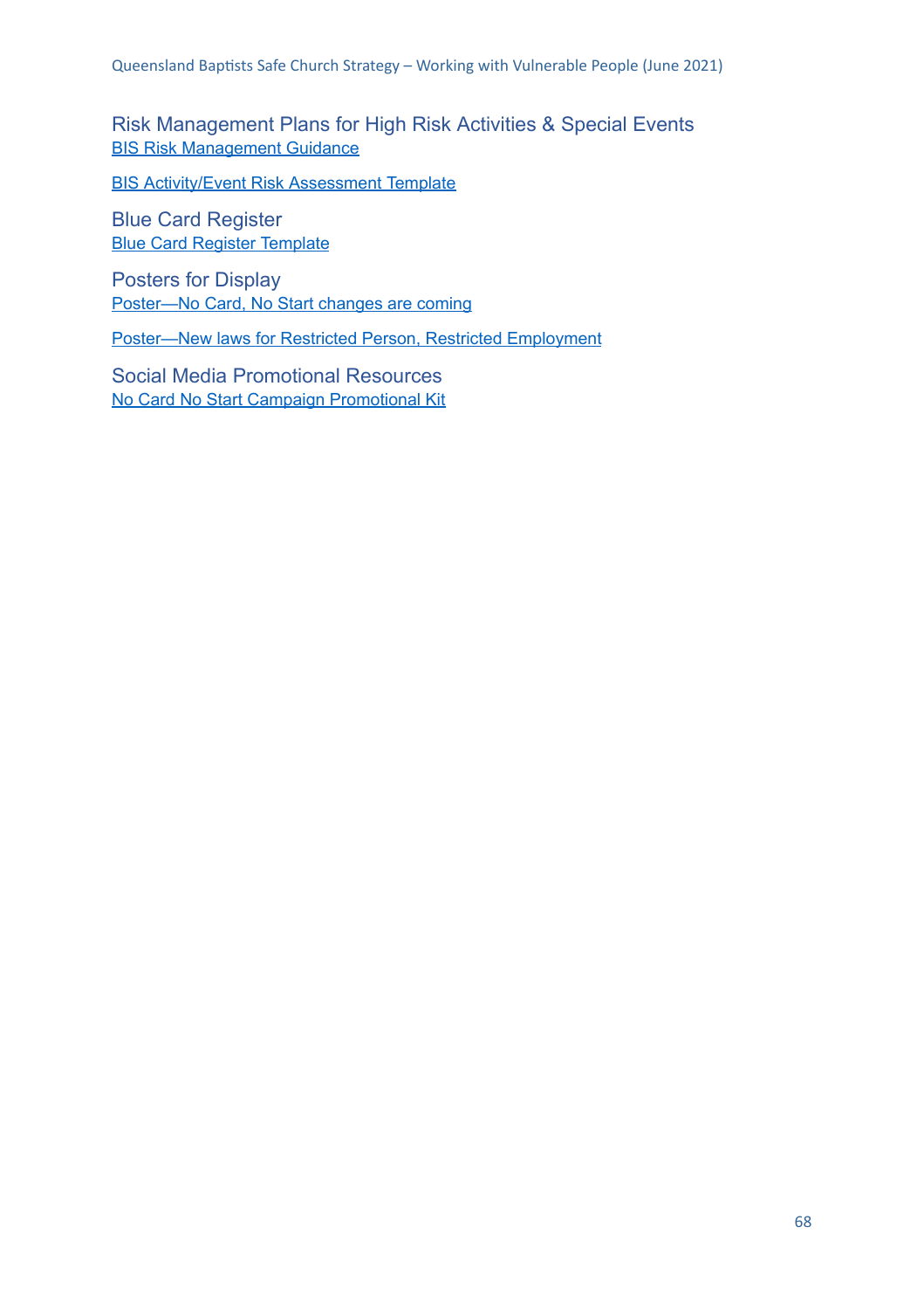### Risk Management Plans for High Risk Activities & Special Events

BIS Risk Management Guidance

BIS Activity/Event Risk Assessment Template

### Blue Card Register

Blue Card Register Template

### Posters for Display

Poster—No Card, No Start changes are coming

Poster—New laws for Restricted Person, Restricted Employment

### Social Media Promotional Resources

No Card No Start Campaign Promotional Kit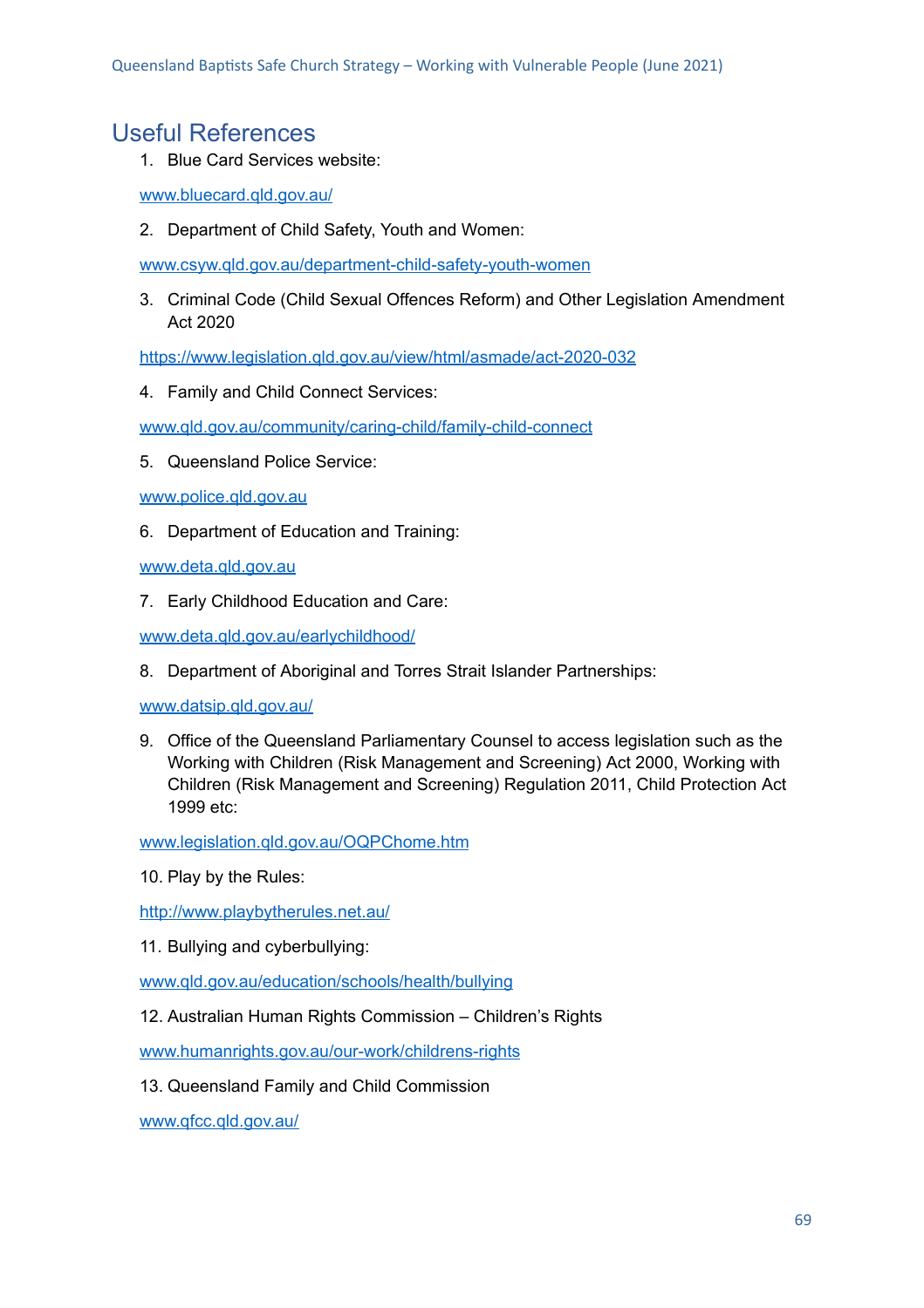## Useful References

1. Blue Card Services website:

   www.bluecard.qld.gov.au/

2. Department of Child Safety, Youth and Women:

   www.csyw.qld.gov.au/department-child-safety-youth-women

3. Criminal Code (Child Sexual Offences Reform) and Other Legislation Amendment Act 2020

   https://www.legislation.qld.gov.au/view/html/asmade/act-2020-032

4. Family and Child Connect Services:

   www.qld.gov.au/community/caring-child/family-child-connect

5. Queensland Police Service:

   www.police.qld.gov.au

6. Department of Education and Training:

   www.deta.qld.gov.au

7. Early Childhood Education and Care:

   www.deta.qld.gov.au/earlychildhood/

8. Department of Aboriginal and Torres Strait Islander Partnerships:

   www.datsip.qld.gov.au/

9. Office of the Queensland Parliamentary Counsel to access legislation such as the Working with Children (Risk Management and Screening) Act 2000, Working with Children (Risk Management and Screening) Regulation 2011, Child Protection Act 1999 etc:

   www.legislation.qld.gov.au/OQPChome.htm

10. Play by the Rules:

    http://www.playbytherules.net.au/

11. Bullying and cyberbullying:

    www.qld.gov.au/education/schools/health/bullying

12. Australian Human Rights Commission – Children's Rights

    www.humanrights.gov.au/our-work/childrens-rights

13. Queensland Family and Child Commission

    www.qfcc.qld.gov.au/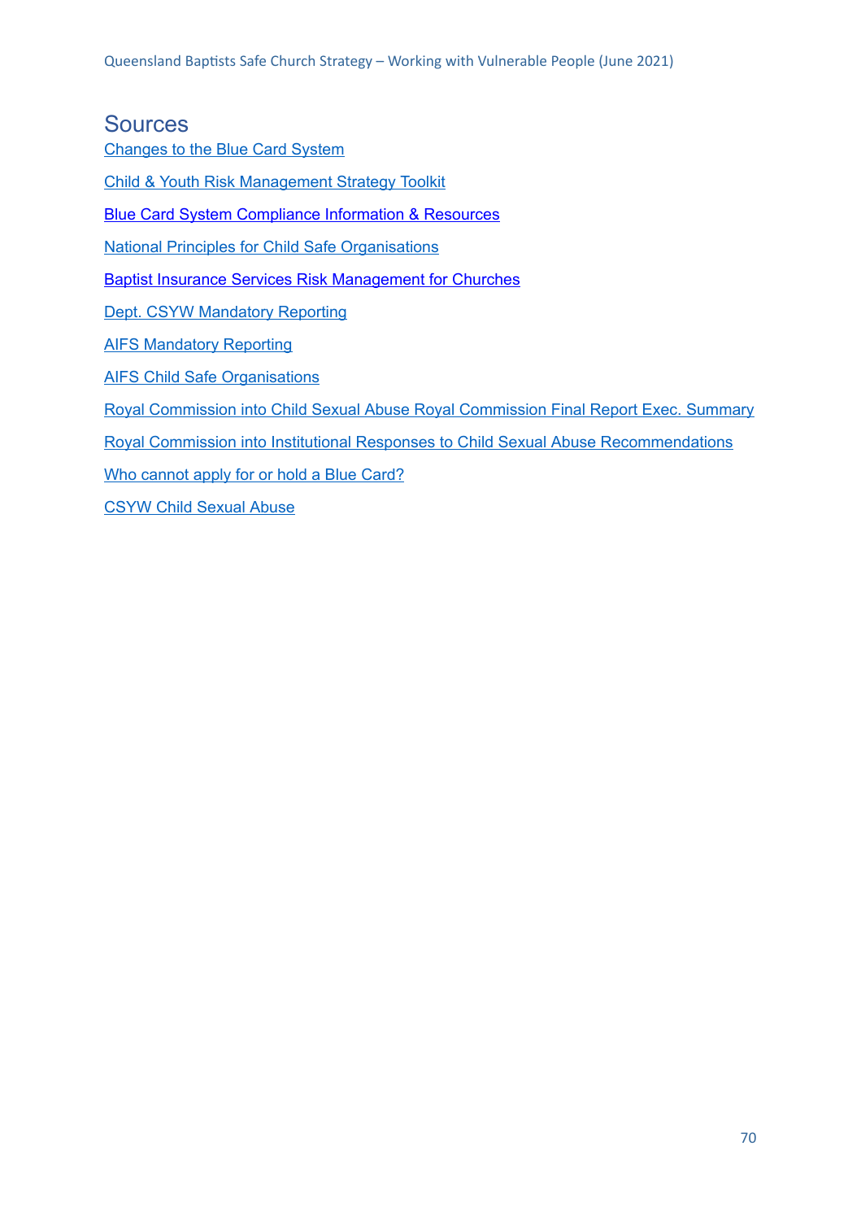## Sources

Changes to the Blue Card System

Child & Youth Risk Management Strategy Toolkit

Blue Card System Compliance Information & Resources

National Principles for Child Safe Organisations

Baptist Insurance Services Risk Management for Churches

Dept. CSYW Mandatory Reporting

AIFS Mandatory Reporting

AIFS Child Safe Organisations

Royal Commission into Child Sexual Abuse Royal Commission Final Report Exec. Summary

Royal Commission into Institutional Responses to Child Sexual Abuse Recommendations

Who cannot apply for or hold a Blue Card?

CSYW Child Sexual Abuse